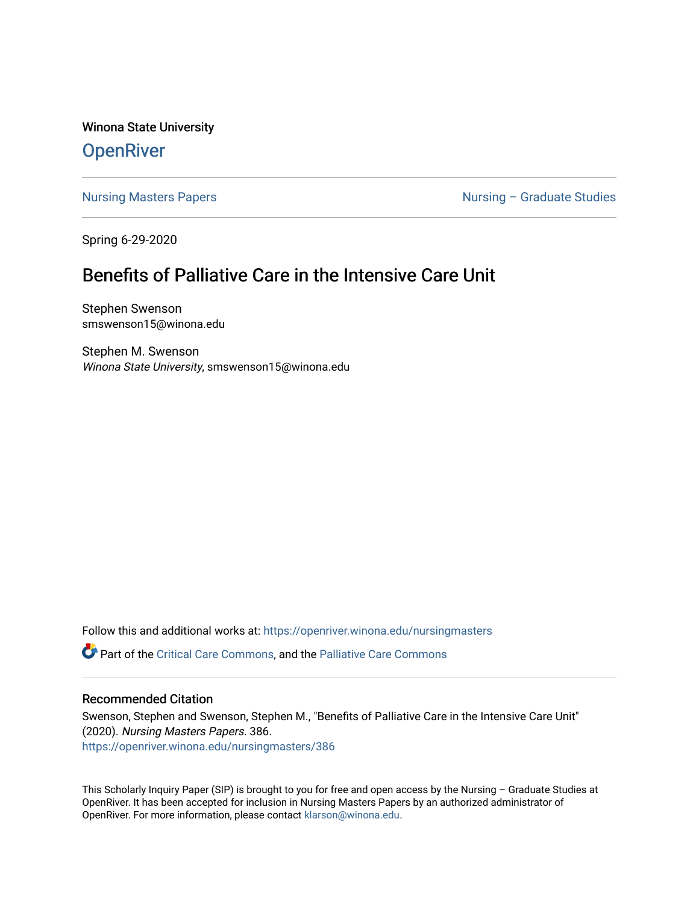Winona State University

# OpenRiver

Nursing Masters Papers | Nursing – Graduate Studies

Spring 6-29-2020

## Benefits of Palliative Care in the Intensive Care Unit

Stephen Swenson
smswenson15@winona.edu

Stephen M. Swenson
*Winona State University*, smswenson15@winona.edu

Follow this and additional works at: https://openriver.winona.edu/nursingmasters

Part of the Critical Care Commons, and the Palliative Care Commons

### Recommended Citation

Swenson, Stephen and Swenson, Stephen M., "Benefits of Palliative Care in the Intensive Care Unit" (2020). *Nursing Masters Papers*. 386.
https://openriver.winona.edu/nursingmasters/386

This Scholarly Inquiry Paper (SIP) is brought to you for free and open access by the Nursing – Graduate Studies at OpenRiver. It has been accepted for inclusion in Nursing Masters Papers by an authorized administrator of OpenRiver. For more information, please contact klarson@winona.edu.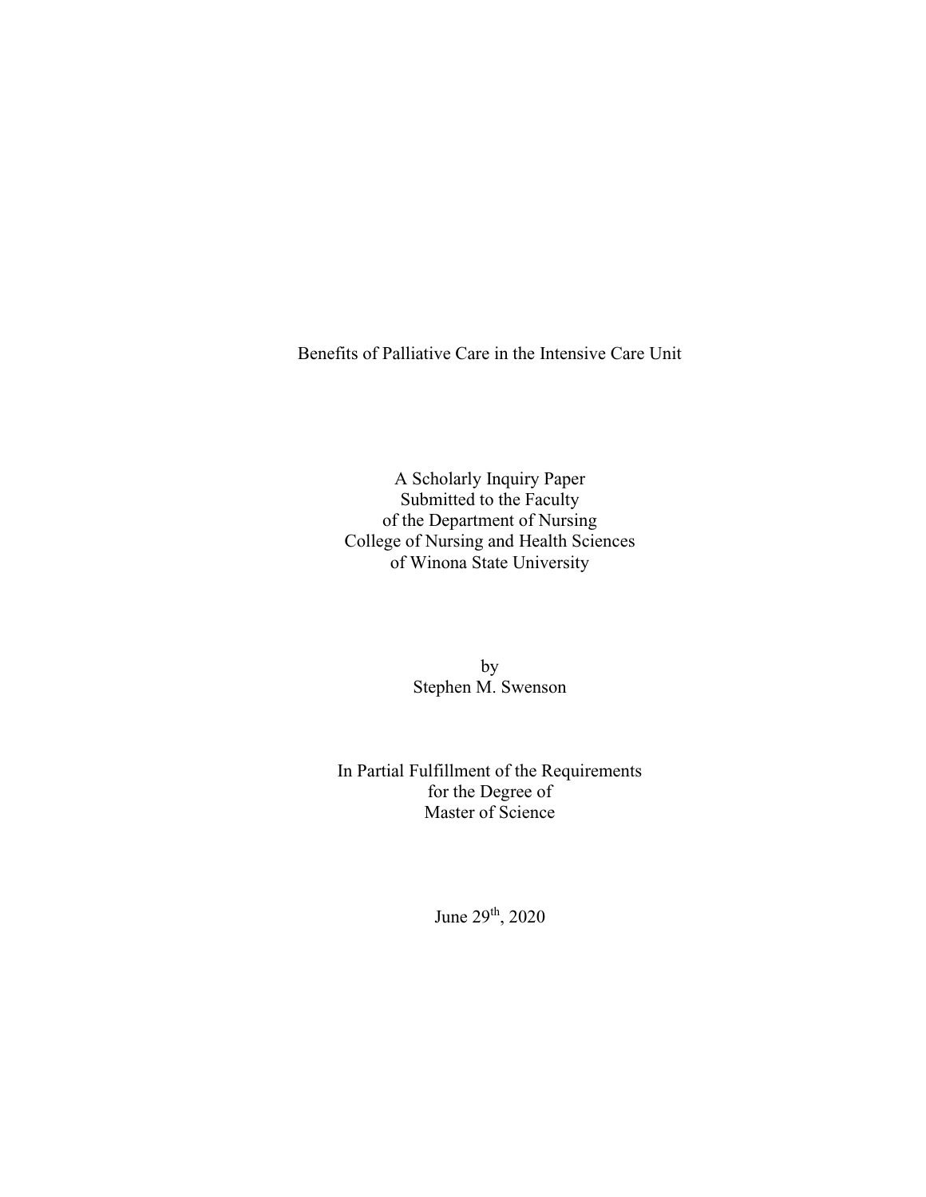# Benefits of Palliative Care in the Intensive Care Unit

A Scholarly Inquiry Paper
Submitted to the Faculty
of the Department of Nursing
College of Nursing and Health Sciences
of Winona State University

by
Stephen M. Swenson

In Partial Fulfillment of the Requirements
for the Degree of
Master of Science

June 29th, 2020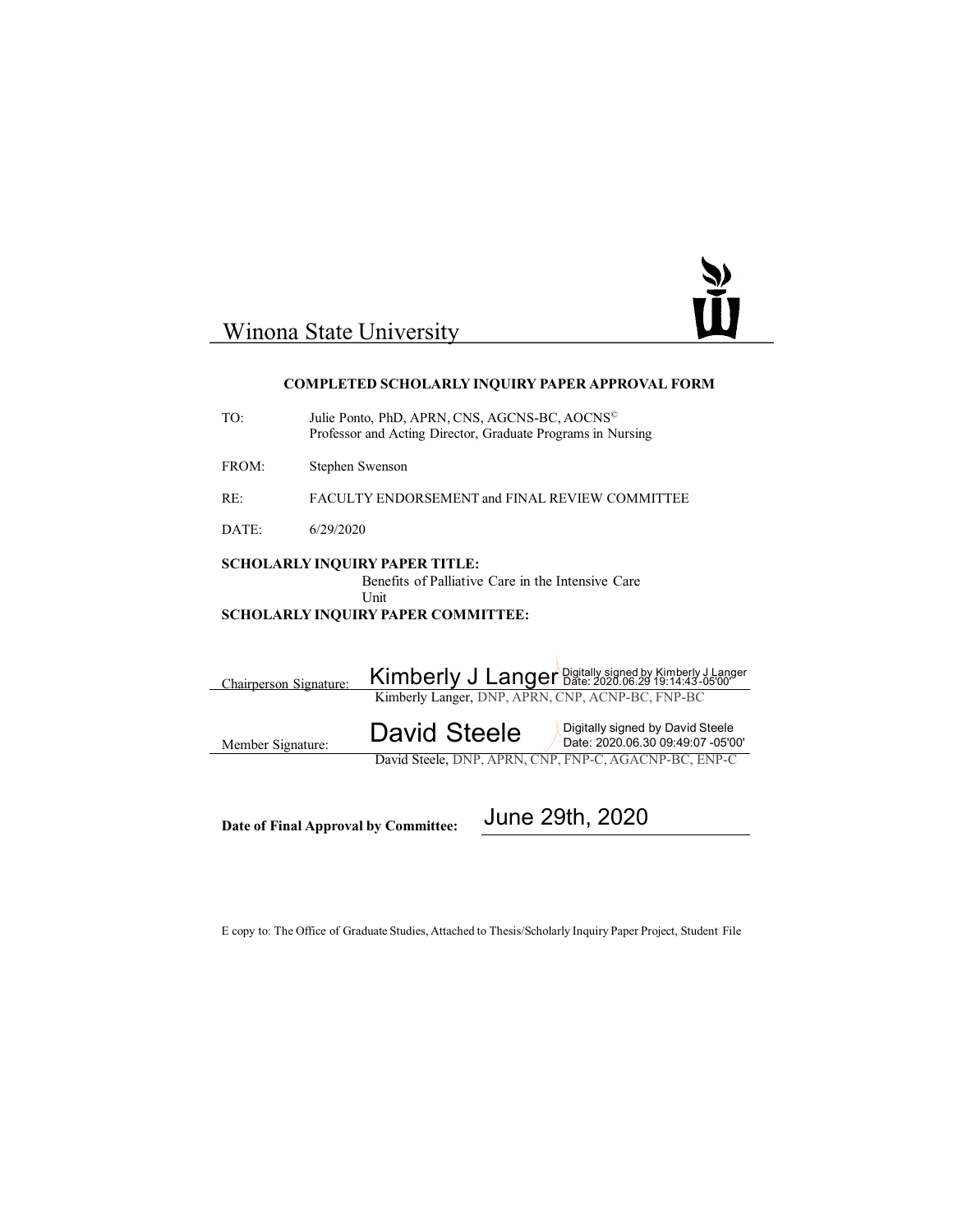Winona State University

**COMPLETED SCHOLARLY INQUIRY PAPER APPROVAL FORM**

TO: Julie Ponto, PhD, APRN, CNS, AGCNS-BC, AOCNS©
Professor and Acting Director, Graduate Programs in Nursing

FROM: Stephen Swenson

RE: FACULTY ENDORSEMENT and FINAL REVIEW COMMITTEE

DATE: 6/29/2020

**SCHOLARLY INQUIRY PAPER TITLE:**

Benefits of Palliative Care in the Intensive Care Unit

**SCHOLARLY INQUIRY PAPER COMMITTEE:**

Chairperson Signature: Kimberly J Langer Digitally signed by Kimberly J Langer Date: 2020.06.29 19:14:43 -05'00'

Kimberly Langer, DNP, APRN, CNP, ACNP-BC, FNP-BC

Member Signature: David Steele Digitally signed by David Steele Date: 2020.06.30 09:49:07 -05'00'

David Steele, DNP, APRN, CNP, FNP-C, AGACNP-BC, ENP-C

**Date of Final Approval by Committee:** June 29th, 2020

E copy to: The Office of Graduate Studies, Attached to Thesis/Scholarly Inquiry Paper Project, Student File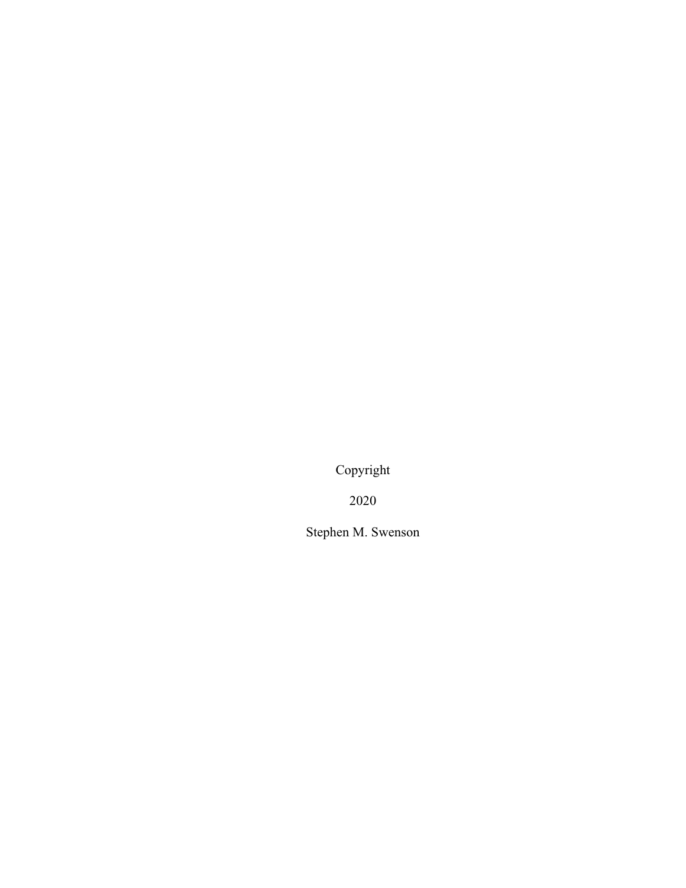Copyright

2020

Stephen M. Swenson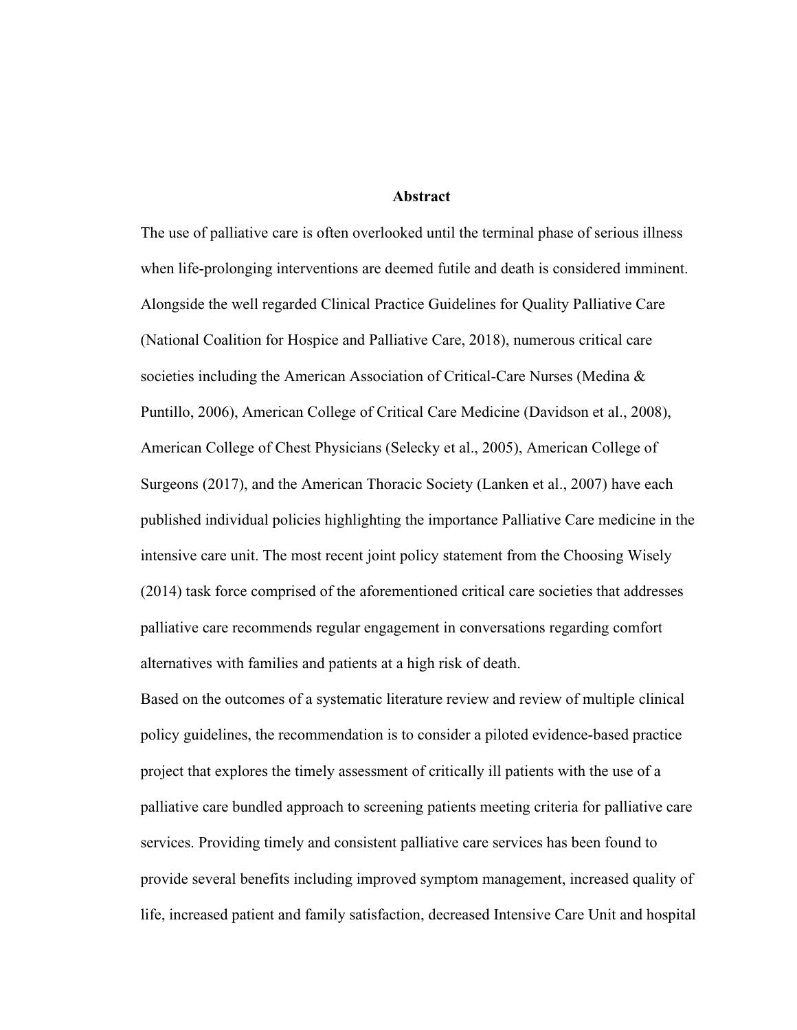## Abstract

The use of palliative care is often overlooked until the terminal phase of serious illness when life-prolonging interventions are deemed futile and death is considered imminent. Alongside the well regarded Clinical Practice Guidelines for Quality Palliative Care (National Coalition for Hospice and Palliative Care, 2018), numerous critical care societies including the American Association of Critical-Care Nurses (Medina & Puntillo, 2006), American College of Critical Care Medicine (Davidson et al., 2008), American College of Chest Physicians (Selecky et al., 2005), American College of Surgeons (2017), and the American Thoracic Society (Lanken et al., 2007) have each published individual policies highlighting the importance Palliative Care medicine in the intensive care unit. The most recent joint policy statement from the Choosing Wisely (2014) task force comprised of the aforementioned critical care societies that addresses palliative care recommends regular engagement in conversations regarding comfort alternatives with families and patients at a high risk of death.

Based on the outcomes of a systematic literature review and review of multiple clinical policy guidelines, the recommendation is to consider a piloted evidence-based practice project that explores the timely assessment of critically ill patients with the use of a palliative care bundled approach to screening patients meeting criteria for palliative care services. Providing timely and consistent palliative care services has been found to provide several benefits including improved symptom management, increased quality of life, increased patient and family satisfaction, decreased Intensive Care Unit and hospital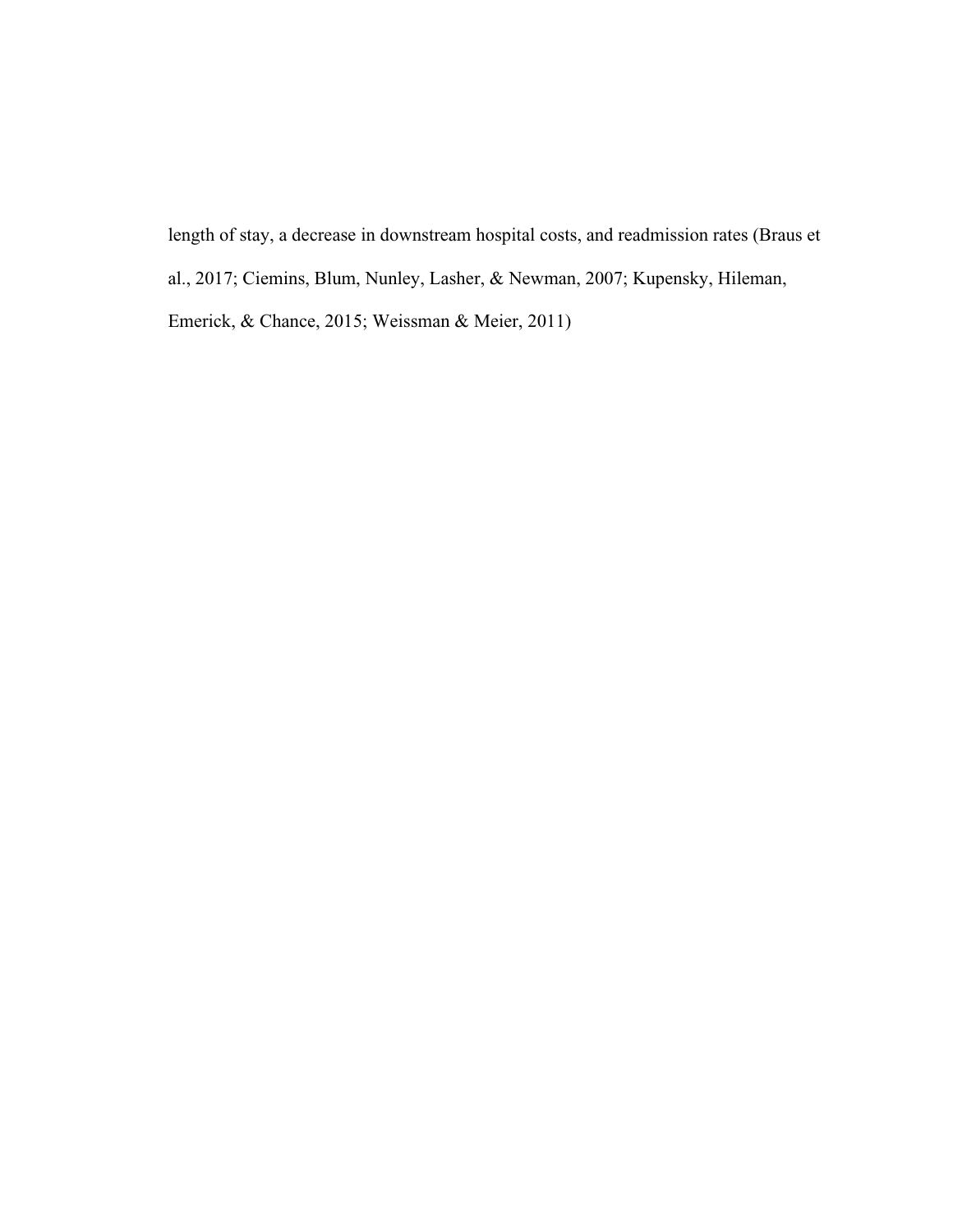length of stay, a decrease in downstream hospital costs, and readmission rates (Braus et al., 2017; Ciemins, Blum, Nunley, Lasher, & Newman, 2007; Kupensky, Hileman, Emerick, & Chance, 2015; Weissman & Meier, 2011)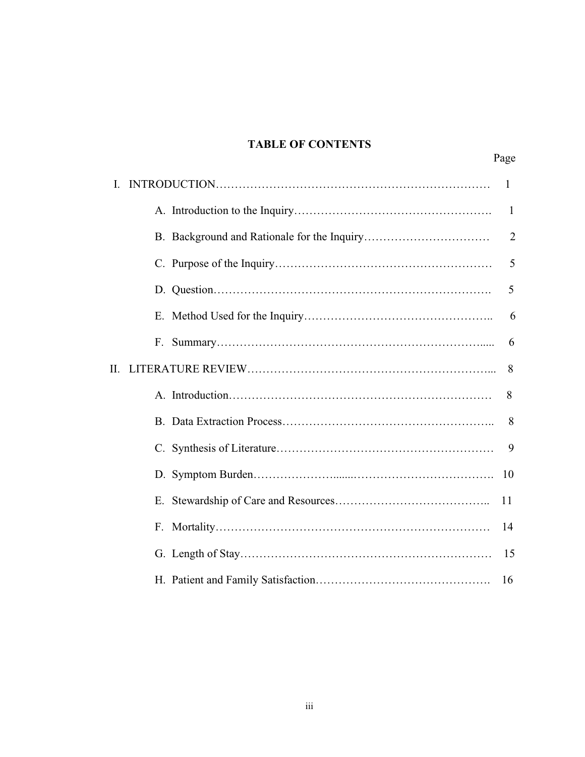# TABLE OF CONTENTS

| | Page |
|---|---|
| I. INTRODUCTION | 1 |
| A. Introduction to the Inquiry | 1 |
| B. Background and Rationale for the Inquiry | 2 |
| C. Purpose of the Inquiry | 5 |
| D. Question | 5 |
| E. Method Used for the Inquiry | 6 |
| F. Summary | 6 |
| II. LITERATURE REVIEW | 8 |
| A. Introduction | 8 |
| B. Data Extraction Process | 8 |
| C. Synthesis of Literature | 9 |
| D. Symptom Burden | 10 |
| E. Stewardship of Care and Resources | 11 |
| F. Mortality | 14 |
| G. Length of Stay | 15 |
| H. Patient and Family Satisfaction | 16 |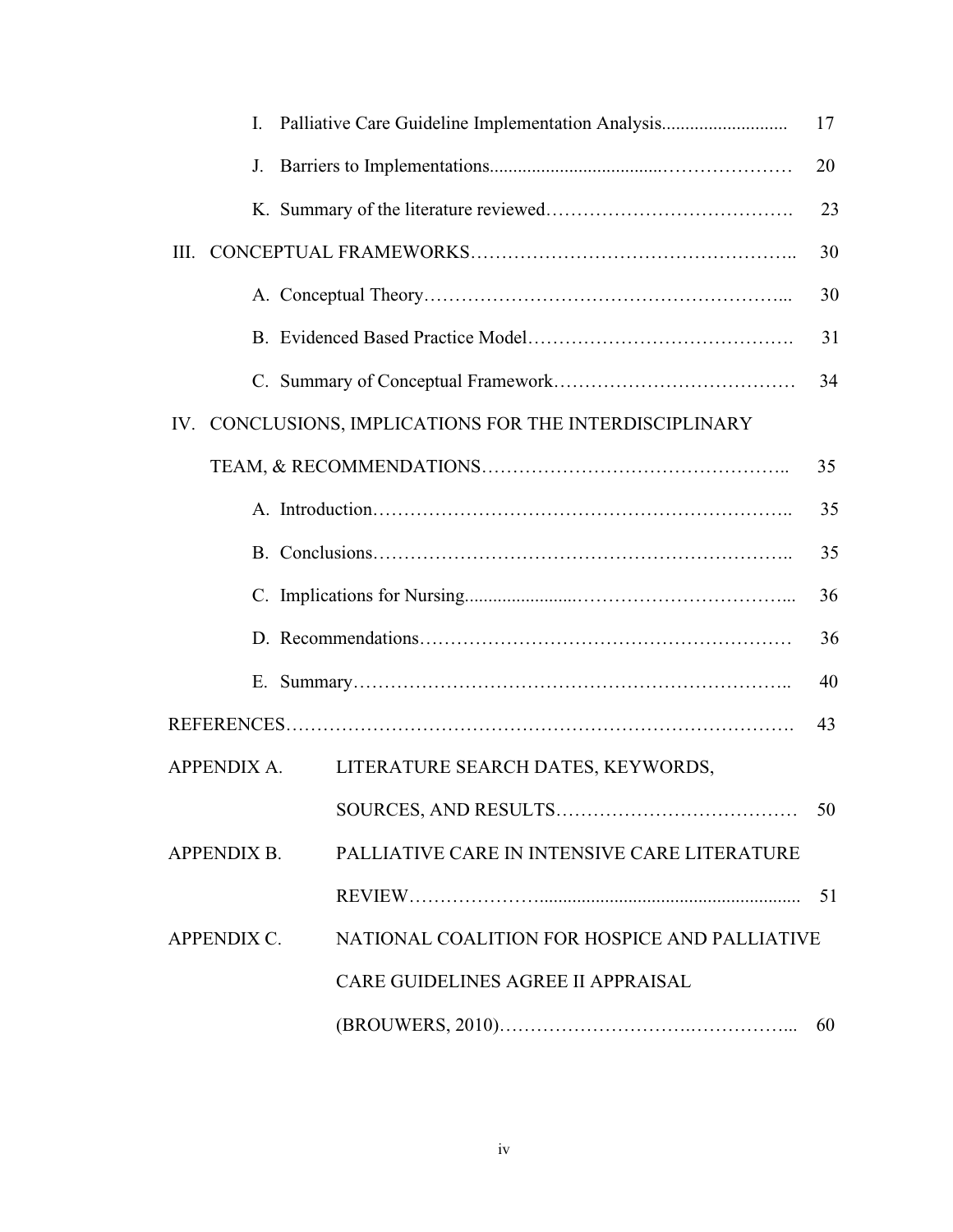I. Palliative Care Guideline Implementation Analysis.......................... 17

J. Barriers to Implementations.................................…………………… 20

K. Summary of the literature reviewed…………………………………. 23

III. CONCEPTUAL FRAMEWORKS…………………………………………….. 30

A. Conceptual Theory………………………………………………….... 30

B. Evidenced Based Practice Model……………………………………. 31

C. Summary of Conceptual Framework………………………………… 34

IV. CONCLUSIONS, IMPLICATIONS FOR THE INTERDISCIPLINARY TEAM, & RECOMMENDATIONS………………………………………….. 35

A. Introduction……………………………………………………….. 35

B. Conclusions……………………………………………………….. 35

C. Implications for Nursing.......................……………………………... 36

D. Recommendations…………………………………………………… 36

E. Summary…………………………………………………………….. 40

REFERENCES……………………………………………………………………. 43

APPENDIX A. LITERATURE SEARCH DATES, KEYWORDS, SOURCES, AND RESULTS………………………………… 50

APPENDIX B. PALLIATIVE CARE IN INTENSIVE CARE LITERATURE REVIEW………………….......................................................... 51

APPENDIX C. NATIONAL COALITION FOR HOSPICE AND PALLIATIVE CARE GUIDELINES AGREE II APPRAISAL (BROUWERS, 2010)………………………….……………... 60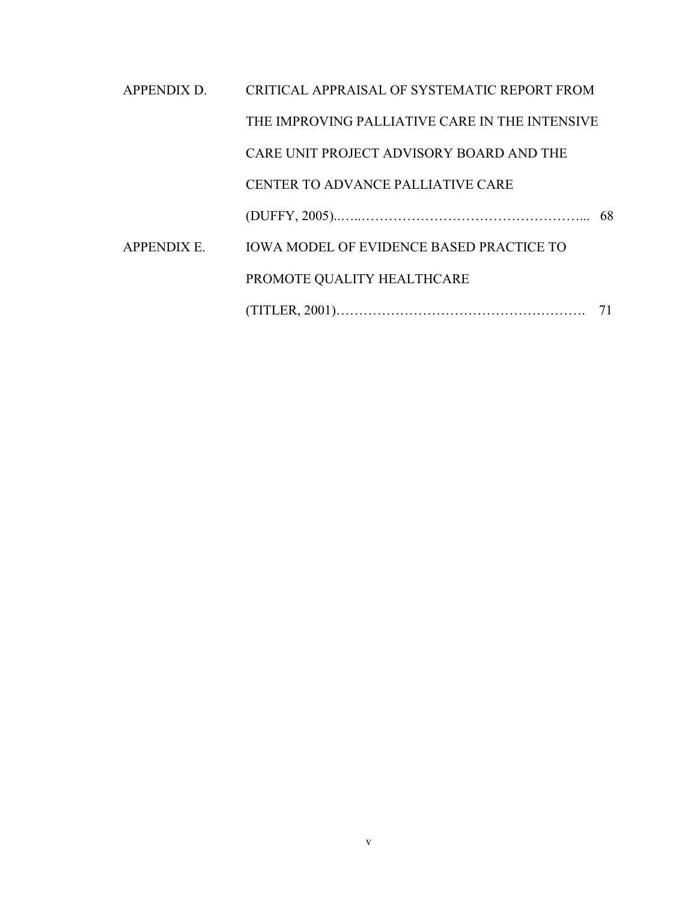| | | |
|---|---|---|
| APPENDIX D. | CRITICAL APPRAISAL OF SYSTEMATIC REPORT FROM THE IMPROVING PALLIATIVE CARE IN THE INTENSIVE CARE UNIT PROJECT ADVISORY BOARD AND THE CENTER TO ADVANCE PALLIATIVE CARE (DUFFY, 2005)..…..………………………………………….... | 68 |
| APPENDIX E. | IOWA MODEL OF EVIDENCE BASED PRACTICE TO PROMOTE QUALITY HEALTHCARE (TITLER, 2001)………………………………………………. | 71 |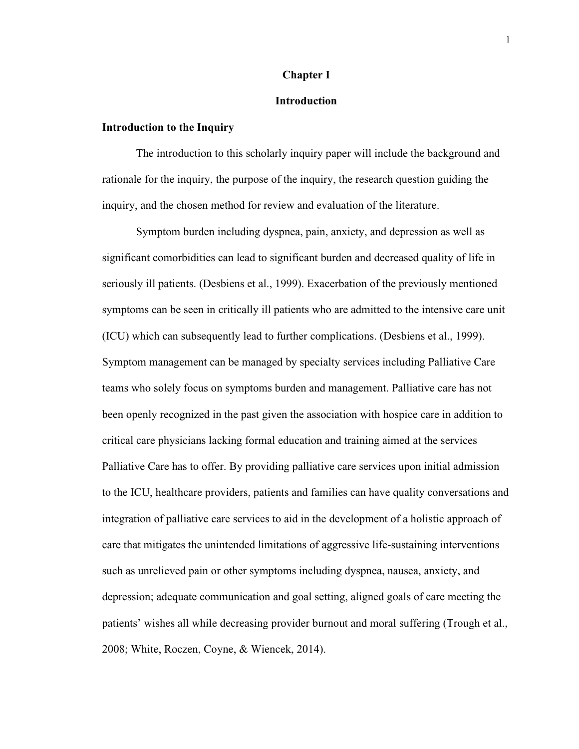# Chapter I

# Introduction

## Introduction to the Inquiry

The introduction to this scholarly inquiry paper will include the background and rationale for the inquiry, the purpose of the inquiry, the research question guiding the inquiry, and the chosen method for review and evaluation of the literature.

Symptom burden including dyspnea, pain, anxiety, and depression as well as significant comorbidities can lead to significant burden and decreased quality of life in seriously ill patients. (Desbiens et al., 1999). Exacerbation of the previously mentioned symptoms can be seen in critically ill patients who are admitted to the intensive care unit (ICU) which can subsequently lead to further complications. (Desbiens et al., 1999). Symptom management can be managed by specialty services including Palliative Care teams who solely focus on symptoms burden and management. Palliative care has not been openly recognized in the past given the association with hospice care in addition to critical care physicians lacking formal education and training aimed at the services Palliative Care has to offer. By providing palliative care services upon initial admission to the ICU, healthcare providers, patients and families can have quality conversations and integration of palliative care services to aid in the development of a holistic approach of care that mitigates the unintended limitations of aggressive life-sustaining interventions such as unrelieved pain or other symptoms including dyspnea, nausea, anxiety, and depression; adequate communication and goal setting, aligned goals of care meeting the patients' wishes all while decreasing provider burnout and moral suffering (Trough et al., 2008; White, Roczen, Coyne, & Wiencek, 2014).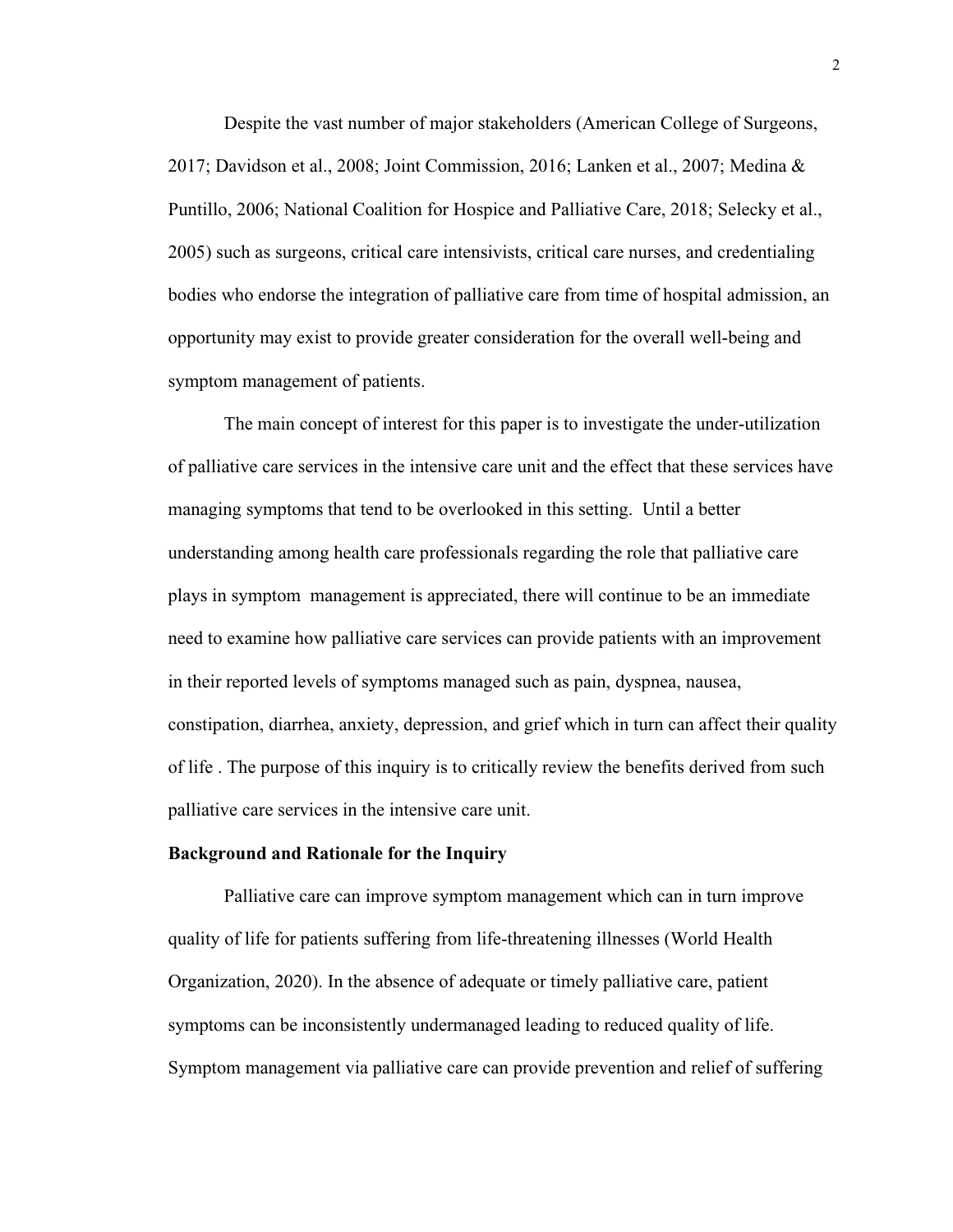Despite the vast number of major stakeholders (American College of Surgeons, 2017; Davidson et al., 2008; Joint Commission, 2016; Lanken et al., 2007; Medina & Puntillo, 2006; National Coalition for Hospice and Palliative Care, 2018; Selecky et al., 2005) such as surgeons, critical care intensivists, critical care nurses, and credentialing bodies who endorse the integration of palliative care from time of hospital admission, an opportunity may exist to provide greater consideration for the overall well-being and symptom management of patients.

The main concept of interest for this paper is to investigate the under-utilization of palliative care services in the intensive care unit and the effect that these services have managing symptoms that tend to be overlooked in this setting. Until a better understanding among health care professionals regarding the role that palliative care plays in symptom management is appreciated, there will continue to be an immediate need to examine how palliative care services can provide patients with an improvement in their reported levels of symptoms managed such as pain, dyspnea, nausea, constipation, diarrhea, anxiety, depression, and grief which in turn can affect their quality of life . The purpose of this inquiry is to critically review the benefits derived from such palliative care services in the intensive care unit.

**Background and Rationale for the Inquiry**

Palliative care can improve symptom management which can in turn improve quality of life for patients suffering from life-threatening illnesses (World Health Organization, 2020). In the absence of adequate or timely palliative care, patient symptoms can be inconsistently undermanaged leading to reduced quality of life. Symptom management via palliative care can provide prevention and relief of suffering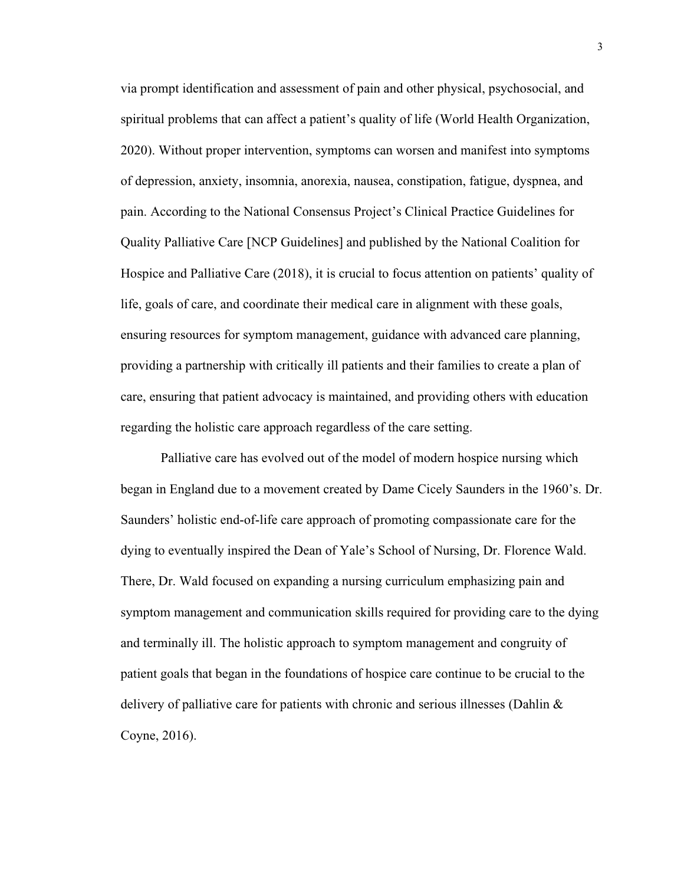via prompt identification and assessment of pain and other physical, psychosocial, and spiritual problems that can affect a patient's quality of life (World Health Organization, 2020). Without proper intervention, symptoms can worsen and manifest into symptoms of depression, anxiety, insomnia, anorexia, nausea, constipation, fatigue, dyspnea, and pain. According to the National Consensus Project's Clinical Practice Guidelines for Quality Palliative Care [NCP Guidelines] and published by the National Coalition for Hospice and Palliative Care (2018), it is crucial to focus attention on patients' quality of life, goals of care, and coordinate their medical care in alignment with these goals, ensuring resources for symptom management, guidance with advanced care planning, providing a partnership with critically ill patients and their families to create a plan of care, ensuring that patient advocacy is maintained, and providing others with education regarding the holistic care approach regardless of the care setting.

Palliative care has evolved out of the model of modern hospice nursing which began in England due to a movement created by Dame Cicely Saunders in the 1960's. Dr. Saunders' holistic end-of-life care approach of promoting compassionate care for the dying to eventually inspired the Dean of Yale's School of Nursing, Dr. Florence Wald. There, Dr. Wald focused on expanding a nursing curriculum emphasizing pain and symptom management and communication skills required for providing care to the dying and terminally ill. The holistic approach to symptom management and congruity of patient goals that began in the foundations of hospice care continue to be crucial to the delivery of palliative care for patients with chronic and serious illnesses (Dahlin & Coyne, 2016).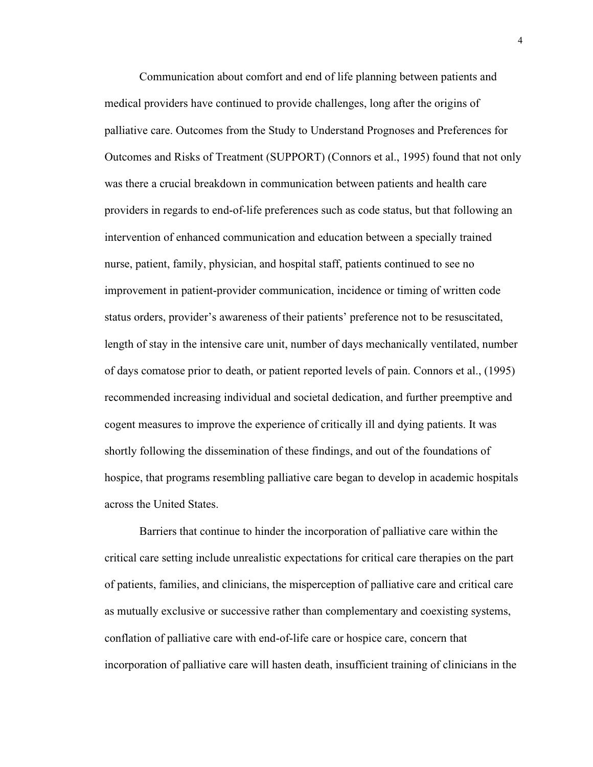Communication about comfort and end of life planning between patients and medical providers have continued to provide challenges, long after the origins of palliative care. Outcomes from the Study to Understand Prognoses and Preferences for Outcomes and Risks of Treatment (SUPPORT) (Connors et al., 1995) found that not only was there a crucial breakdown in communication between patients and health care providers in regards to end-of-life preferences such as code status, but that following an intervention of enhanced communication and education between a specially trained nurse, patient, family, physician, and hospital staff, patients continued to see no improvement in patient-provider communication, incidence or timing of written code status orders, provider's awareness of their patients' preference not to be resuscitated, length of stay in the intensive care unit, number of days mechanically ventilated, number of days comatose prior to death, or patient reported levels of pain. Connors et al., (1995) recommended increasing individual and societal dedication, and further preemptive and cogent measures to improve the experience of critically ill and dying patients. It was shortly following the dissemination of these findings, and out of the foundations of hospice, that programs resembling palliative care began to develop in academic hospitals across the United States.

Barriers that continue to hinder the incorporation of palliative care within the critical care setting include unrealistic expectations for critical care therapies on the part of patients, families, and clinicians, the misperception of palliative care and critical care as mutually exclusive or successive rather than complementary and coexisting systems, conflation of palliative care with end-of-life care or hospice care, concern that incorporation of palliative care will hasten death, insufficient training of clinicians in the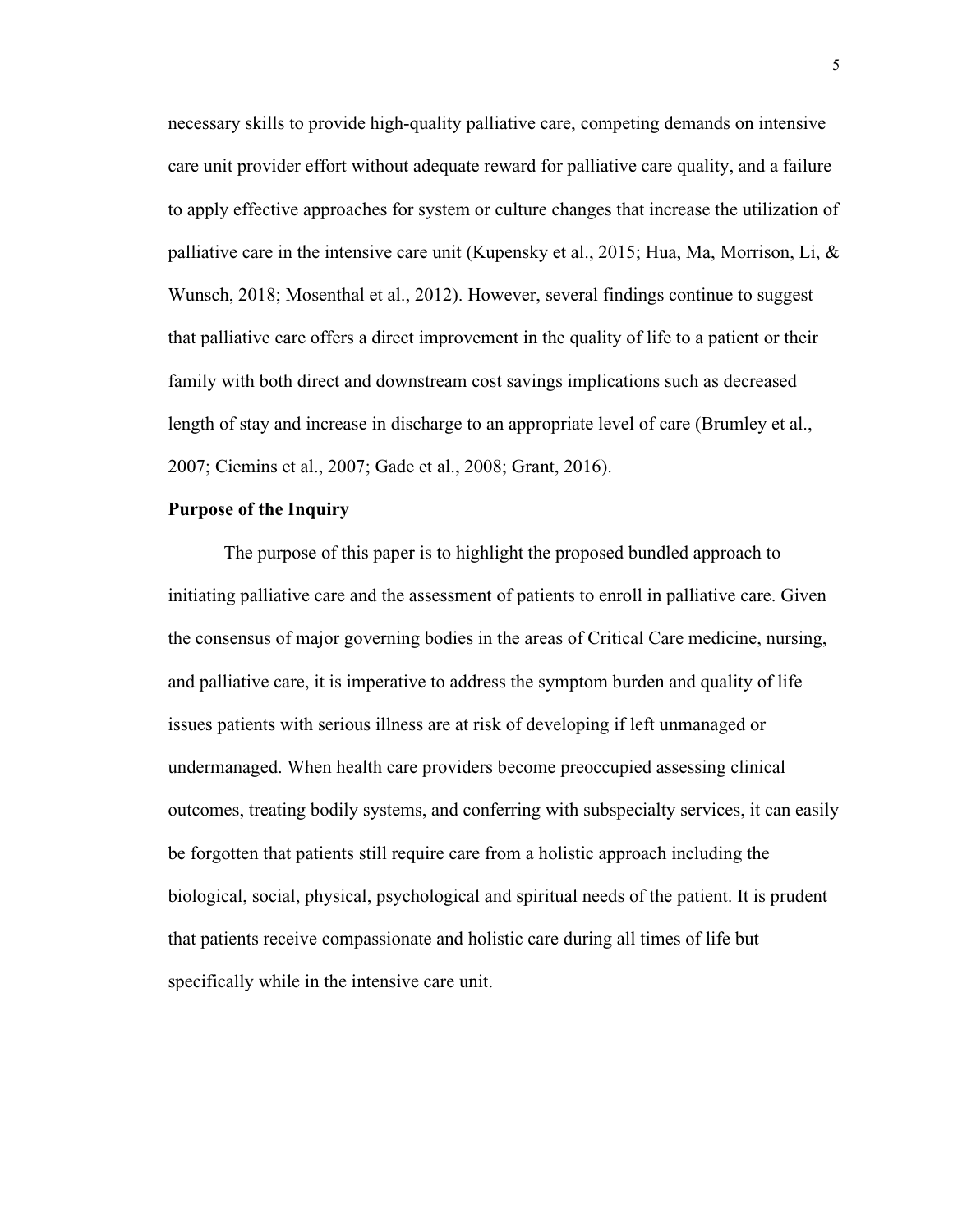necessary skills to provide high-quality palliative care, competing demands on intensive care unit provider effort without adequate reward for palliative care quality, and a failure to apply effective approaches for system or culture changes that increase the utilization of palliative care in the intensive care unit (Kupensky et al., 2015; Hua, Ma, Morrison, Li, & Wunsch, 2018; Mosenthal et al., 2012). However, several findings continue to suggest that palliative care offers a direct improvement in the quality of life to a patient or their family with both direct and downstream cost savings implications such as decreased length of stay and increase in discharge to an appropriate level of care (Brumley et al., 2007; Ciemins et al., 2007; Gade et al., 2008; Grant, 2016).

## Purpose of the Inquiry

The purpose of this paper is to highlight the proposed bundled approach to initiating palliative care and the assessment of patients to enroll in palliative care. Given the consensus of major governing bodies in the areas of Critical Care medicine, nursing, and palliative care, it is imperative to address the symptom burden and quality of life issues patients with serious illness are at risk of developing if left unmanaged or undermanaged. When health care providers become preoccupied assessing clinical outcomes, treating bodily systems, and conferring with subspecialty services, it can easily be forgotten that patients still require care from a holistic approach including the biological, social, physical, psychological and spiritual needs of the patient. It is prudent that patients receive compassionate and holistic care during all times of life but specifically while in the intensive care unit.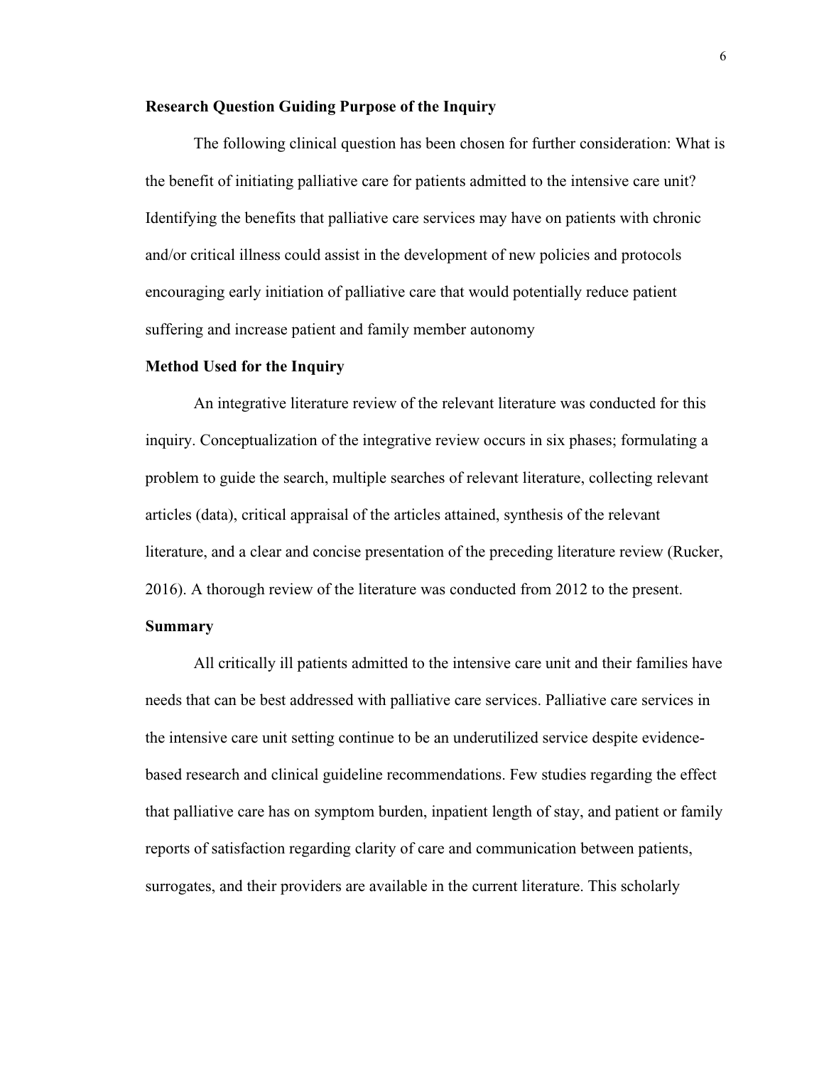**Research Question Guiding Purpose of the Inquiry**

The following clinical question has been chosen for further consideration: What is the benefit of initiating palliative care for patients admitted to the intensive care unit? Identifying the benefits that palliative care services may have on patients with chronic and/or critical illness could assist in the development of new policies and protocols encouraging early initiation of palliative care that would potentially reduce patient suffering and increase patient and family member autonomy

**Method Used for the Inquiry**

An integrative literature review of the relevant literature was conducted for this inquiry. Conceptualization of the integrative review occurs in six phases; formulating a problem to guide the search, multiple searches of relevant literature, collecting relevant articles (data), critical appraisal of the articles attained, synthesis of the relevant literature, and a clear and concise presentation of the preceding literature review (Rucker, 2016). A thorough review of the literature was conducted from 2012 to the present.

**Summary**

All critically ill patients admitted to the intensive care unit and their families have needs that can be best addressed with palliative care services. Palliative care services in the intensive care unit setting continue to be an underutilized service despite evidence-based research and clinical guideline recommendations. Few studies regarding the effect that palliative care has on symptom burden, inpatient length of stay, and patient or family reports of satisfaction regarding clarity of care and communication between patients, surrogates, and their providers are available in the current literature. This scholarly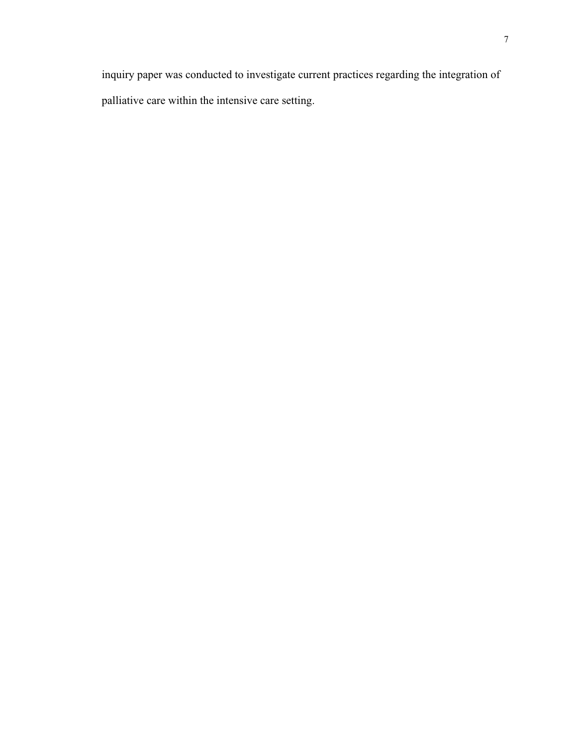inquiry paper was conducted to investigate current practices regarding the integration of palliative care within the intensive care setting.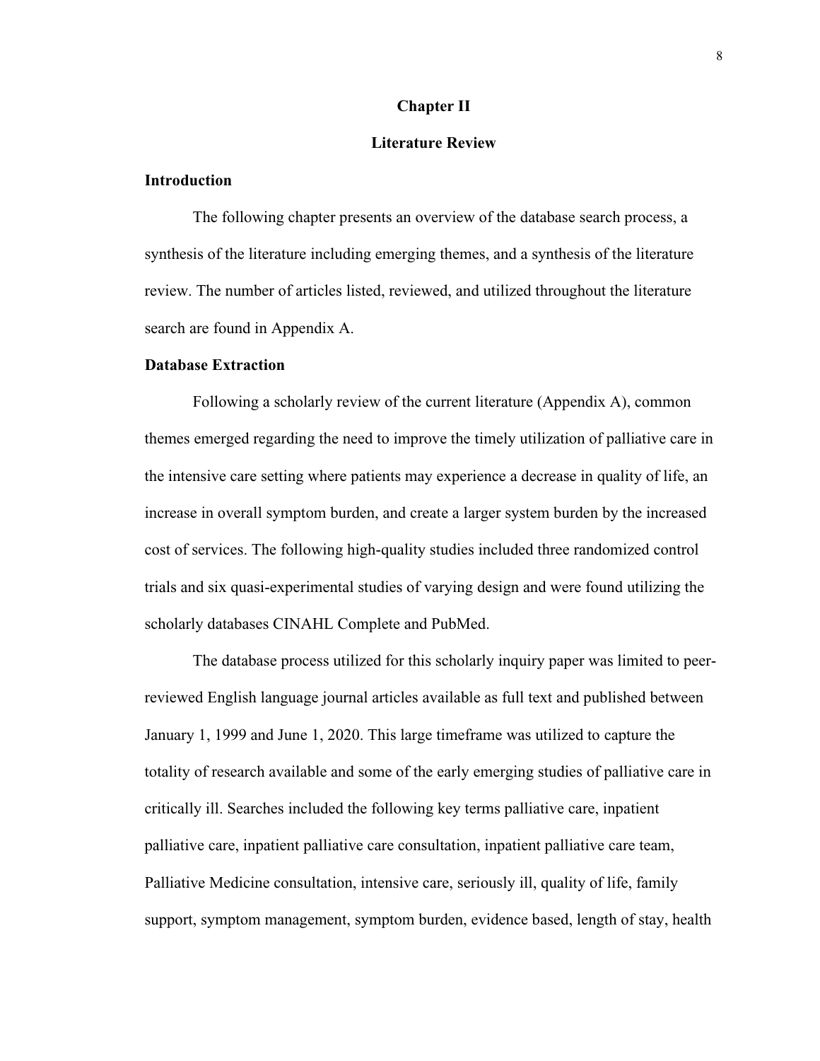# Chapter II

# Literature Review

## Introduction

The following chapter presents an overview of the database search process, a synthesis of the literature including emerging themes, and a synthesis of the literature review. The number of articles listed, reviewed, and utilized throughout the literature search are found in Appendix A.

## Database Extraction

Following a scholarly review of the current literature (Appendix A), common themes emerged regarding the need to improve the timely utilization of palliative care in the intensive care setting where patients may experience a decrease in quality of life, an increase in overall symptom burden, and create a larger system burden by the increased cost of services. The following high-quality studies included three randomized control trials and six quasi-experimental studies of varying design and were found utilizing the scholarly databases CINAHL Complete and PubMed.

The database process utilized for this scholarly inquiry paper was limited to peer-reviewed English language journal articles available as full text and published between January 1, 1999 and June 1, 2020. This large timeframe was utilized to capture the totality of research available and some of the early emerging studies of palliative care in critically ill. Searches included the following key terms palliative care, inpatient palliative care, inpatient palliative care consultation, inpatient palliative care team, Palliative Medicine consultation, intensive care, seriously ill, quality of life, family support, symptom management, symptom burden, evidence based, length of stay, health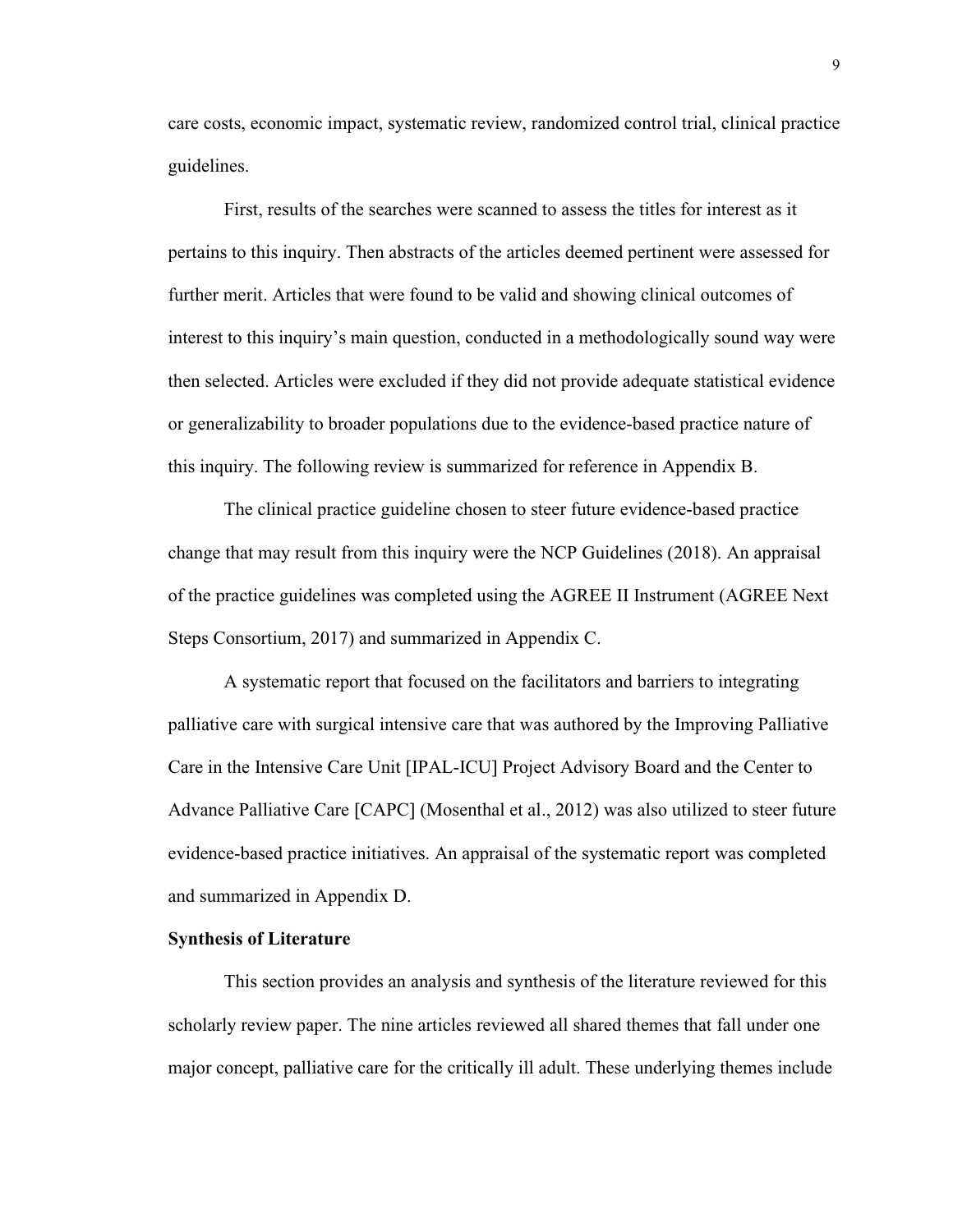care costs, economic impact, systematic review, randomized control trial, clinical practice guidelines.

First, results of the searches were scanned to assess the titles for interest as it pertains to this inquiry. Then abstracts of the articles deemed pertinent were assessed for further merit. Articles that were found to be valid and showing clinical outcomes of interest to this inquiry's main question, conducted in a methodologically sound way were then selected. Articles were excluded if they did not provide adequate statistical evidence or generalizability to broader populations due to the evidence-based practice nature of this inquiry. The following review is summarized for reference in Appendix B.

The clinical practice guideline chosen to steer future evidence-based practice change that may result from this inquiry were the NCP Guidelines (2018). An appraisal of the practice guidelines was completed using the AGREE II Instrument (AGREE Next Steps Consortium, 2017) and summarized in Appendix C.

A systematic report that focused on the facilitators and barriers to integrating palliative care with surgical intensive care that was authored by the Improving Palliative Care in the Intensive Care Unit [IPAL-ICU] Project Advisory Board and the Center to Advance Palliative Care [CAPC] (Mosenthal et al., 2012) was also utilized to steer future evidence-based practice initiatives. An appraisal of the systematic report was completed and summarized in Appendix D.

**Synthesis of Literature**

This section provides an analysis and synthesis of the literature reviewed for this scholarly review paper. The nine articles reviewed all shared themes that fall under one major concept, palliative care for the critically ill adult. These underlying themes include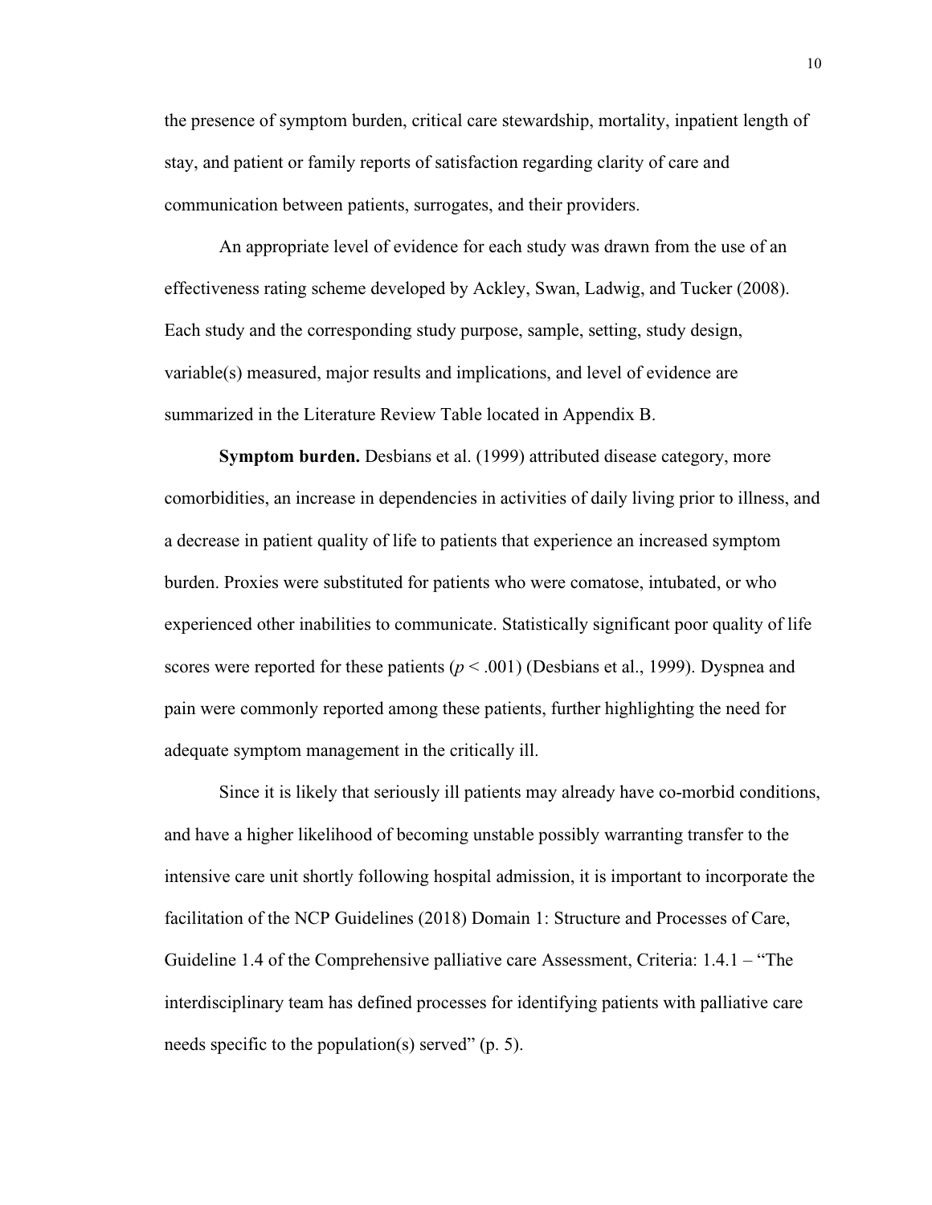the presence of symptom burden, critical care stewardship, mortality, inpatient length of stay, and patient or family reports of satisfaction regarding clarity of care and communication between patients, surrogates, and their providers.

An appropriate level of evidence for each study was drawn from the use of an effectiveness rating scheme developed by Ackley, Swan, Ladwig, and Tucker (2008). Each study and the corresponding study purpose, sample, setting, study design, variable(s) measured, major results and implications, and level of evidence are summarized in the Literature Review Table located in Appendix B.

**Symptom burden.** Desbians et al. (1999) attributed disease category, more comorbidities, an increase in dependencies in activities of daily living prior to illness, and a decrease in patient quality of life to patients that experience an increased symptom burden. Proxies were substituted for patients who were comatose, intubated, or who experienced other inabilities to communicate. Statistically significant poor quality of life scores were reported for these patients ($p < .001$) (Desbians et al., 1999). Dyspnea and pain were commonly reported among these patients, further highlighting the need for adequate symptom management in the critically ill.

Since it is likely that seriously ill patients may already have co-morbid conditions, and have a higher likelihood of becoming unstable possibly warranting transfer to the intensive care unit shortly following hospital admission, it is important to incorporate the facilitation of the NCP Guidelines (2018) Domain 1: Structure and Processes of Care, Guideline 1.4 of the Comprehensive palliative care Assessment, Criteria: 1.4.1 – "The interdisciplinary team has defined processes for identifying patients with palliative care needs specific to the population(s) served" (p. 5).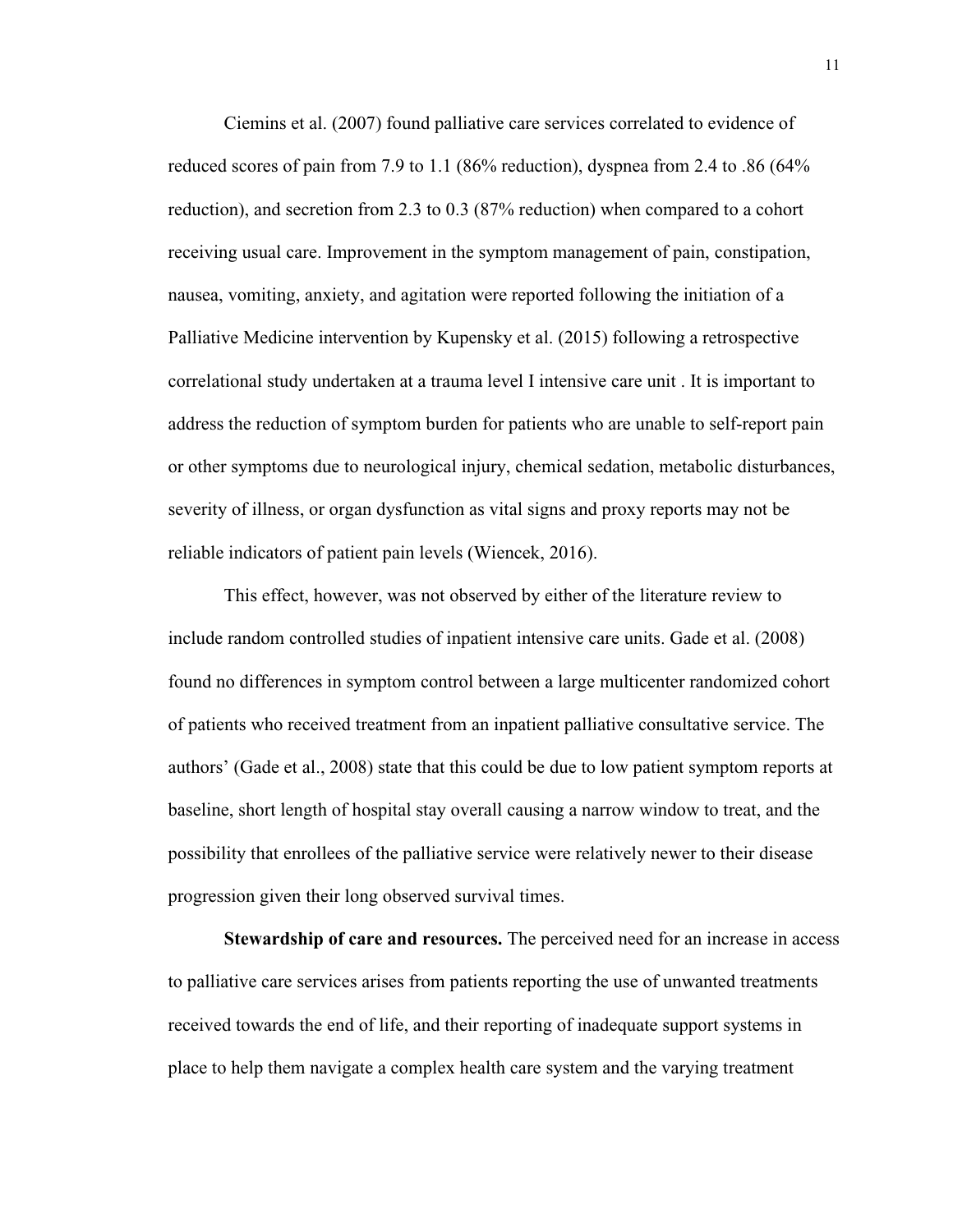Ciemins et al. (2007) found palliative care services correlated to evidence of reduced scores of pain from 7.9 to 1.1 (86% reduction), dyspnea from 2.4 to .86 (64% reduction), and secretion from 2.3 to 0.3 (87% reduction) when compared to a cohort receiving usual care. Improvement in the symptom management of pain, constipation, nausea, vomiting, anxiety, and agitation were reported following the initiation of a Palliative Medicine intervention by Kupensky et al. (2015) following a retrospective correlational study undertaken at a trauma level I intensive care unit . It is important to address the reduction of symptom burden for patients who are unable to self-report pain or other symptoms due to neurological injury, chemical sedation, metabolic disturbances, severity of illness, or organ dysfunction as vital signs and proxy reports may not be reliable indicators of patient pain levels (Wiencek, 2016).

This effect, however, was not observed by either of the literature review to include random controlled studies of inpatient intensive care units. Gade et al. (2008) found no differences in symptom control between a large multicenter randomized cohort of patients who received treatment from an inpatient palliative consultative service. The authors' (Gade et al., 2008) state that this could be due to low patient symptom reports at baseline, short length of hospital stay overall causing a narrow window to treat, and the possibility that enrollees of the palliative service were relatively newer to their disease progression given their long observed survival times.

**Stewardship of care and resources.** The perceived need for an increase in access to palliative care services arises from patients reporting the use of unwanted treatments received towards the end of life, and their reporting of inadequate support systems in place to help them navigate a complex health care system and the varying treatment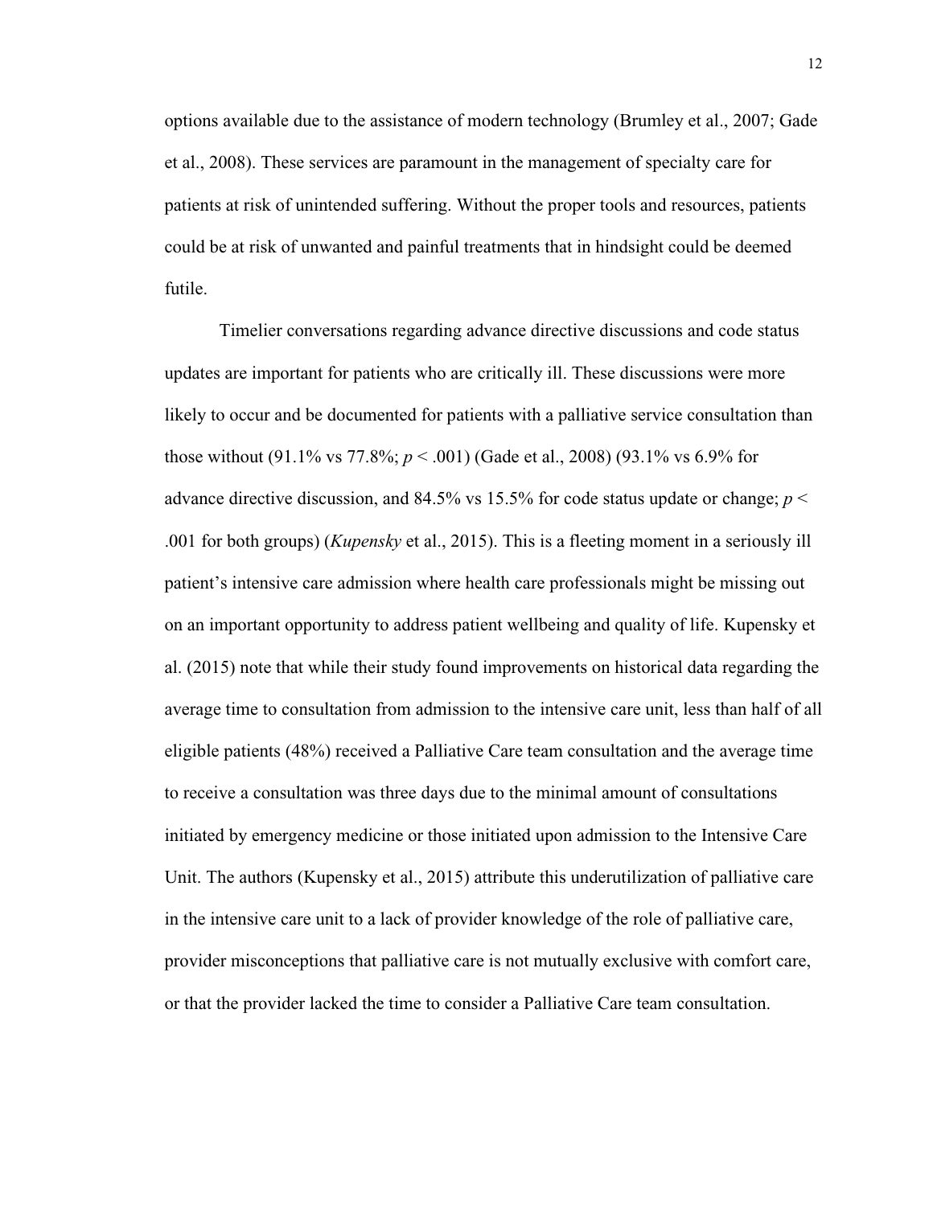options available due to the assistance of modern technology (Brumley et al., 2007; Gade et al., 2008). These services are paramount in the management of specialty care for patients at risk of unintended suffering. Without the proper tools and resources, patients could be at risk of unwanted and painful treatments that in hindsight could be deemed futile.

Timelier conversations regarding advance directive discussions and code status updates are important for patients who are critically ill. These discussions were more likely to occur and be documented for patients with a palliative service consultation than those without (91.1% vs 77.8%; $p < .001$) (Gade et al., 2008) (93.1% vs 6.9% for advance directive discussion, and 84.5% vs 15.5% for code status update or change; $p < .001$ for both groups) (*Kupensky* et al., 2015). This is a fleeting moment in a seriously ill patient's intensive care admission where health care professionals might be missing out on an important opportunity to address patient wellbeing and quality of life. Kupensky et al. (2015) note that while their study found improvements on historical data regarding the average time to consultation from admission to the intensive care unit, less than half of all eligible patients (48%) received a Palliative Care team consultation and the average time to receive a consultation was three days due to the minimal amount of consultations initiated by emergency medicine or those initiated upon admission to the Intensive Care Unit. The authors (Kupensky et al., 2015) attribute this underutilization of palliative care in the intensive care unit to a lack of provider knowledge of the role of palliative care, provider misconceptions that palliative care is not mutually exclusive with comfort care, or that the provider lacked the time to consider a Palliative Care team consultation.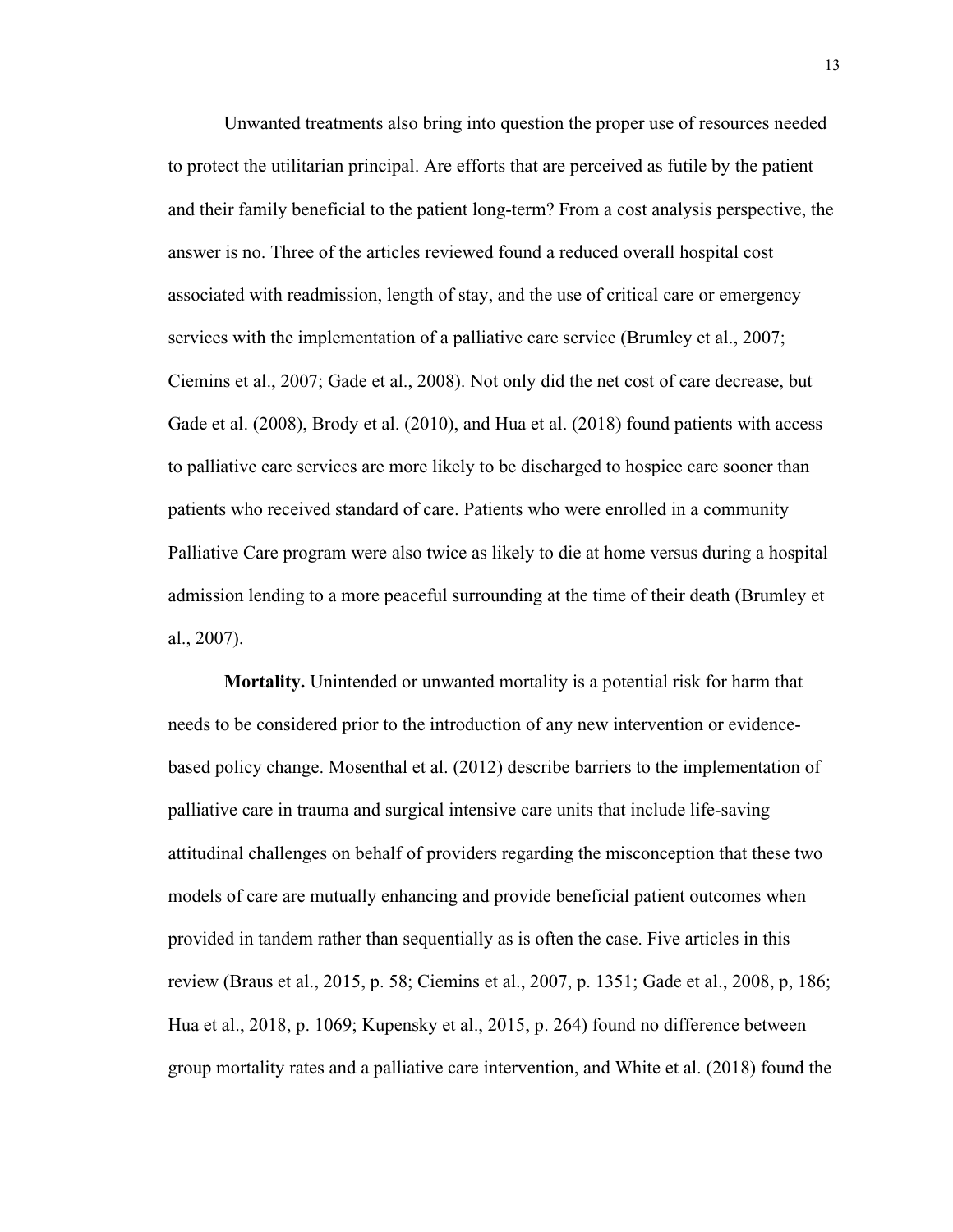Unwanted treatments also bring into question the proper use of resources needed to protect the utilitarian principal. Are efforts that are perceived as futile by the patient and their family beneficial to the patient long-term? From a cost analysis perspective, the answer is no. Three of the articles reviewed found a reduced overall hospital cost associated with readmission, length of stay, and the use of critical care or emergency services with the implementation of a palliative care service (Brumley et al., 2007; Ciemins et al., 2007; Gade et al., 2008). Not only did the net cost of care decrease, but Gade et al. (2008), Brody et al. (2010), and Hua et al. (2018) found patients with access to palliative care services are more likely to be discharged to hospice care sooner than patients who received standard of care. Patients who were enrolled in a community Palliative Care program were also twice as likely to die at home versus during a hospital admission lending to a more peaceful surrounding at the time of their death (Brumley et al., 2007).

**Mortality.** Unintended or unwanted mortality is a potential risk for harm that needs to be considered prior to the introduction of any new intervention or evidence-based policy change. Mosenthal et al. (2012) describe barriers to the implementation of palliative care in trauma and surgical intensive care units that include life-saving attitudinal challenges on behalf of providers regarding the misconception that these two models of care are mutually enhancing and provide beneficial patient outcomes when provided in tandem rather than sequentially as is often the case. Five articles in this review (Braus et al., 2015, p. 58; Ciemins et al., 2007, p. 1351; Gade et al., 2008, p, 186; Hua et al., 2018, p. 1069; Kupensky et al., 2015, p. 264) found no difference between group mortality rates and a palliative care intervention, and White et al. (2018) found the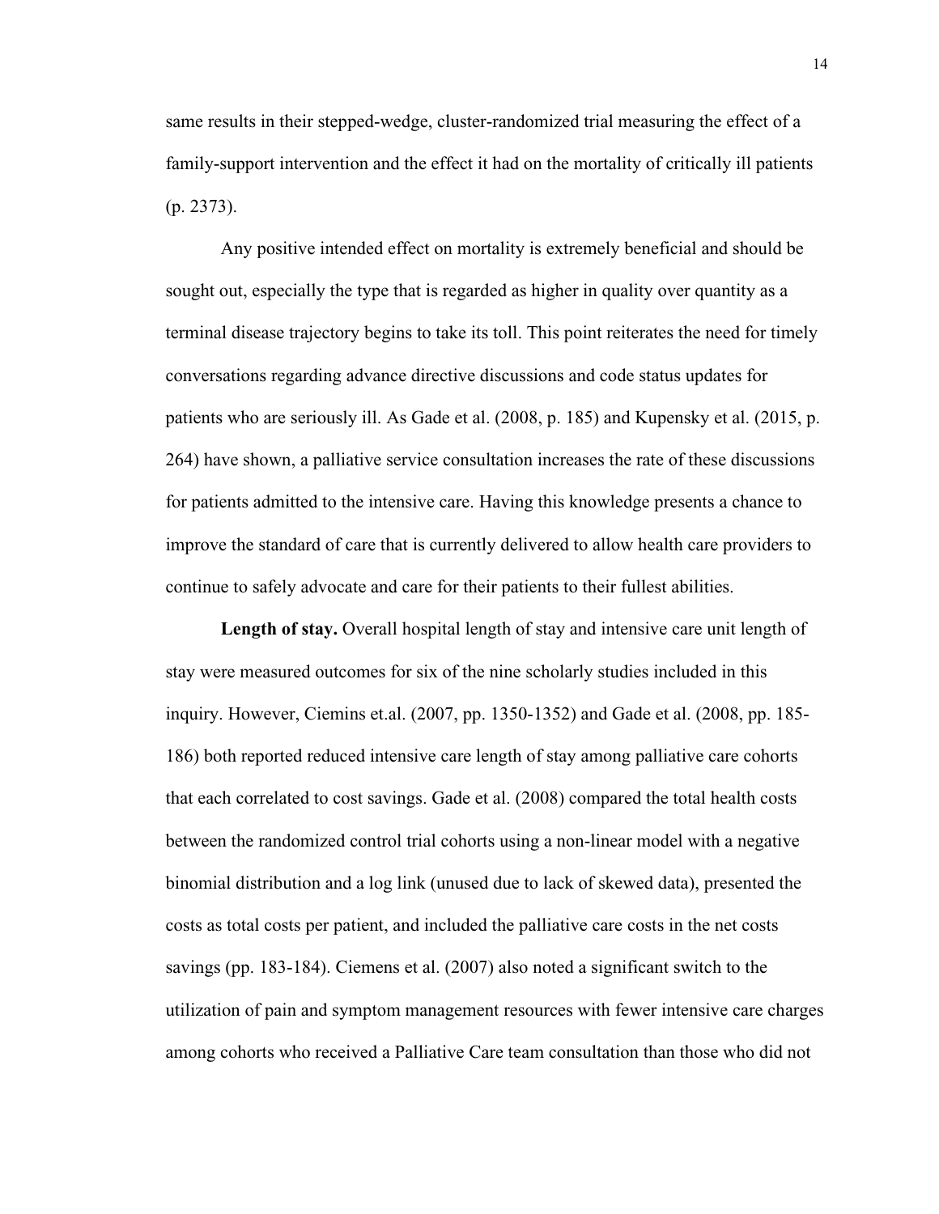same results in their stepped-wedge, cluster-randomized trial measuring the effect of a family-support intervention and the effect it had on the mortality of critically ill patients (p. 2373).

Any positive intended effect on mortality is extremely beneficial and should be sought out, especially the type that is regarded as higher in quality over quantity as a terminal disease trajectory begins to take its toll. This point reiterates the need for timely conversations regarding advance directive discussions and code status updates for patients who are seriously ill. As Gade et al. (2008, p. 185) and Kupensky et al. (2015, p. 264) have shown, a palliative service consultation increases the rate of these discussions for patients admitted to the intensive care. Having this knowledge presents a chance to improve the standard of care that is currently delivered to allow health care providers to continue to safely advocate and care for their patients to their fullest abilities.

**Length of stay.** Overall hospital length of stay and intensive care unit length of stay were measured outcomes for six of the nine scholarly studies included in this inquiry. However, Ciemins et.al. (2007, pp. 1350-1352) and Gade et al. (2008, pp. 185-186) both reported reduced intensive care length of stay among palliative care cohorts that each correlated to cost savings. Gade et al. (2008) compared the total health costs between the randomized control trial cohorts using a non-linear model with a negative binomial distribution and a log link (unused due to lack of skewed data), presented the costs as total costs per patient, and included the palliative care costs in the net costs savings (pp. 183-184). Ciemens et al. (2007) also noted a significant switch to the utilization of pain and symptom management resources with fewer intensive care charges among cohorts who received a Palliative Care team consultation than those who did not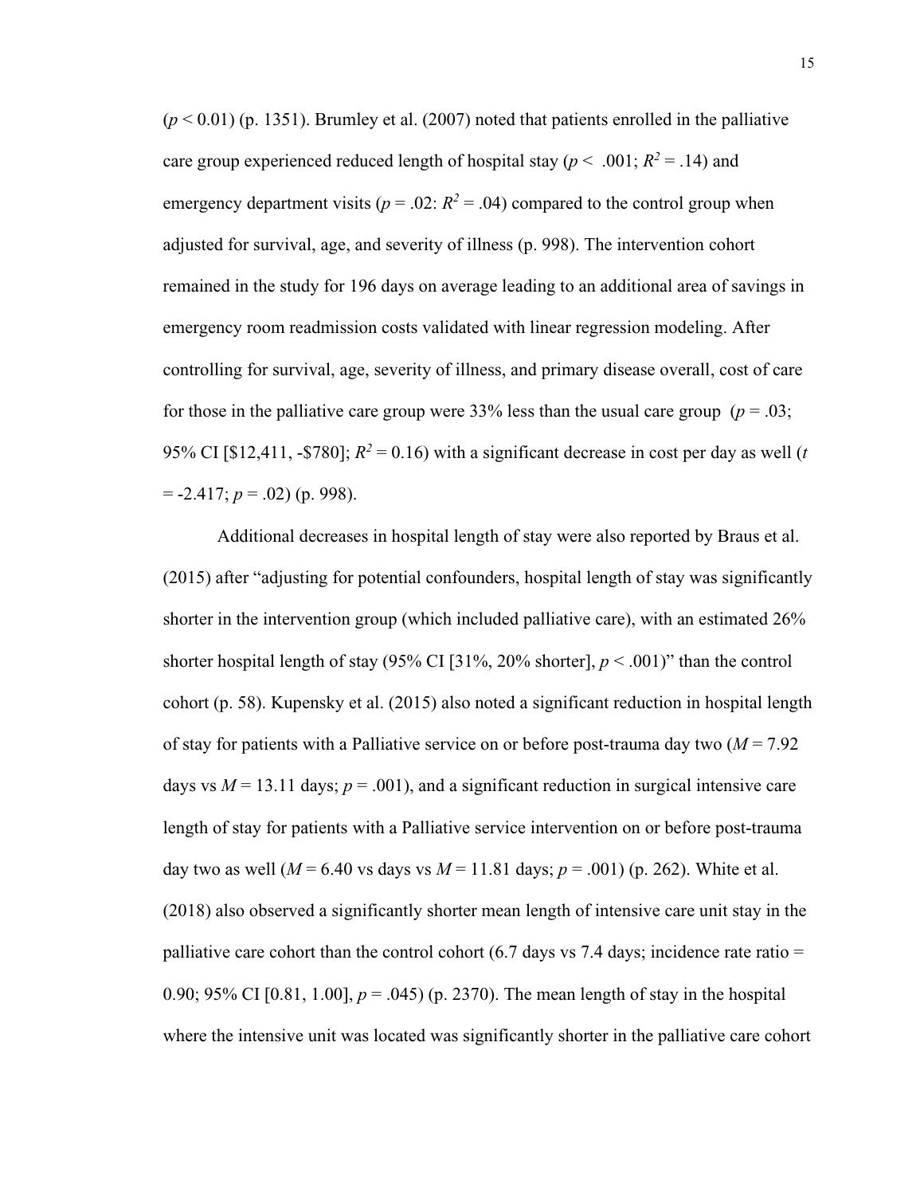($p < 0.01$) (p. 1351). Brumley et al. (2007) noted that patients enrolled in the palliative care group experienced reduced length of hospital stay ($p < .001$; $R^2 = .14$) and emergency department visits ($p = .02$: $R^2 = .04$) compared to the control group when adjusted for survival, age, and severity of illness (p. 998). The intervention cohort remained in the study for 196 days on average leading to an additional area of savings in emergency room readmission costs validated with linear regression modeling. After controlling for survival, age, severity of illness, and primary disease overall, cost of care for those in the palliative care group were 33% less than the usual care group ($p = .03$; 95% CI [$12,411, -$780]; $R^2 = 0.16$) with a significant decrease in cost per day as well ($t = -2.417$; $p = .02$) (p. 998).

Additional decreases in hospital length of stay were also reported by Braus et al. (2015) after "adjusting for potential confounders, hospital length of stay was significantly shorter in the intervention group (which included palliative care), with an estimated 26% shorter hospital length of stay (95% CI [31%, 20% shorter], $p < .001$)" than the control cohort (p. 58). Kupensky et al. (2015) also noted a significant reduction in hospital length of stay for patients with a Palliative service on or before post-trauma day two ($M = 7.92$ days vs $M = 13.11$ days; $p = .001$), and a significant reduction in surgical intensive care length of stay for patients with a Palliative service intervention on or before post-trauma day two as well ($M = 6.40$ vs days vs $M = 11.81$ days; $p = .001$) (p. 262). White et al. (2018) also observed a significantly shorter mean length of intensive care unit stay in the palliative care cohort than the control cohort (6.7 days vs 7.4 days; incidence rate ratio = 0.90; 95% CI [0.81, 1.00], $p = .045$) (p. 2370). The mean length of stay in the hospital where the intensive unit was located was significantly shorter in the palliative care cohort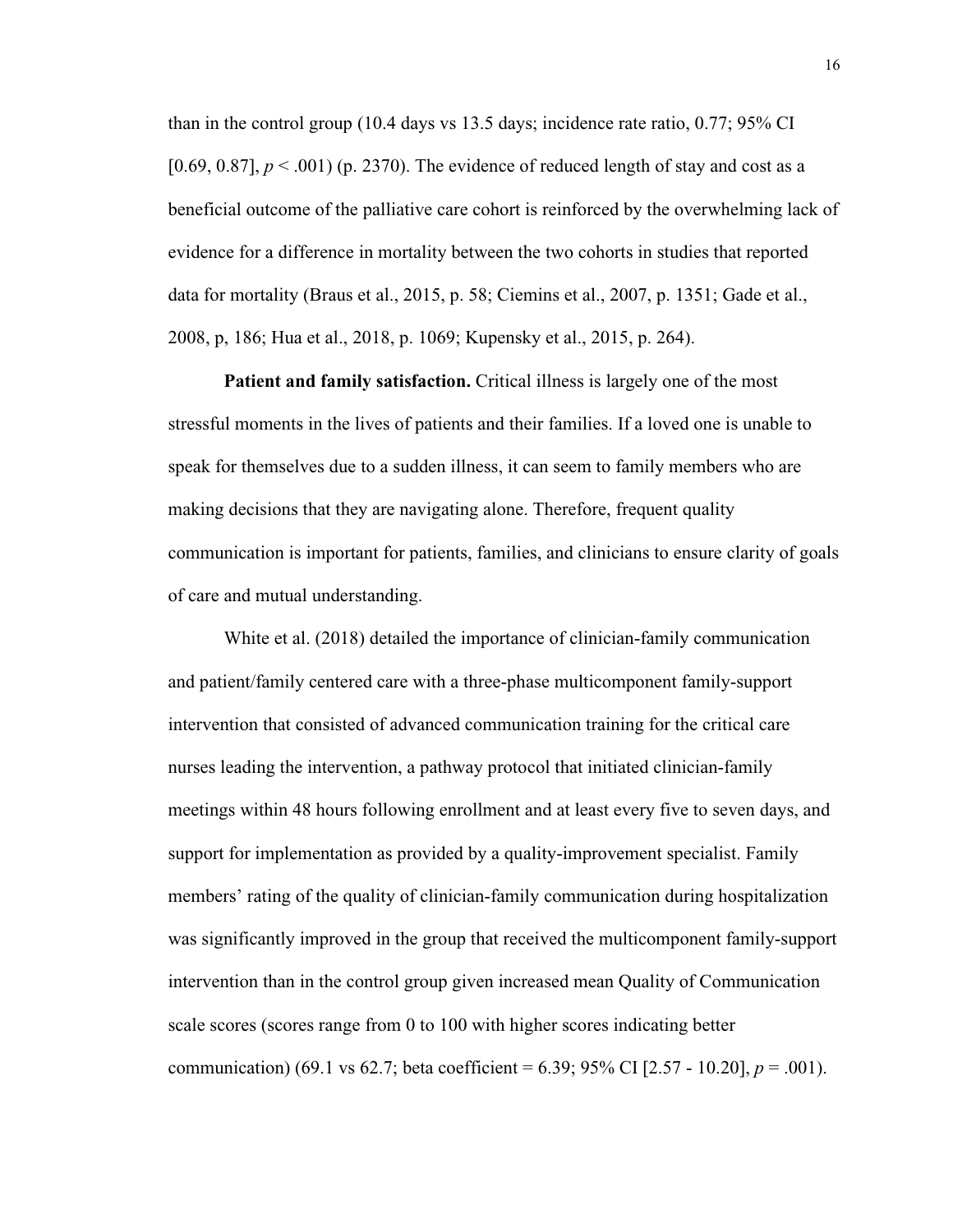than in the control group (10.4 days vs 13.5 days; incidence rate ratio, 0.77; 95% CI [0.69, 0.87], $p < .001$) (p. 2370). The evidence of reduced length of stay and cost as a beneficial outcome of the palliative care cohort is reinforced by the overwhelming lack of evidence for a difference in mortality between the two cohorts in studies that reported data for mortality (Braus et al., 2015, p. 58; Ciemins et al., 2007, p. 1351; Gade et al., 2008, p, 186; Hua et al., 2018, p. 1069; Kupensky et al., 2015, p. 264).

**Patient and family satisfaction.** Critical illness is largely one of the most stressful moments in the lives of patients and their families. If a loved one is unable to speak for themselves due to a sudden illness, it can seem to family members who are making decisions that they are navigating alone. Therefore, frequent quality communication is important for patients, families, and clinicians to ensure clarity of goals of care and mutual understanding.

White et al. (2018) detailed the importance of clinician-family communication and patient/family centered care with a three-phase multicomponent family-support intervention that consisted of advanced communication training for the critical care nurses leading the intervention, a pathway protocol that initiated clinician-family meetings within 48 hours following enrollment and at least every five to seven days, and support for implementation as provided by a quality-improvement specialist. Family members' rating of the quality of clinician-family communication during hospitalization was significantly improved in the group that received the multicomponent family-support intervention than in the control group given increased mean Quality of Communication scale scores (scores range from 0 to 100 with higher scores indicating better communication) (69.1 vs 62.7; beta coefficient = 6.39; 95% CI [2.57 - 10.20], $p = .001$).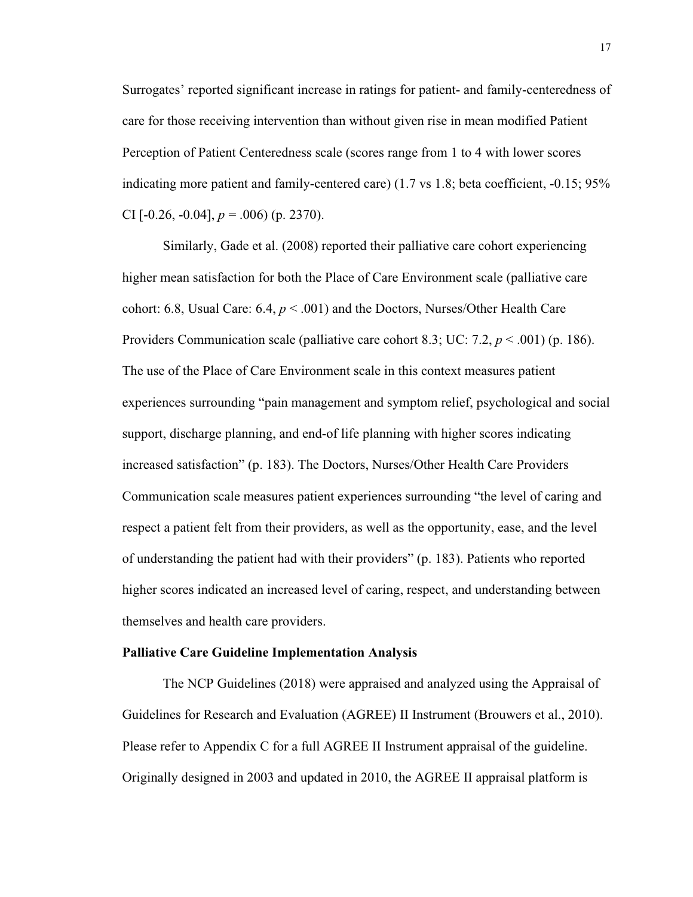Surrogates' reported significant increase in ratings for patient- and family-centeredness of care for those receiving intervention than without given rise in mean modified Patient Perception of Patient Centeredness scale (scores range from 1 to 4 with lower scores indicating more patient and family-centered care) (1.7 vs 1.8; beta coefficient, -0.15; 95% CI [-0.26, -0.04], *p* = .006) (p. 2370).

Similarly, Gade et al. (2008) reported their palliative care cohort experiencing higher mean satisfaction for both the Place of Care Environment scale (palliative care cohort: 6.8, Usual Care: 6.4, *p* < .001) and the Doctors, Nurses/Other Health Care Providers Communication scale (palliative care cohort 8.3; UC: 7.2, *p* < .001) (p. 186). The use of the Place of Care Environment scale in this context measures patient experiences surrounding "pain management and symptom relief, psychological and social support, discharge planning, and end-of life planning with higher scores indicating increased satisfaction" (p. 183). The Doctors, Nurses/Other Health Care Providers Communication scale measures patient experiences surrounding "the level of caring and respect a patient felt from their providers, as well as the opportunity, ease, and the level of understanding the patient had with their providers" (p. 183). Patients who reported higher scores indicated an increased level of caring, respect, and understanding between themselves and health care providers.

**Palliative Care Guideline Implementation Analysis**

The NCP Guidelines (2018) were appraised and analyzed using the Appraisal of Guidelines for Research and Evaluation (AGREE) II Instrument (Brouwers et al., 2010). Please refer to Appendix C for a full AGREE II Instrument appraisal of the guideline. Originally designed in 2003 and updated in 2010, the AGREE II appraisal platform is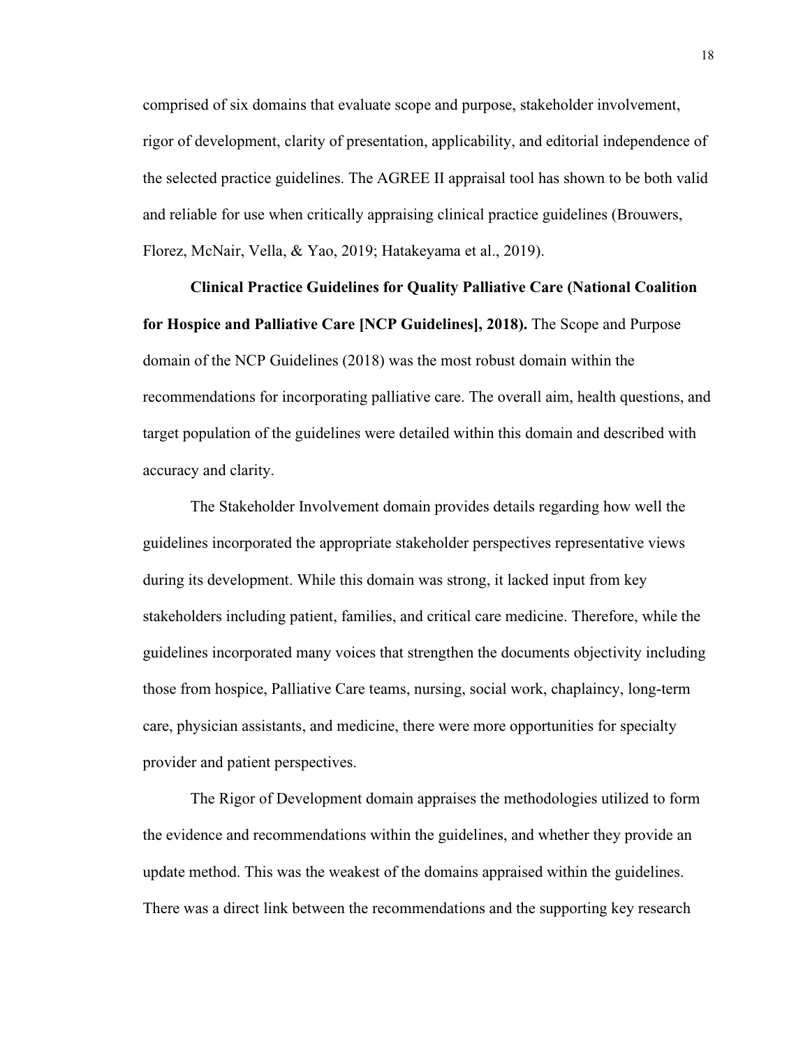comprised of six domains that evaluate scope and purpose, stakeholder involvement, rigor of development, clarity of presentation, applicability, and editorial independence of the selected practice guidelines. The AGREE II appraisal tool has shown to be both valid and reliable for use when critically appraising clinical practice guidelines (Brouwers, Florez, McNair, Vella, & Yao, 2019; Hatakeyama et al., 2019).

**Clinical Practice Guidelines for Quality Palliative Care (National Coalition for Hospice and Palliative Care [NCP Guidelines], 2018).** The Scope and Purpose domain of the NCP Guidelines (2018) was the most robust domain within the recommendations for incorporating palliative care. The overall aim, health questions, and target population of the guidelines were detailed within this domain and described with accuracy and clarity.

The Stakeholder Involvement domain provides details regarding how well the guidelines incorporated the appropriate stakeholder perspectives representative views during its development. While this domain was strong, it lacked input from key stakeholders including patient, families, and critical care medicine. Therefore, while the guidelines incorporated many voices that strengthen the documents objectivity including those from hospice, Palliative Care teams, nursing, social work, chaplaincy, long-term care, physician assistants, and medicine, there were more opportunities for specialty provider and patient perspectives.

The Rigor of Development domain appraises the methodologies utilized to form the evidence and recommendations within the guidelines, and whether they provide an update method. This was the weakest of the domains appraised within the guidelines. There was a direct link between the recommendations and the supporting key research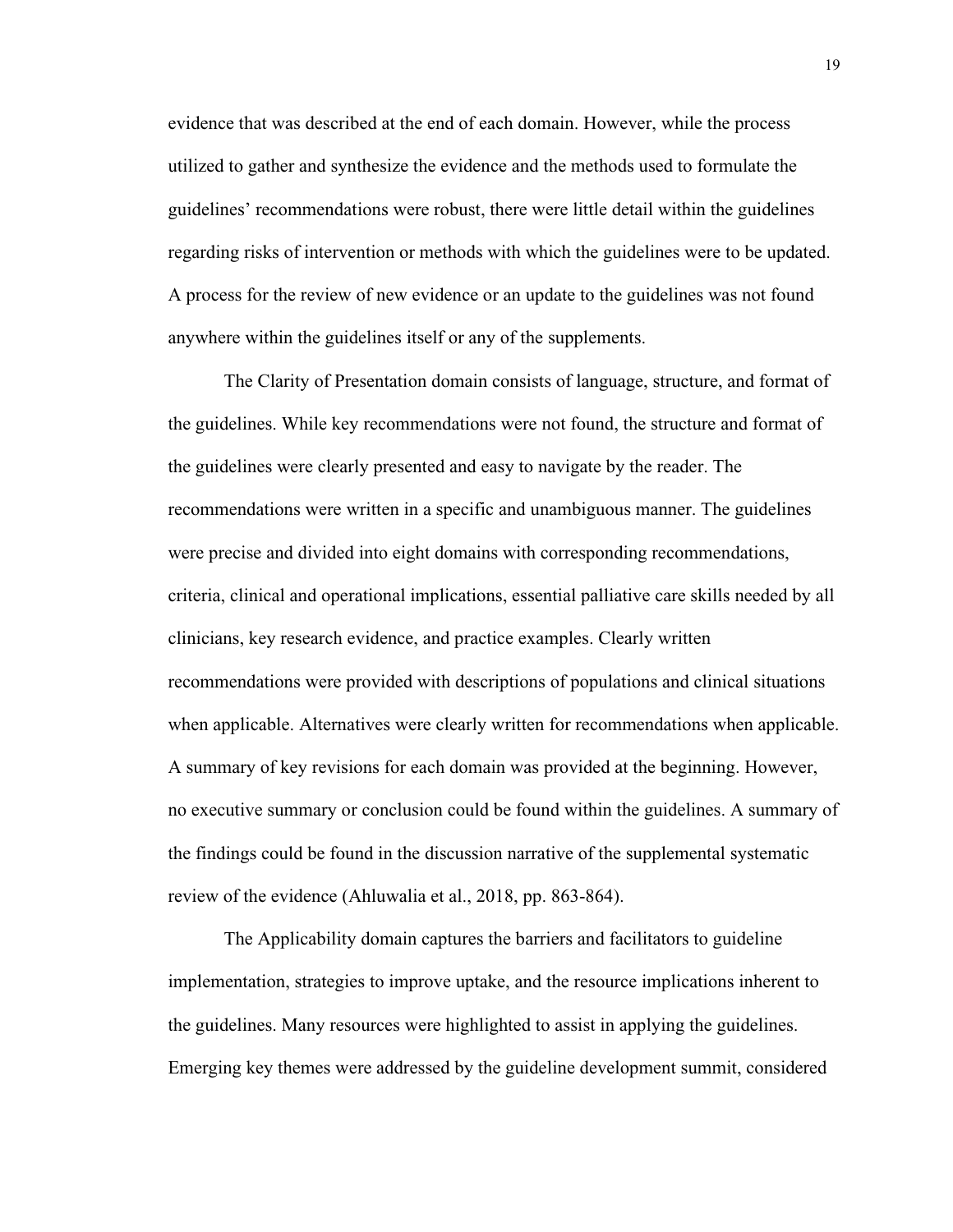evidence that was described at the end of each domain. However, while the process utilized to gather and synthesize the evidence and the methods used to formulate the guidelines' recommendations were robust, there were little detail within the guidelines regarding risks of intervention or methods with which the guidelines were to be updated. A process for the review of new evidence or an update to the guidelines was not found anywhere within the guidelines itself or any of the supplements.

The Clarity of Presentation domain consists of language, structure, and format of the guidelines. While key recommendations were not found, the structure and format of the guidelines were clearly presented and easy to navigate by the reader. The recommendations were written in a specific and unambiguous manner. The guidelines were precise and divided into eight domains with corresponding recommendations, criteria, clinical and operational implications, essential palliative care skills needed by all clinicians, key research evidence, and practice examples. Clearly written recommendations were provided with descriptions of populations and clinical situations when applicable. Alternatives were clearly written for recommendations when applicable. A summary of key revisions for each domain was provided at the beginning. However, no executive summary or conclusion could be found within the guidelines. A summary of the findings could be found in the discussion narrative of the supplemental systematic review of the evidence (Ahluwalia et al., 2018, pp. 863-864).

The Applicability domain captures the barriers and facilitators to guideline implementation, strategies to improve uptake, and the resource implications inherent to the guidelines. Many resources were highlighted to assist in applying the guidelines. Emerging key themes were addressed by the guideline development summit, considered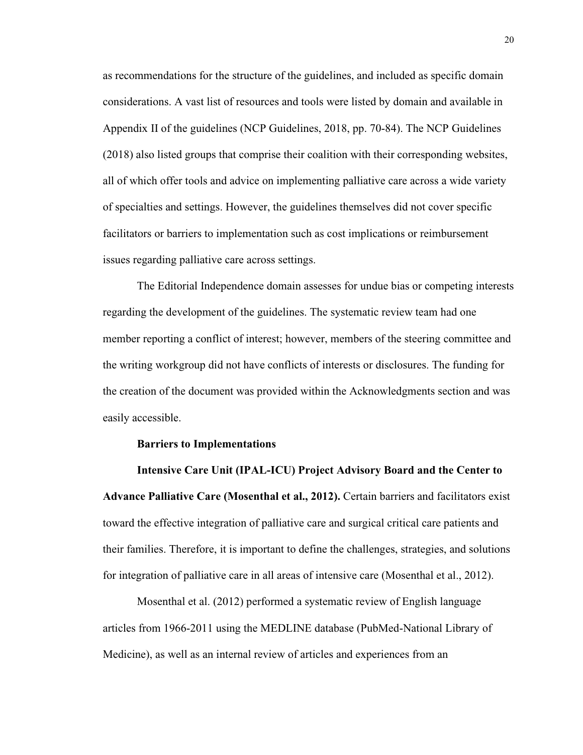as recommendations for the structure of the guidelines, and included as specific domain considerations. A vast list of resources and tools were listed by domain and available in Appendix II of the guidelines (NCP Guidelines, 2018, pp. 70-84). The NCP Guidelines (2018) also listed groups that comprise their coalition with their corresponding websites, all of which offer tools and advice on implementing palliative care across a wide variety of specialties and settings. However, the guidelines themselves did not cover specific facilitators or barriers to implementation such as cost implications or reimbursement issues regarding palliative care across settings.

The Editorial Independence domain assesses for undue bias or competing interests regarding the development of the guidelines. The systematic review team had one member reporting a conflict of interest; however, members of the steering committee and the writing workgroup did not have conflicts of interests or disclosures. The funding for the creation of the document was provided within the Acknowledgments section and was easily accessible.

**Barriers to Implementations**

**Intensive Care Unit (IPAL-ICU) Project Advisory Board and the Center to Advance Palliative Care (Mosenthal et al., 2012).** Certain barriers and facilitators exist toward the effective integration of palliative care and surgical critical care patients and their families. Therefore, it is important to define the challenges, strategies, and solutions for integration of palliative care in all areas of intensive care (Mosenthal et al., 2012).

Mosenthal et al. (2012) performed a systematic review of English language articles from 1966-2011 using the MEDLINE database (PubMed-National Library of Medicine), as well as an internal review of articles and experiences from an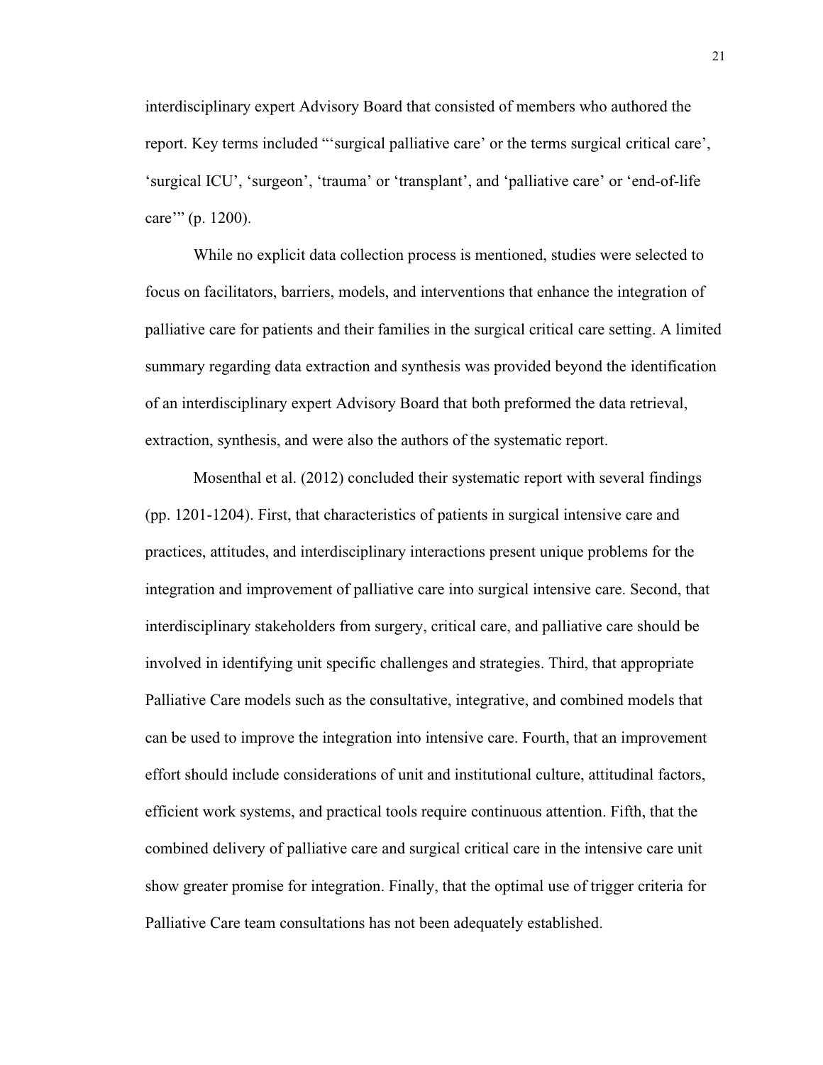interdisciplinary expert Advisory Board that consisted of members who authored the report. Key terms included "'surgical palliative care' or the terms surgical critical care', 'surgical ICU', 'surgeon', 'trauma' or 'transplant', and 'palliative care' or 'end-of-life care'" (p. 1200).

While no explicit data collection process is mentioned, studies were selected to focus on facilitators, barriers, models, and interventions that enhance the integration of palliative care for patients and their families in the surgical critical care setting. A limited summary regarding data extraction and synthesis was provided beyond the identification of an interdisciplinary expert Advisory Board that both preformed the data retrieval, extraction, synthesis, and were also the authors of the systematic report.

Mosenthal et al. (2012) concluded their systematic report with several findings (pp. 1201-1204). First, that characteristics of patients in surgical intensive care and practices, attitudes, and interdisciplinary interactions present unique problems for the integration and improvement of palliative care into surgical intensive care. Second, that interdisciplinary stakeholders from surgery, critical care, and palliative care should be involved in identifying unit specific challenges and strategies. Third, that appropriate Palliative Care models such as the consultative, integrative, and combined models that can be used to improve the integration into intensive care. Fourth, that an improvement effort should include considerations of unit and institutional culture, attitudinal factors, efficient work systems, and practical tools require continuous attention. Fifth, that the combined delivery of palliative care and surgical critical care in the intensive care unit show greater promise for integration. Finally, that the optimal use of trigger criteria for Palliative Care team consultations has not been adequately established.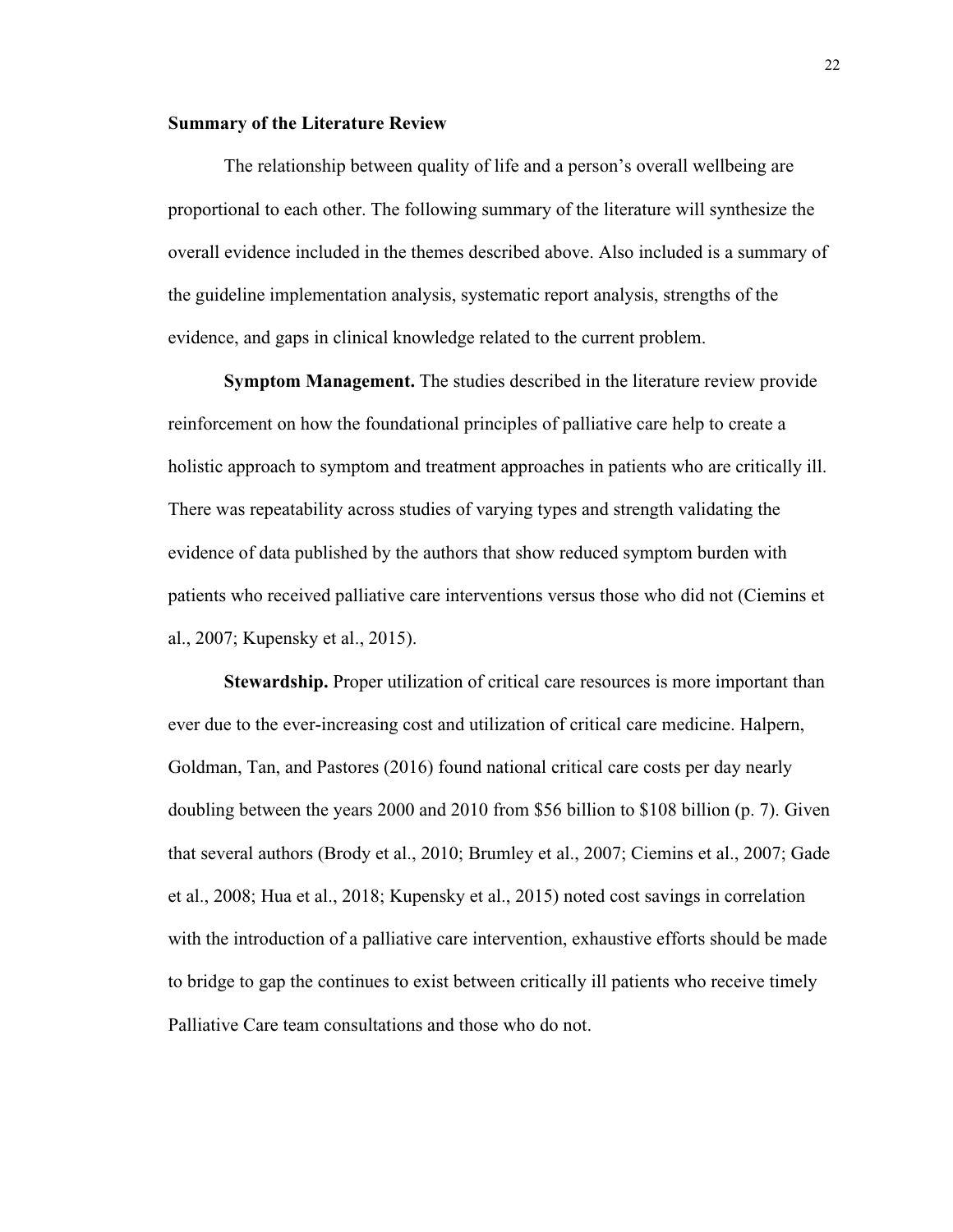## Summary of the Literature Review

The relationship between quality of life and a person's overall wellbeing are proportional to each other. The following summary of the literature will synthesize the overall evidence included in the themes described above. Also included is a summary of the guideline implementation analysis, systematic report analysis, strengths of the evidence, and gaps in clinical knowledge related to the current problem.

**Symptom Management.** The studies described in the literature review provide reinforcement on how the foundational principles of palliative care help to create a holistic approach to symptom and treatment approaches in patients who are critically ill. There was repeatability across studies of varying types and strength validating the evidence of data published by the authors that show reduced symptom burden with patients who received palliative care interventions versus those who did not (Ciemins et al., 2007; Kupensky et al., 2015).

**Stewardship.** Proper utilization of critical care resources is more important than ever due to the ever-increasing cost and utilization of critical care medicine. Halpern, Goldman, Tan, and Pastores (2016) found national critical care costs per day nearly doubling between the years 2000 and 2010 from $56 billion to $108 billion (p. 7). Given that several authors (Brody et al., 2010; Brumley et al., 2007; Ciemins et al., 2007; Gade et al., 2008; Hua et al., 2018; Kupensky et al., 2015) noted cost savings in correlation with the introduction of a palliative care intervention, exhaustive efforts should be made to bridge to gap the continues to exist between critically ill patients who receive timely Palliative Care team consultations and those who do not.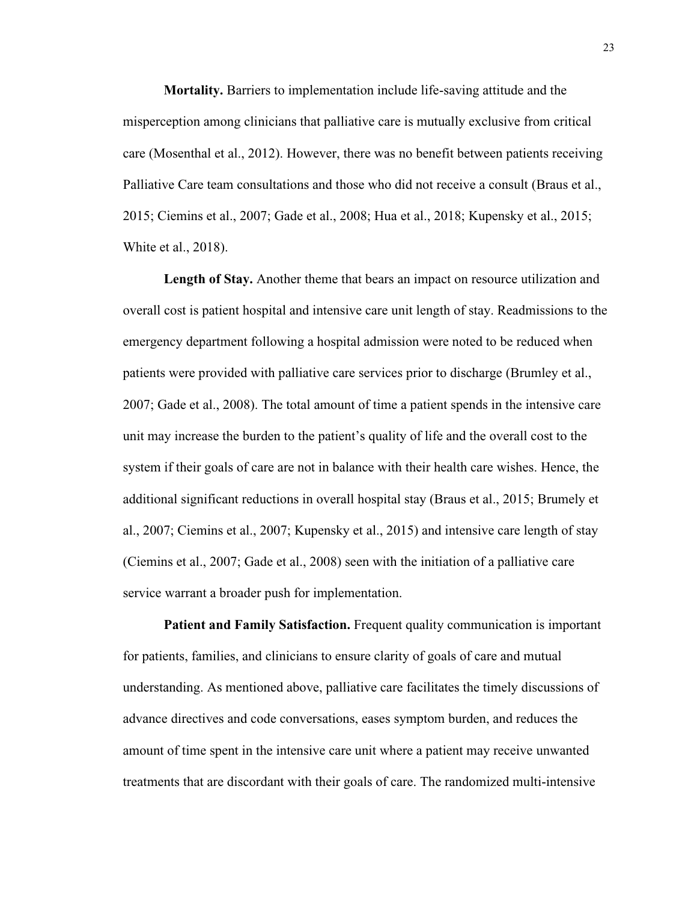**Mortality.** Barriers to implementation include life-saving attitude and the misperception among clinicians that palliative care is mutually exclusive from critical care (Mosenthal et al., 2012). However, there was no benefit between patients receiving Palliative Care team consultations and those who did not receive a consult (Braus et al., 2015; Ciemins et al., 2007; Gade et al., 2008; Hua et al., 2018; Kupensky et al., 2015; White et al., 2018).

**Length of Stay.** Another theme that bears an impact on resource utilization and overall cost is patient hospital and intensive care unit length of stay. Readmissions to the emergency department following a hospital admission were noted to be reduced when patients were provided with palliative care services prior to discharge (Brumley et al., 2007; Gade et al., 2008). The total amount of time a patient spends in the intensive care unit may increase the burden to the patient's quality of life and the overall cost to the system if their goals of care are not in balance with their health care wishes. Hence, the additional significant reductions in overall hospital stay (Braus et al., 2015; Brumely et al., 2007; Ciemins et al., 2007; Kupensky et al., 2015) and intensive care length of stay (Ciemins et al., 2007; Gade et al., 2008) seen with the initiation of a palliative care service warrant a broader push for implementation.

**Patient and Family Satisfaction.** Frequent quality communication is important for patients, families, and clinicians to ensure clarity of goals of care and mutual understanding. As mentioned above, palliative care facilitates the timely discussions of advance directives and code conversations, eases symptom burden, and reduces the amount of time spent in the intensive care unit where a patient may receive unwanted treatments that are discordant with their goals of care. The randomized multi-intensive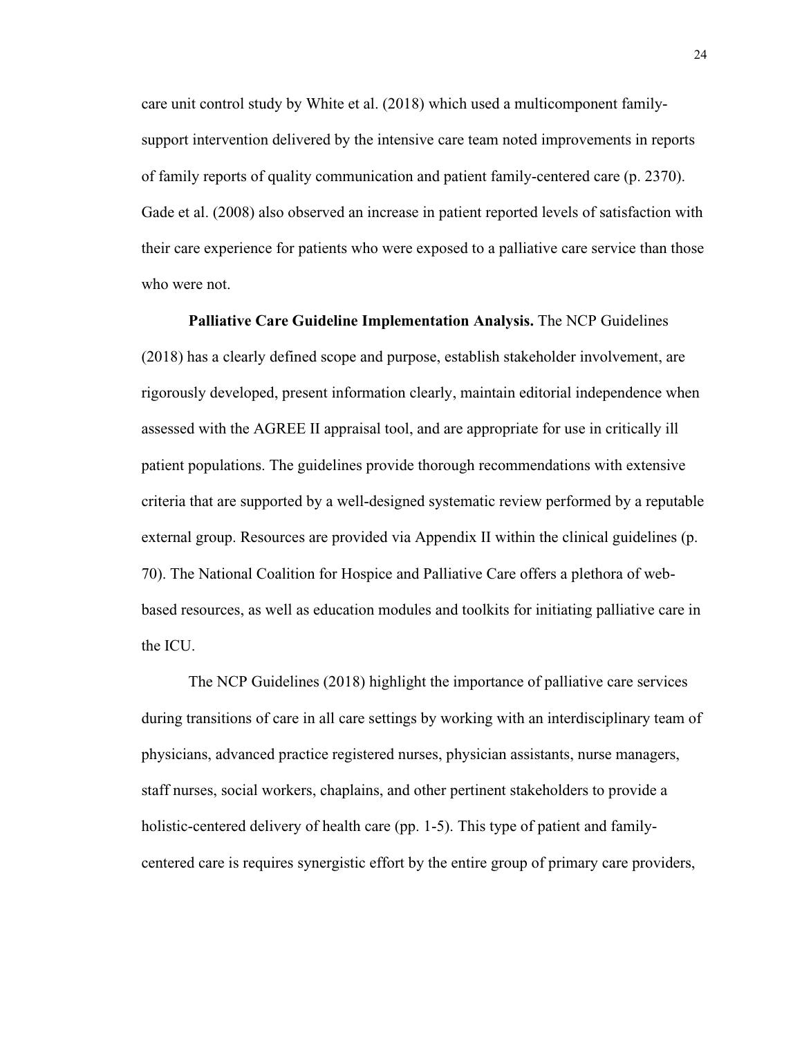care unit control study by White et al. (2018) which used a multicomponent family-support intervention delivered by the intensive care team noted improvements in reports of family reports of quality communication and patient family-centered care (p. 2370). Gade et al. (2008) also observed an increase in patient reported levels of satisfaction with their care experience for patients who were exposed to a palliative care service than those who were not.

**Palliative Care Guideline Implementation Analysis.** The NCP Guidelines (2018) has a clearly defined scope and purpose, establish stakeholder involvement, are rigorously developed, present information clearly, maintain editorial independence when assessed with the AGREE II appraisal tool, and are appropriate for use in critically ill patient populations. The guidelines provide thorough recommendations with extensive criteria that are supported by a well-designed systematic review performed by a reputable external group. Resources are provided via Appendix II within the clinical guidelines (p. 70). The National Coalition for Hospice and Palliative Care offers a plethora of web-based resources, as well as education modules and toolkits for initiating palliative care in the ICU.

The NCP Guidelines (2018) highlight the importance of palliative care services during transitions of care in all care settings by working with an interdisciplinary team of physicians, advanced practice registered nurses, physician assistants, nurse managers, staff nurses, social workers, chaplains, and other pertinent stakeholders to provide a holistic-centered delivery of health care (pp. 1-5). This type of patient and family-centered care is requires synergistic effort by the entire group of primary care providers,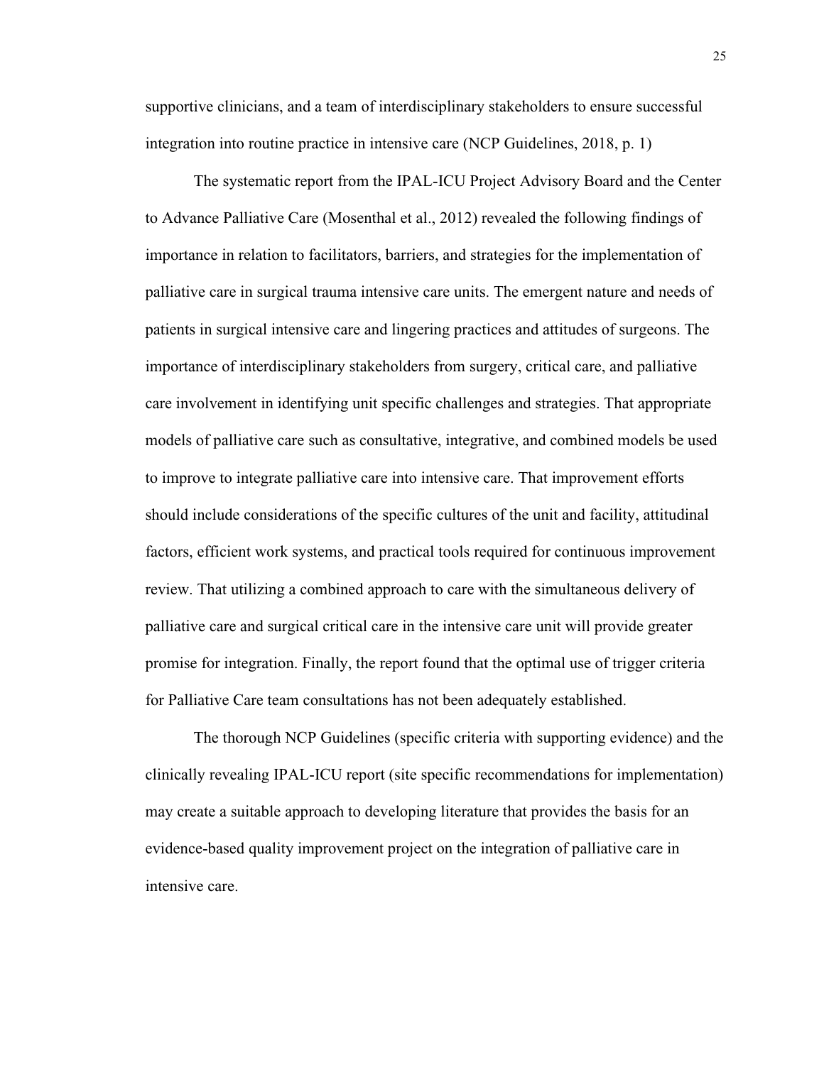supportive clinicians, and a team of interdisciplinary stakeholders to ensure successful integration into routine practice in intensive care (NCP Guidelines, 2018, p. 1)

The systematic report from the IPAL-ICU Project Advisory Board and the Center to Advance Palliative Care (Mosenthal et al., 2012) revealed the following findings of importance in relation to facilitators, barriers, and strategies for the implementation of palliative care in surgical trauma intensive care units. The emergent nature and needs of patients in surgical intensive care and lingering practices and attitudes of surgeons. The importance of interdisciplinary stakeholders from surgery, critical care, and palliative care involvement in identifying unit specific challenges and strategies. That appropriate models of palliative care such as consultative, integrative, and combined models be used to improve to integrate palliative care into intensive care. That improvement efforts should include considerations of the specific cultures of the unit and facility, attitudinal factors, efficient work systems, and practical tools required for continuous improvement review. That utilizing a combined approach to care with the simultaneous delivery of palliative care and surgical critical care in the intensive care unit will provide greater promise for integration. Finally, the report found that the optimal use of trigger criteria for Palliative Care team consultations has not been adequately established.

The thorough NCP Guidelines (specific criteria with supporting evidence) and the clinically revealing IPAL-ICU report (site specific recommendations for implementation) may create a suitable approach to developing literature that provides the basis for an evidence-based quality improvement project on the integration of palliative care in intensive care.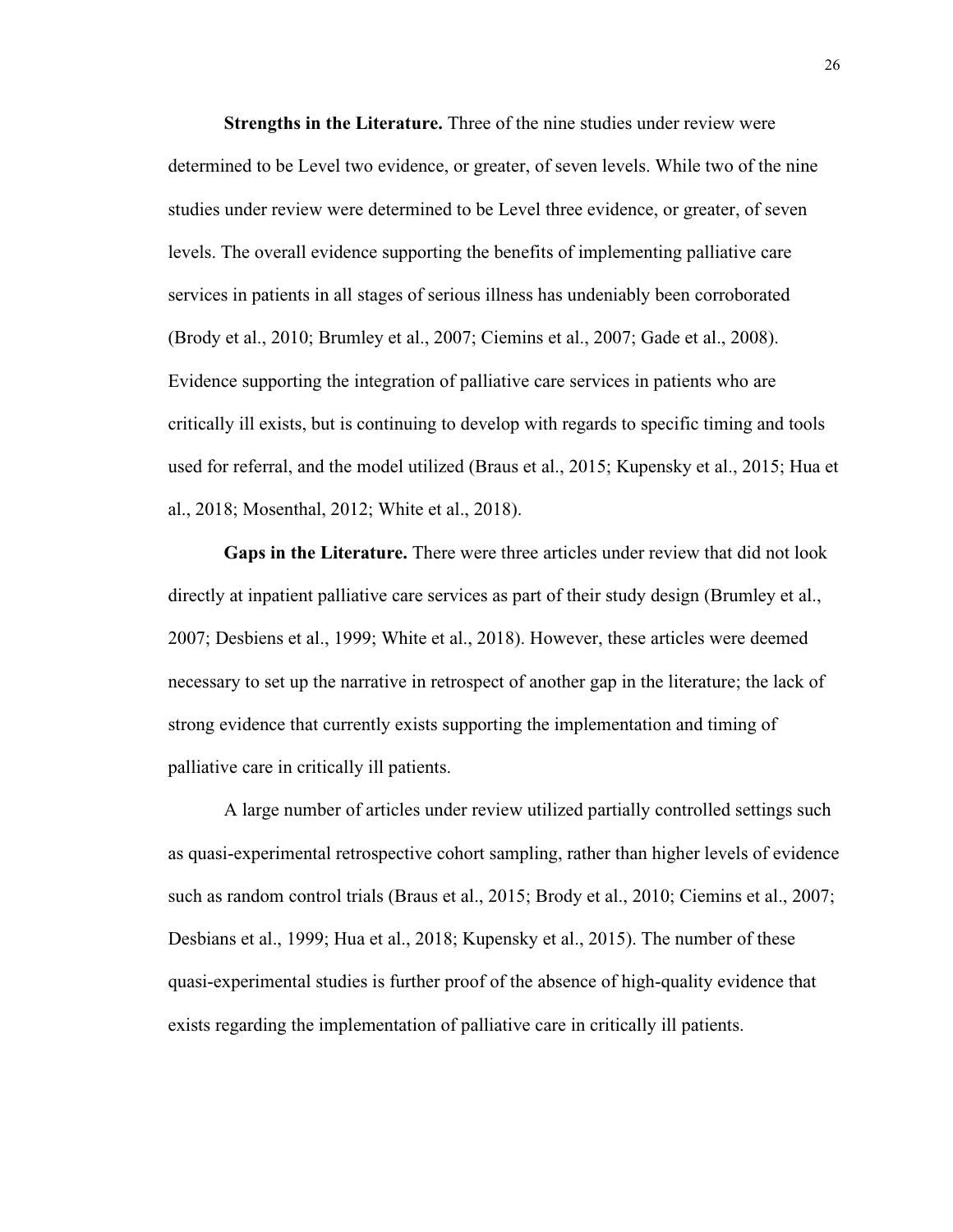**Strengths in the Literature.** Three of the nine studies under review were determined to be Level two evidence, or greater, of seven levels. While two of the nine studies under review were determined to be Level three evidence, or greater, of seven levels. The overall evidence supporting the benefits of implementing palliative care services in patients in all stages of serious illness has undeniably been corroborated (Brody et al., 2010; Brumley et al., 2007; Ciemins et al., 2007; Gade et al., 2008). Evidence supporting the integration of palliative care services in patients who are critically ill exists, but is continuing to develop with regards to specific timing and tools used for referral, and the model utilized (Braus et al., 2015; Kupensky et al., 2015; Hua et al., 2018; Mosenthal, 2012; White et al., 2018).

**Gaps in the Literature.** There were three articles under review that did not look directly at inpatient palliative care services as part of their study design (Brumley et al., 2007; Desbiens et al., 1999; White et al., 2018). However, these articles were deemed necessary to set up the narrative in retrospect of another gap in the literature; the lack of strong evidence that currently exists supporting the implementation and timing of palliative care in critically ill patients.

A large number of articles under review utilized partially controlled settings such as quasi-experimental retrospective cohort sampling, rather than higher levels of evidence such as random control trials (Braus et al., 2015; Brody et al., 2010; Ciemins et al., 2007; Desbians et al., 1999; Hua et al., 2018; Kupensky et al., 2015). The number of these quasi-experimental studies is further proof of the absence of high-quality evidence that exists regarding the implementation of palliative care in critically ill patients.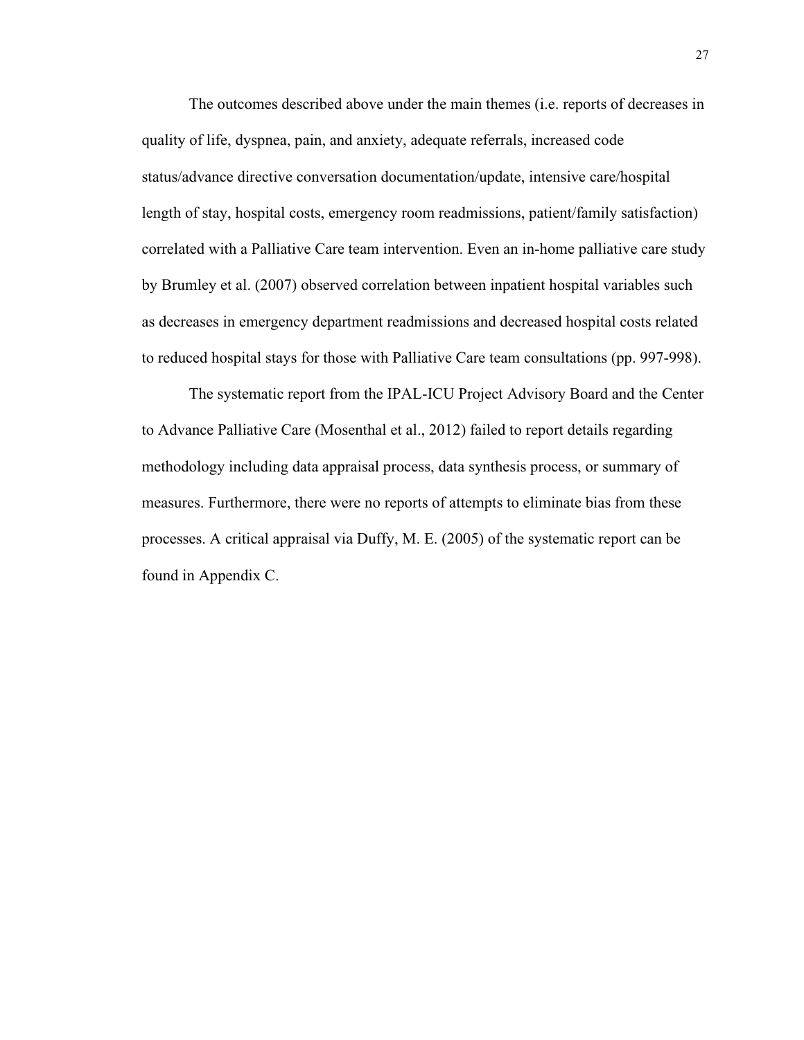The outcomes described above under the main themes (i.e. reports of decreases in quality of life, dyspnea, pain, and anxiety, adequate referrals, increased code status/advance directive conversation documentation/update, intensive care/hospital length of stay, hospital costs, emergency room readmissions, patient/family satisfaction) correlated with a Palliative Care team intervention. Even an in-home palliative care study by Brumley et al. (2007) observed correlation between inpatient hospital variables such as decreases in emergency department readmissions and decreased hospital costs related to reduced hospital stays for those with Palliative Care team consultations (pp. 997-998).

The systematic report from the IPAL-ICU Project Advisory Board and the Center to Advance Palliative Care (Mosenthal et al., 2012) failed to report details regarding methodology including data appraisal process, data synthesis process, or summary of measures. Furthermore, there were no reports of attempts to eliminate bias from these processes. A critical appraisal via Duffy, M. E. (2005) of the systematic report can be found in Appendix C.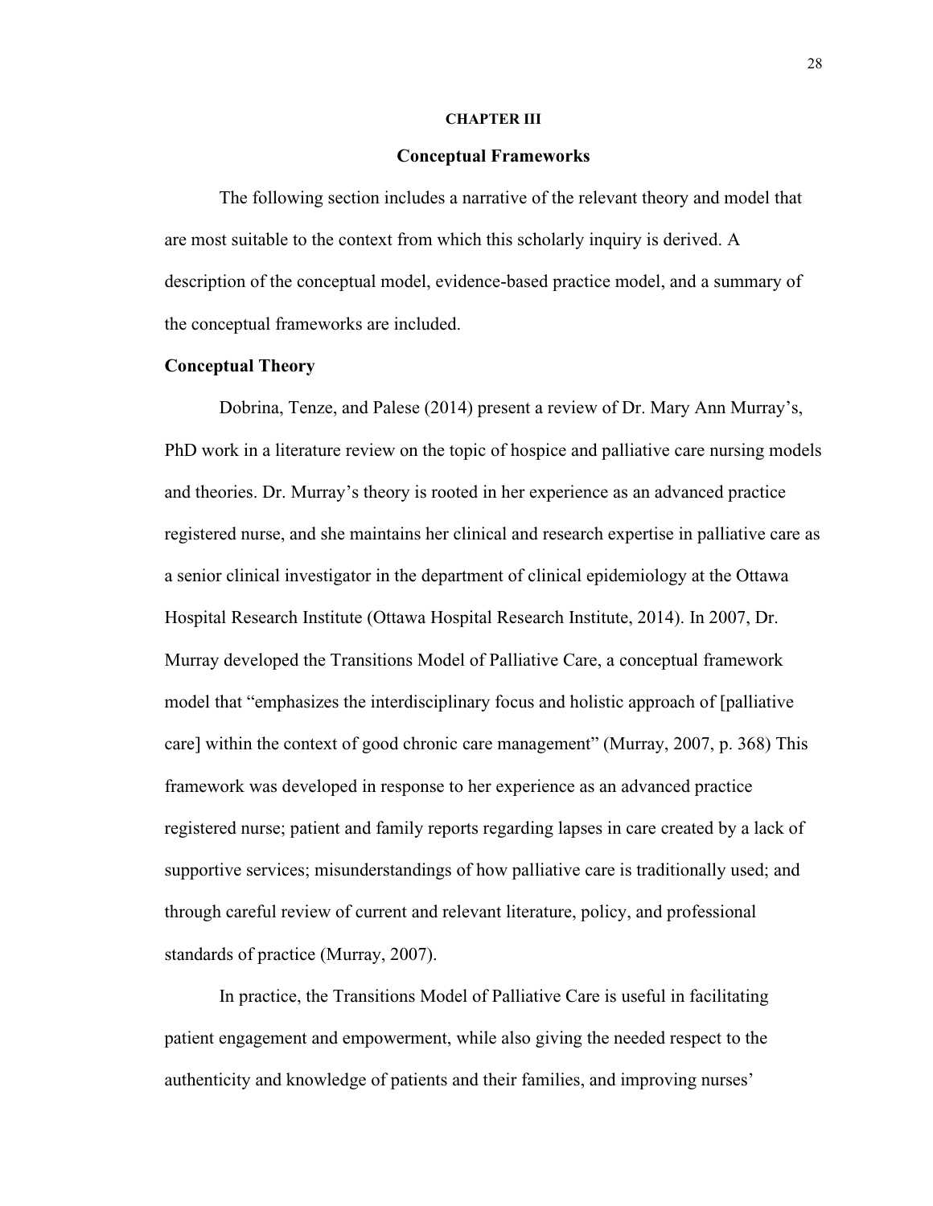# CHAPTER III

## Conceptual Frameworks

The following section includes a narrative of the relevant theory and model that are most suitable to the context from which this scholarly inquiry is derived. A description of the conceptual model, evidence-based practice model, and a summary of the conceptual frameworks are included.

### Conceptual Theory

Dobrina, Tenze, and Palese (2014) present a review of Dr. Mary Ann Murray's, PhD work in a literature review on the topic of hospice and palliative care nursing models and theories. Dr. Murray's theory is rooted in her experience as an advanced practice registered nurse, and she maintains her clinical and research expertise in palliative care as a senior clinical investigator in the department of clinical epidemiology at the Ottawa Hospital Research Institute (Ottawa Hospital Research Institute, 2014). In 2007, Dr. Murray developed the Transitions Model of Palliative Care, a conceptual framework model that "emphasizes the interdisciplinary focus and holistic approach of [palliative care] within the context of good chronic care management" (Murray, 2007, p. 368) This framework was developed in response to her experience as an advanced practice registered nurse; patient and family reports regarding lapses in care created by a lack of supportive services; misunderstandings of how palliative care is traditionally used; and through careful review of current and relevant literature, policy, and professional standards of practice (Murray, 2007).

In practice, the Transitions Model of Palliative Care is useful in facilitating patient engagement and empowerment, while also giving the needed respect to the authenticity and knowledge of patients and their families, and improving nurses'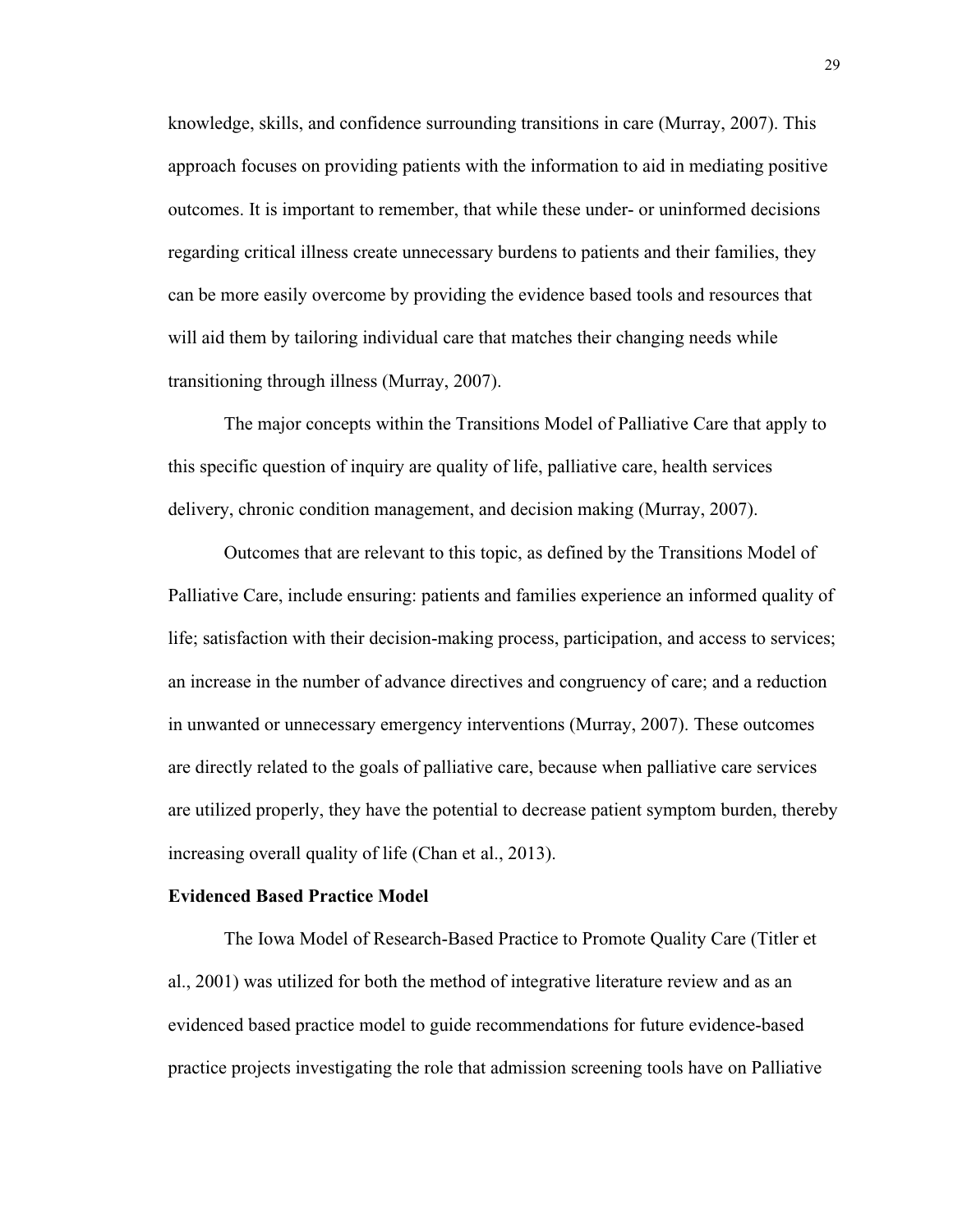knowledge, skills, and confidence surrounding transitions in care (Murray, 2007). This approach focuses on providing patients with the information to aid in mediating positive outcomes. It is important to remember, that while these under- or uninformed decisions regarding critical illness create unnecessary burdens to patients and their families, they can be more easily overcome by providing the evidence based tools and resources that will aid them by tailoring individual care that matches their changing needs while transitioning through illness (Murray, 2007).

The major concepts within the Transitions Model of Palliative Care that apply to this specific question of inquiry are quality of life, palliative care, health services delivery, chronic condition management, and decision making (Murray, 2007).

Outcomes that are relevant to this topic, as defined by the Transitions Model of Palliative Care, include ensuring: patients and families experience an informed quality of life; satisfaction with their decision-making process, participation, and access to services; an increase in the number of advance directives and congruency of care; and a reduction in unwanted or unnecessary emergency interventions (Murray, 2007). These outcomes are directly related to the goals of palliative care, because when palliative care services are utilized properly, they have the potential to decrease patient symptom burden, thereby increasing overall quality of life (Chan et al., 2013).

**Evidenced Based Practice Model**

The Iowa Model of Research-Based Practice to Promote Quality Care (Titler et al., 2001) was utilized for both the method of integrative literature review and as an evidenced based practice model to guide recommendations for future evidence-based practice projects investigating the role that admission screening tools have on Palliative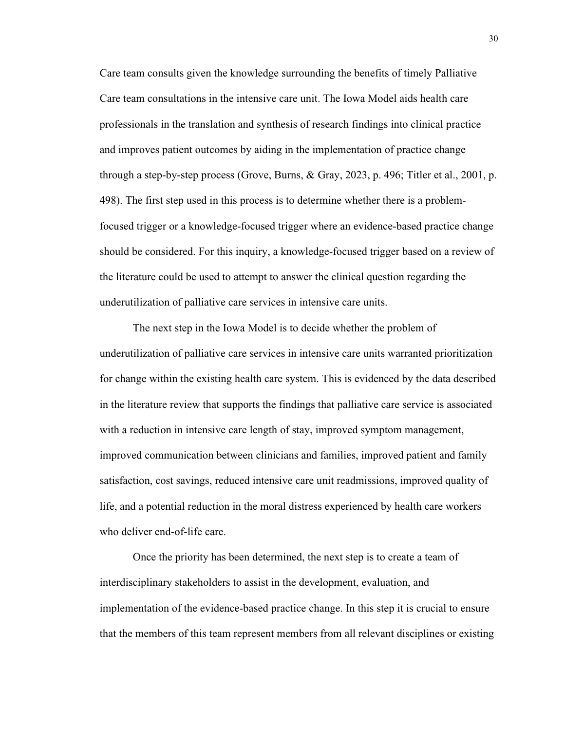Care team consults given the knowledge surrounding the benefits of timely Palliative Care team consultations in the intensive care unit. The Iowa Model aids health care professionals in the translation and synthesis of research findings into clinical practice and improves patient outcomes by aiding in the implementation of practice change through a step-by-step process (Grove, Burns, & Gray, 2023, p. 496; Titler et al., 2001, p. 498). The first step used in this process is to determine whether there is a problem-focused trigger or a knowledge-focused trigger where an evidence-based practice change should be considered. For this inquiry, a knowledge-focused trigger based on a review of the literature could be used to attempt to answer the clinical question regarding the underutilization of palliative care services in intensive care units.

The next step in the Iowa Model is to decide whether the problem of underutilization of palliative care services in intensive care units warranted prioritization for change within the existing health care system. This is evidenced by the data described in the literature review that supports the findings that palliative care service is associated with a reduction in intensive care length of stay, improved symptom management, improved communication between clinicians and families, improved patient and family satisfaction, cost savings, reduced intensive care unit readmissions, improved quality of life, and a potential reduction in the moral distress experienced by health care workers who deliver end-of-life care.

Once the priority has been determined, the next step is to create a team of interdisciplinary stakeholders to assist in the development, evaluation, and implementation of the evidence-based practice change. In this step it is crucial to ensure that the members of this team represent members from all relevant disciplines or existing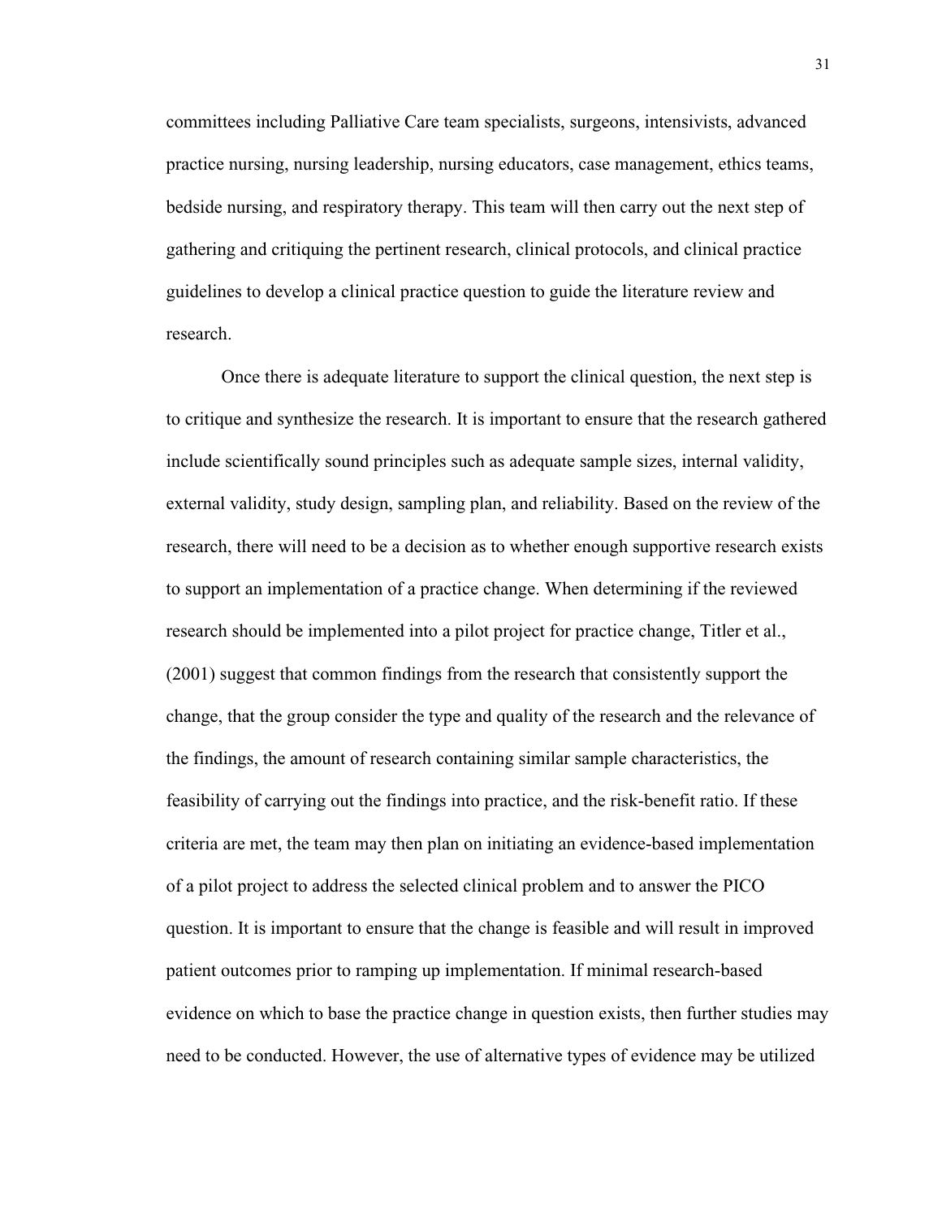committees including Palliative Care team specialists, surgeons, intensivists, advanced practice nursing, nursing leadership, nursing educators, case management, ethics teams, bedside nursing, and respiratory therapy. This team will then carry out the next step of gathering and critiquing the pertinent research, clinical protocols, and clinical practice guidelines to develop a clinical practice question to guide the literature review and research.

Once there is adequate literature to support the clinical question, the next step is to critique and synthesize the research. It is important to ensure that the research gathered include scientifically sound principles such as adequate sample sizes, internal validity, external validity, study design, sampling plan, and reliability. Based on the review of the research, there will need to be a decision as to whether enough supportive research exists to support an implementation of a practice change. When determining if the reviewed research should be implemented into a pilot project for practice change, Titler et al., (2001) suggest that common findings from the research that consistently support the change, that the group consider the type and quality of the research and the relevance of the findings, the amount of research containing similar sample characteristics, the feasibility of carrying out the findings into practice, and the risk-benefit ratio. If these criteria are met, the team may then plan on initiating an evidence-based implementation of a pilot project to address the selected clinical problem and to answer the PICO question. It is important to ensure that the change is feasible and will result in improved patient outcomes prior to ramping up implementation. If minimal research-based evidence on which to base the practice change in question exists, then further studies may need to be conducted. However, the use of alternative types of evidence may be utilized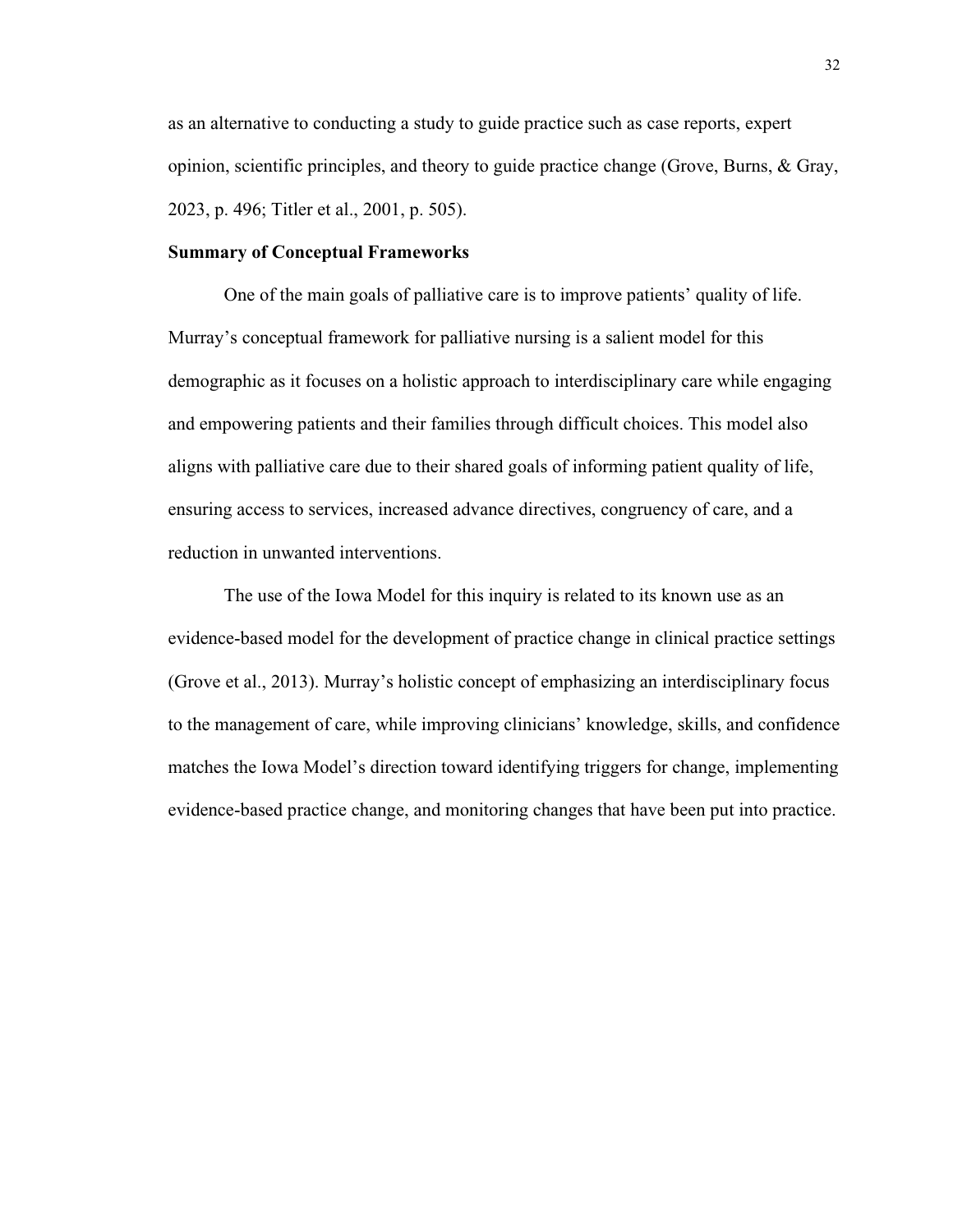as an alternative to conducting a study to guide practice such as case reports, expert opinion, scientific principles, and theory to guide practice change (Grove, Burns, & Gray, 2023, p. 496; Titler et al., 2001, p. 505).

**Summary of Conceptual Frameworks**

One of the main goals of palliative care is to improve patients' quality of life. Murray's conceptual framework for palliative nursing is a salient model for this demographic as it focuses on a holistic approach to interdisciplinary care while engaging and empowering patients and their families through difficult choices. This model also aligns with palliative care due to their shared goals of informing patient quality of life, ensuring access to services, increased advance directives, congruency of care, and a reduction in unwanted interventions.

The use of the Iowa Model for this inquiry is related to its known use as an evidence-based model for the development of practice change in clinical practice settings (Grove et al., 2013). Murray's holistic concept of emphasizing an interdisciplinary focus to the management of care, while improving clinicians' knowledge, skills, and confidence matches the Iowa Model's direction toward identifying triggers for change, implementing evidence-based practice change, and monitoring changes that have been put into practice.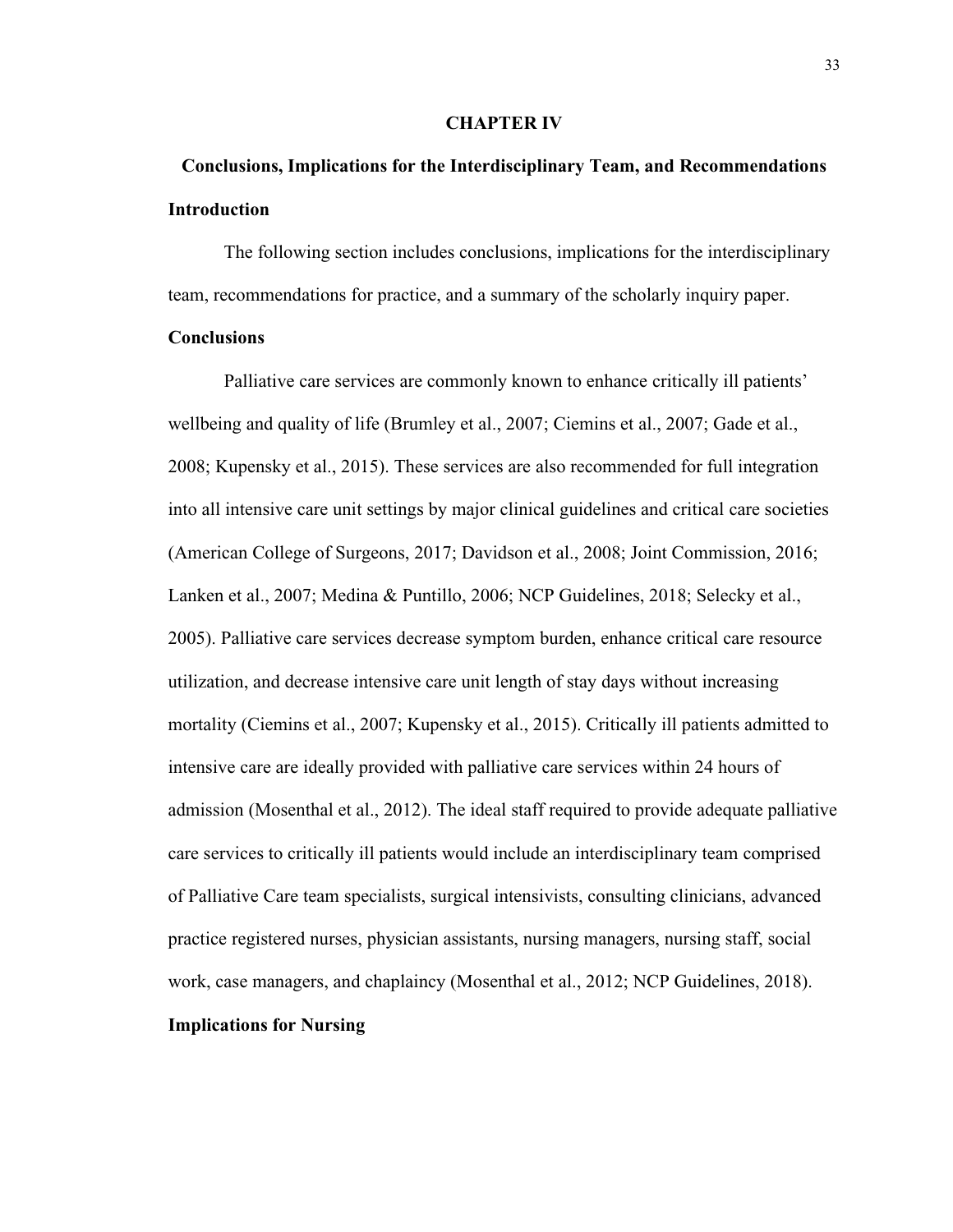# CHAPTER IV

## Conclusions, Implications for the Interdisciplinary Team, and Recommendations

### Introduction

The following section includes conclusions, implications for the interdisciplinary team, recommendations for practice, and a summary of the scholarly inquiry paper.

### Conclusions

Palliative care services are commonly known to enhance critically ill patients' wellbeing and quality of life (Brumley et al., 2007; Ciemins et al., 2007; Gade et al., 2008; Kupensky et al., 2015). These services are also recommended for full integration into all intensive care unit settings by major clinical guidelines and critical care societies (American College of Surgeons, 2017; Davidson et al., 2008; Joint Commission, 2016; Lanken et al., 2007; Medina & Puntillo, 2006; NCP Guidelines, 2018; Selecky et al., 2005). Palliative care services decrease symptom burden, enhance critical care resource utilization, and decrease intensive care unit length of stay days without increasing mortality (Ciemins et al., 2007; Kupensky et al., 2015). Critically ill patients admitted to intensive care are ideally provided with palliative care services within 24 hours of admission (Mosenthal et al., 2012). The ideal staff required to provide adequate palliative care services to critically ill patients would include an interdisciplinary team comprised of Palliative Care team specialists, surgical intensivists, consulting clinicians, advanced practice registered nurses, physician assistants, nursing managers, nursing staff, social work, case managers, and chaplaincy (Mosenthal et al., 2012; NCP Guidelines, 2018).

### Implications for Nursing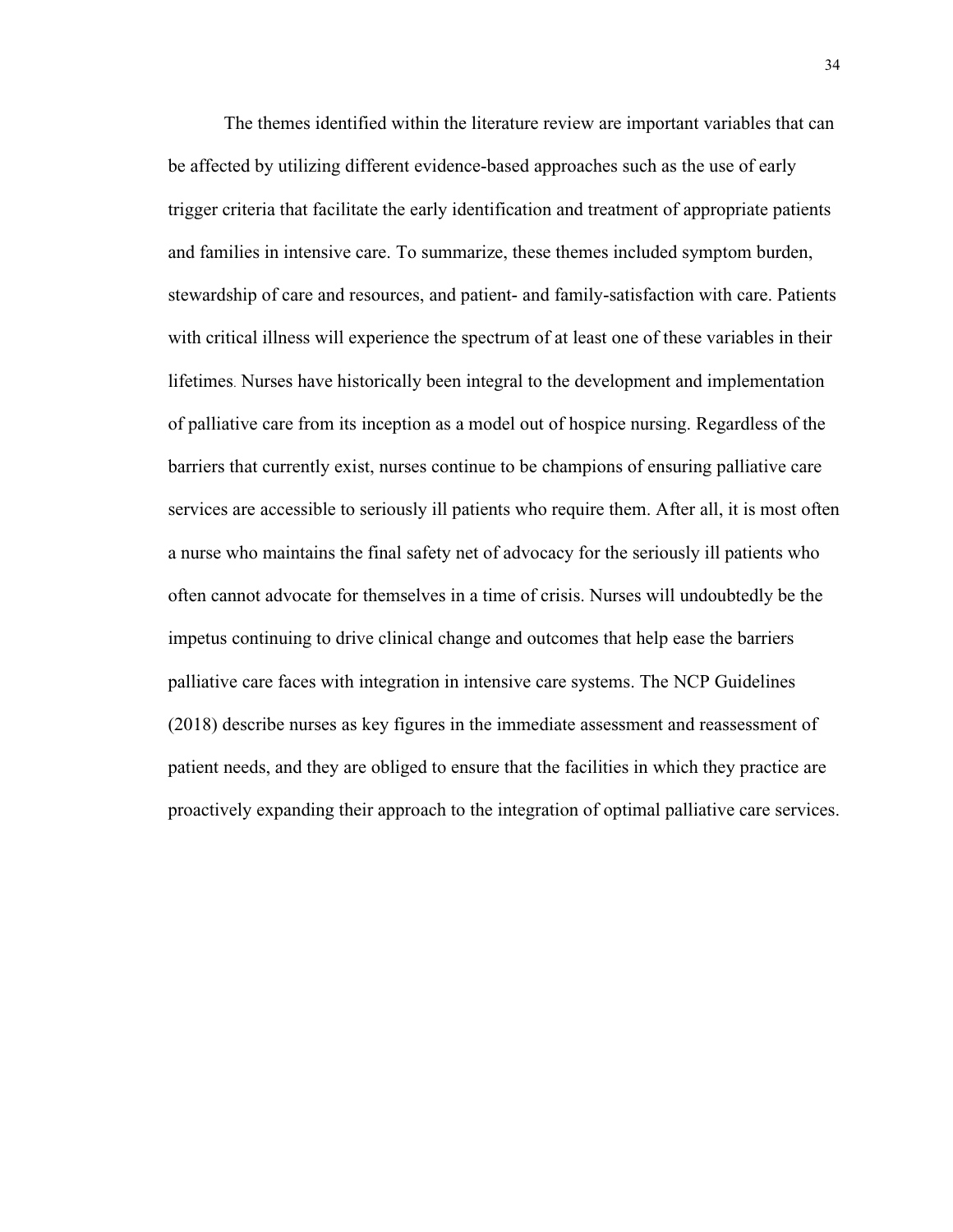The themes identified within the literature review are important variables that can be affected by utilizing different evidence-based approaches such as the use of early trigger criteria that facilitate the early identification and treatment of appropriate patients and families in intensive care. To summarize, these themes included symptom burden, stewardship of care and resources, and patient- and family-satisfaction with care. Patients with critical illness will experience the spectrum of at least one of these variables in their lifetimes. Nurses have historically been integral to the development and implementation of palliative care from its inception as a model out of hospice nursing. Regardless of the barriers that currently exist, nurses continue to be champions of ensuring palliative care services are accessible to seriously ill patients who require them. After all, it is most often a nurse who maintains the final safety net of advocacy for the seriously ill patients who often cannot advocate for themselves in a time of crisis. Nurses will undoubtedly be the impetus continuing to drive clinical change and outcomes that help ease the barriers palliative care faces with integration in intensive care systems. The NCP Guidelines (2018) describe nurses as key figures in the immediate assessment and reassessment of patient needs, and they are obliged to ensure that the facilities in which they practice are proactively expanding their approach to the integration of optimal palliative care services.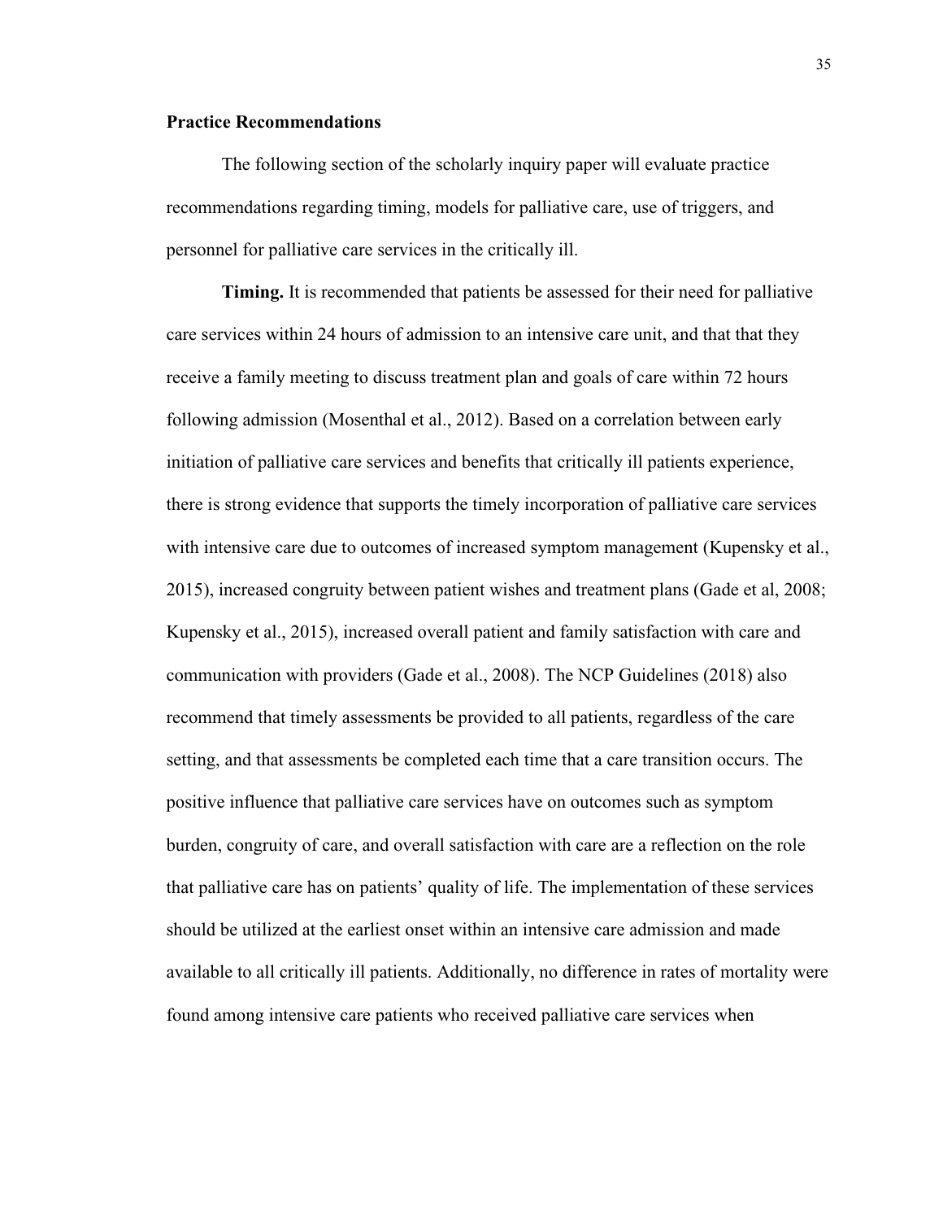## Practice Recommendations

The following section of the scholarly inquiry paper will evaluate practice recommendations regarding timing, models for palliative care, use of triggers, and personnel for palliative care services in the critically ill.

**Timing.** It is recommended that patients be assessed for their need for palliative care services within 24 hours of admission to an intensive care unit, and that that they receive a family meeting to discuss treatment plan and goals of care within 72 hours following admission (Mosenthal et al., 2012). Based on a correlation between early initiation of palliative care services and benefits that critically ill patients experience, there is strong evidence that supports the timely incorporation of palliative care services with intensive care due to outcomes of increased symptom management (Kupensky et al., 2015), increased congruity between patient wishes and treatment plans (Gade et al, 2008; Kupensky et al., 2015), increased overall patient and family satisfaction with care and communication with providers (Gade et al., 2008). The NCP Guidelines (2018) also recommend that timely assessments be provided to all patients, regardless of the care setting, and that assessments be completed each time that a care transition occurs. The positive influence that palliative care services have on outcomes such as symptom burden, congruity of care, and overall satisfaction with care are a reflection on the role that palliative care has on patients' quality of life. The implementation of these services should be utilized at the earliest onset within an intensive care admission and made available to all critically ill patients. Additionally, no difference in rates of mortality were found among intensive care patients who received palliative care services when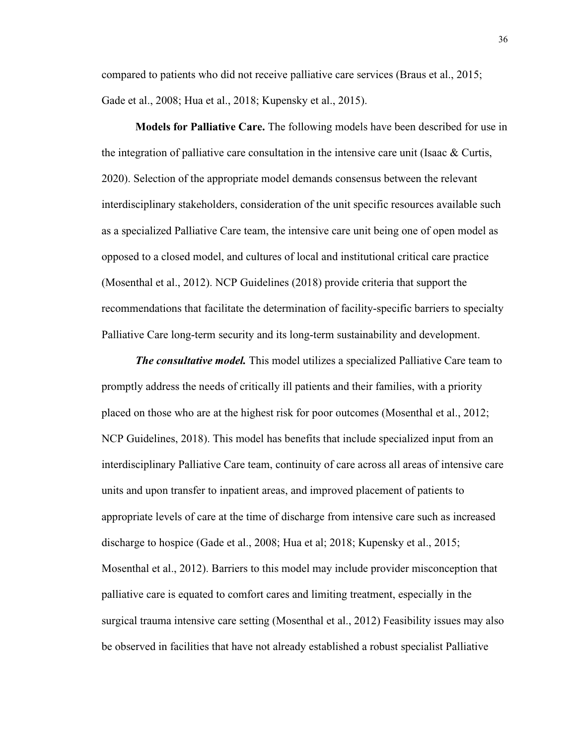compared to patients who did not receive palliative care services (Braus et al., 2015; Gade et al., 2008; Hua et al., 2018; Kupensky et al., 2015).

**Models for Palliative Care.** The following models have been described for use in the integration of palliative care consultation in the intensive care unit (Isaac & Curtis, 2020). Selection of the appropriate model demands consensus between the relevant interdisciplinary stakeholders, consideration of the unit specific resources available such as a specialized Palliative Care team, the intensive care unit being one of open model as opposed to a closed model, and cultures of local and institutional critical care practice (Mosenthal et al., 2012). NCP Guidelines (2018) provide criteria that support the recommendations that facilitate the determination of facility-specific barriers to specialty Palliative Care long-term security and its long-term sustainability and development.

***The consultative model.*** This model utilizes a specialized Palliative Care team to promptly address the needs of critically ill patients and their families, with a priority placed on those who are at the highest risk for poor outcomes (Mosenthal et al., 2012; NCP Guidelines, 2018). This model has benefits that include specialized input from an interdisciplinary Palliative Care team, continuity of care across all areas of intensive care units and upon transfer to inpatient areas, and improved placement of patients to appropriate levels of care at the time of discharge from intensive care such as increased discharge to hospice (Gade et al., 2008; Hua et al; 2018; Kupensky et al., 2015; Mosenthal et al., 2012). Barriers to this model may include provider misconception that palliative care is equated to comfort cares and limiting treatment, especially in the surgical trauma intensive care setting (Mosenthal et al., 2012) Feasibility issues may also be observed in facilities that have not already established a robust specialist Palliative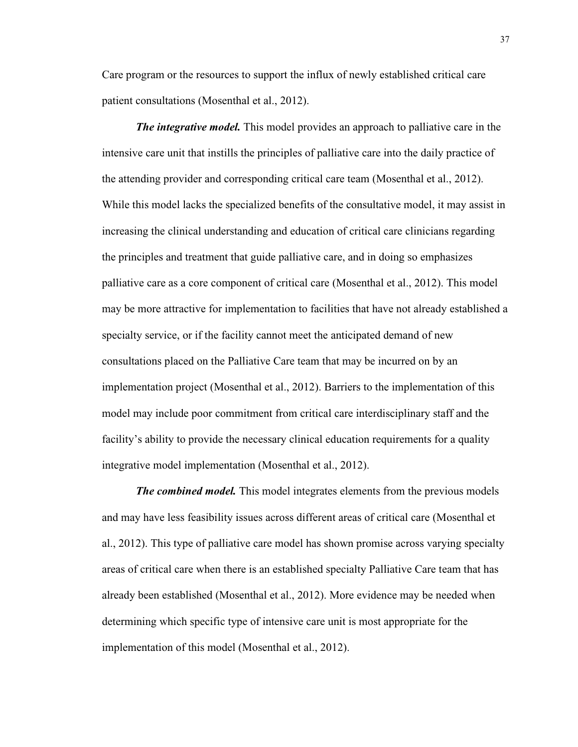Care program or the resources to support the influx of newly established critical care patient consultations (Mosenthal et al., 2012).

***The integrative model.*** This model provides an approach to palliative care in the intensive care unit that instills the principles of palliative care into the daily practice of the attending provider and corresponding critical care team (Mosenthal et al., 2012). While this model lacks the specialized benefits of the consultative model, it may assist in increasing the clinical understanding and education of critical care clinicians regarding the principles and treatment that guide palliative care, and in doing so emphasizes palliative care as a core component of critical care (Mosenthal et al., 2012). This model may be more attractive for implementation to facilities that have not already established a specialty service, or if the facility cannot meet the anticipated demand of new consultations placed on the Palliative Care team that may be incurred on by an implementation project (Mosenthal et al., 2012). Barriers to the implementation of this model may include poor commitment from critical care interdisciplinary staff and the facility's ability to provide the necessary clinical education requirements for a quality integrative model implementation (Mosenthal et al., 2012).

***The combined model.*** This model integrates elements from the previous models and may have less feasibility issues across different areas of critical care (Mosenthal et al., 2012). This type of palliative care model has shown promise across varying specialty areas of critical care when there is an established specialty Palliative Care team that has already been established (Mosenthal et al., 2012). More evidence may be needed when determining which specific type of intensive care unit is most appropriate for the implementation of this model (Mosenthal et al., 2012).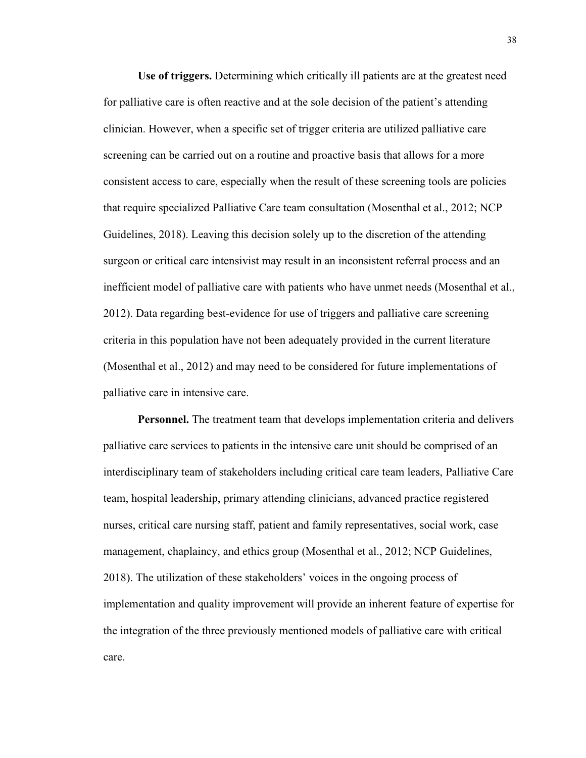**Use of triggers.** Determining which critically ill patients are at the greatest need for palliative care is often reactive and at the sole decision of the patient's attending clinician. However, when a specific set of trigger criteria are utilized palliative care screening can be carried out on a routine and proactive basis that allows for a more consistent access to care, especially when the result of these screening tools are policies that require specialized Palliative Care team consultation (Mosenthal et al., 2012; NCP Guidelines, 2018). Leaving this decision solely up to the discretion of the attending surgeon or critical care intensivist may result in an inconsistent referral process and an inefficient model of palliative care with patients who have unmet needs (Mosenthal et al., 2012). Data regarding best-evidence for use of triggers and palliative care screening criteria in this population have not been adequately provided in the current literature (Mosenthal et al., 2012) and may need to be considered for future implementations of palliative care in intensive care.

**Personnel.** The treatment team that develops implementation criteria and delivers palliative care services to patients in the intensive care unit should be comprised of an interdisciplinary team of stakeholders including critical care team leaders, Palliative Care team, hospital leadership, primary attending clinicians, advanced practice registered nurses, critical care nursing staff, patient and family representatives, social work, case management, chaplaincy, and ethics group (Mosenthal et al., 2012; NCP Guidelines, 2018). The utilization of these stakeholders' voices in the ongoing process of implementation and quality improvement will provide an inherent feature of expertise for the integration of the three previously mentioned models of palliative care with critical care.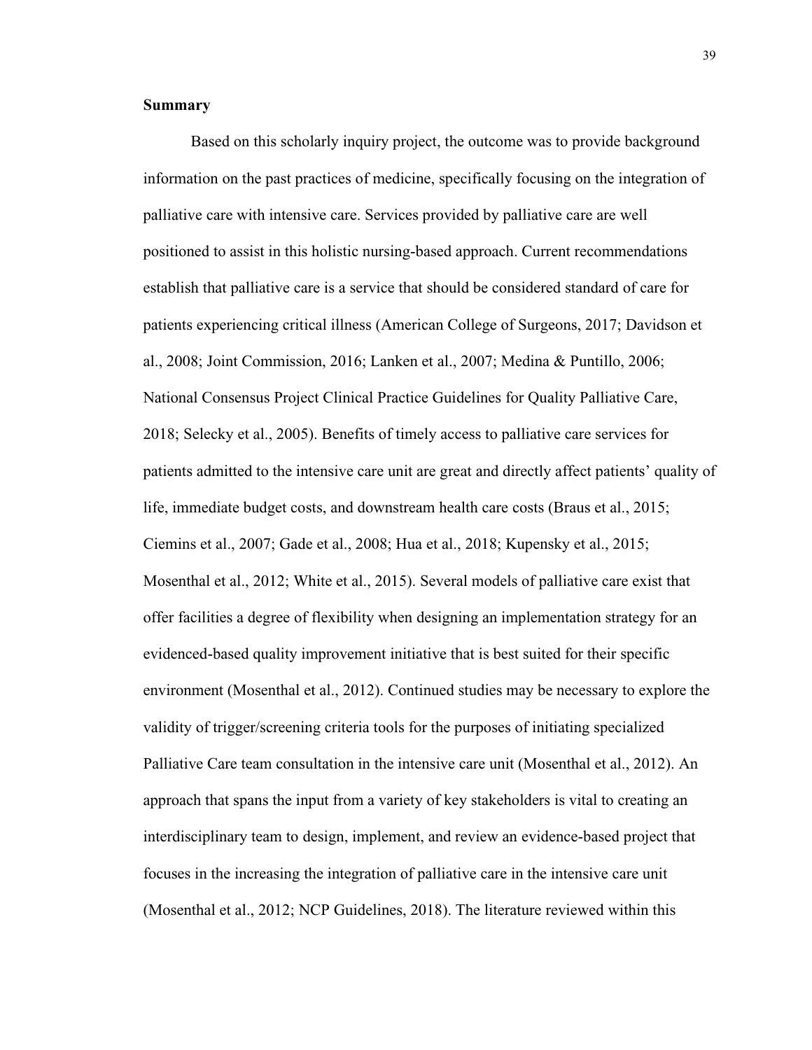**Summary**

Based on this scholarly inquiry project, the outcome was to provide background information on the past practices of medicine, specifically focusing on the integration of palliative care with intensive care. Services provided by palliative care are well positioned to assist in this holistic nursing-based approach. Current recommendations establish that palliative care is a service that should be considered standard of care for patients experiencing critical illness (American College of Surgeons, 2017; Davidson et al., 2008; Joint Commission, 2016; Lanken et al., 2007; Medina & Puntillo, 2006; National Consensus Project Clinical Practice Guidelines for Quality Palliative Care, 2018; Selecky et al., 2005). Benefits of timely access to palliative care services for patients admitted to the intensive care unit are great and directly affect patients' quality of life, immediate budget costs, and downstream health care costs (Braus et al., 2015; Ciemins et al., 2007; Gade et al., 2008; Hua et al., 2018; Kupensky et al., 2015; Mosenthal et al., 2012; White et al., 2015). Several models of palliative care exist that offer facilities a degree of flexibility when designing an implementation strategy for an evidenced-based quality improvement initiative that is best suited for their specific environment (Mosenthal et al., 2012). Continued studies may be necessary to explore the validity of trigger/screening criteria tools for the purposes of initiating specialized Palliative Care team consultation in the intensive care unit (Mosenthal et al., 2012). An approach that spans the input from a variety of key stakeholders is vital to creating an interdisciplinary team to design, implement, and review an evidence-based project that focuses in the increasing the integration of palliative care in the intensive care unit (Mosenthal et al., 2012; NCP Guidelines, 2018). The literature reviewed within this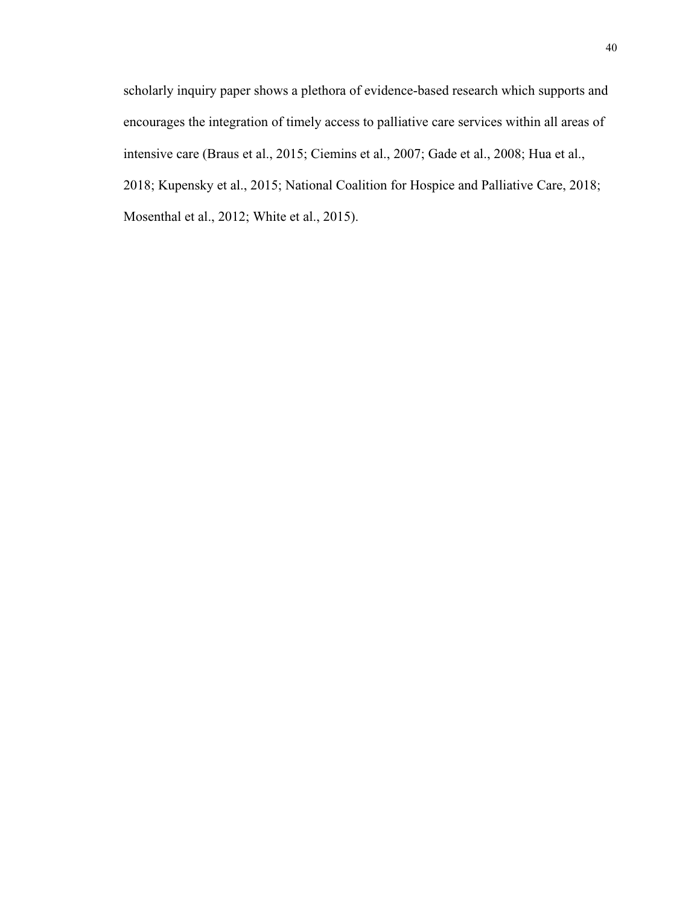scholarly inquiry paper shows a plethora of evidence-based research which supports and encourages the integration of timely access to palliative care services within all areas of intensive care (Braus et al., 2015; Ciemins et al., 2007; Gade et al., 2008; Hua et al., 2018; Kupensky et al., 2015; National Coalition for Hospice and Palliative Care, 2018; Mosenthal et al., 2012; White et al., 2015).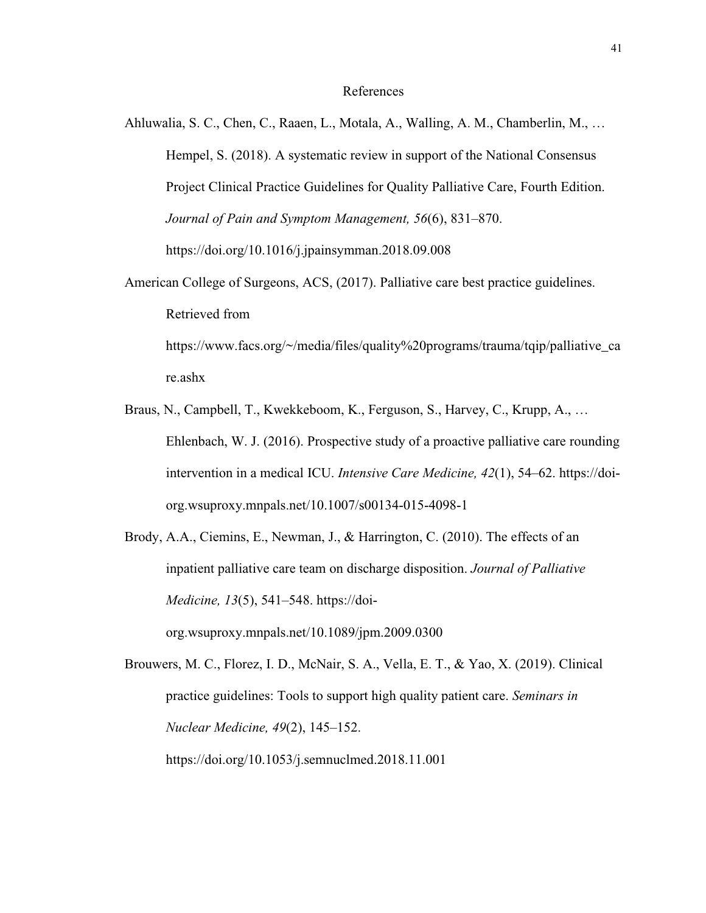# References

Ahluwalia, S. C., Chen, C., Raaen, L., Motala, A., Walling, A. M., Chamberlin, M., … Hempel, S. (2018). A systematic review in support of the National Consensus Project Clinical Practice Guidelines for Quality Palliative Care, Fourth Edition. *Journal of Pain and Symptom Management, 56*(6), 831–870. https://doi.org/10.1016/j.jpainsymman.2018.09.008

American College of Surgeons, ACS, (2017). Palliative care best practice guidelines. Retrieved from https://www.facs.org/~/media/files/quality%20programs/trauma/tqip/palliative_care.ashx

Braus, N., Campbell, T., Kwekkeboom, K., Ferguson, S., Harvey, C., Krupp, A., … Ehlenbach, W. J. (2016). Prospective study of a proactive palliative care rounding intervention in a medical ICU. *Intensive Care Medicine, 42*(1), 54–62. https://doi-org.wsuproxy.mnpals.net/10.1007/s00134-015-4098-1

Brody, A.A., Ciemins, E., Newman, J., & Harrington, C. (2010). The effects of an inpatient palliative care team on discharge disposition. *Journal of Palliative Medicine, 13*(5), 541–548. https://doi-org.wsuproxy.mnpals.net/10.1089/jpm.2009.0300

Brouwers, M. C., Florez, I. D., McNair, S. A., Vella, E. T., & Yao, X. (2019). Clinical practice guidelines: Tools to support high quality patient care. *Seminars in Nuclear Medicine, 49*(2), 145–152. https://doi.org/10.1053/j.semnuclmed.2018.11.001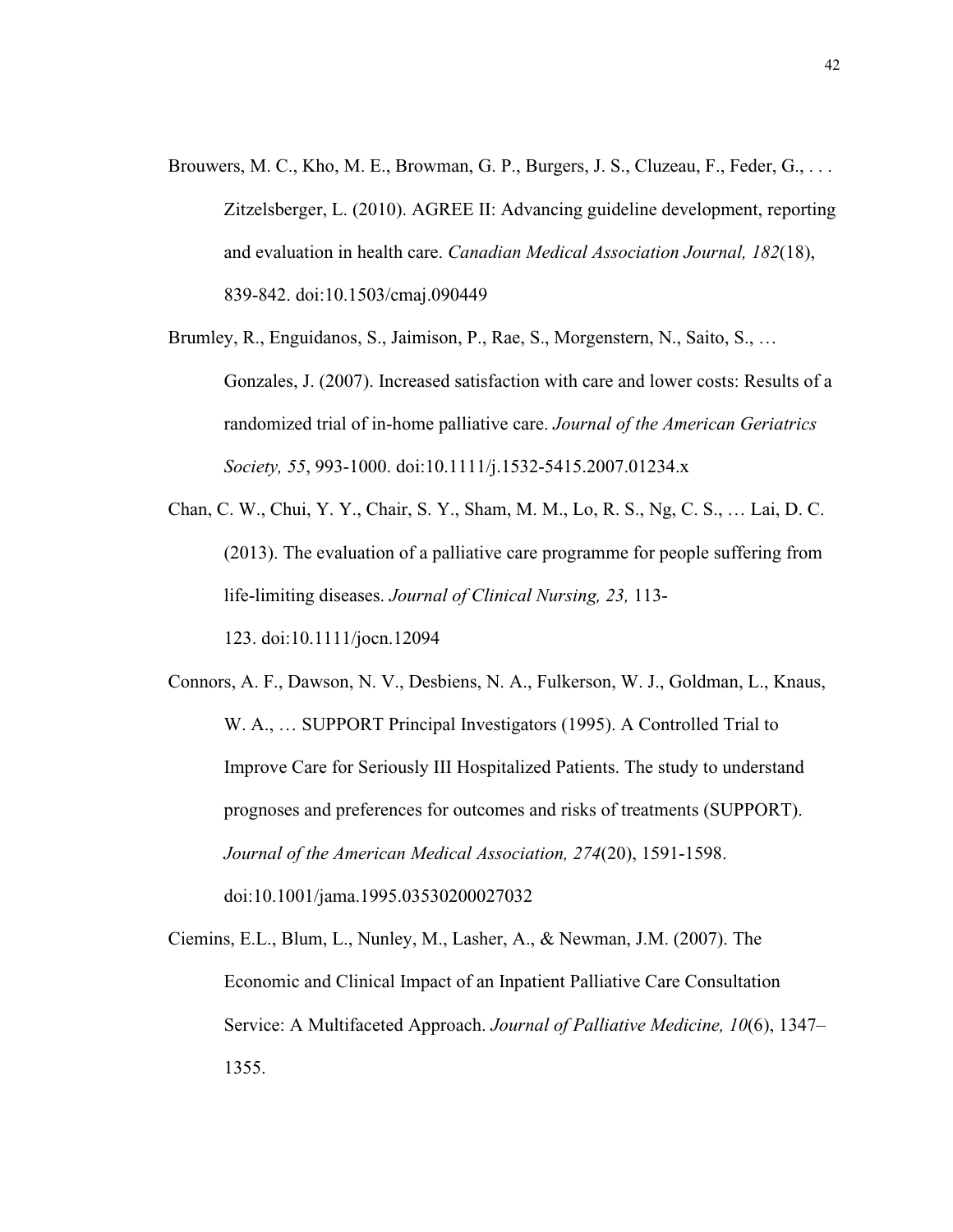Brouwers, M. C., Kho, M. E., Browman, G. P., Burgers, J. S., Cluzeau, F., Feder, G., . . . Zitzelsberger, L. (2010). AGREE II: Advancing guideline development, reporting and evaluation in health care. *Canadian Medical Association Journal, 182*(18), 839-842. doi:10.1503/cmaj.090449

Brumley, R., Enguidanos, S., Jaimison, P., Rae, S., Morgenstern, N., Saito, S., … Gonzales, J. (2007). Increased satisfaction with care and lower costs: Results of a randomized trial of in-home palliative care. *Journal of the American Geriatrics Society, 55*, 993-1000. doi:10.1111/j.1532-5415.2007.01234.x

Chan, C. W., Chui, Y. Y., Chair, S. Y., Sham, M. M., Lo, R. S., Ng, C. S., … Lai, D. C. (2013). The evaluation of a palliative care programme for people suffering from life-limiting diseases. *Journal of Clinical Nursing, 23,* 113-123. doi:10.1111/jocn.12094

Connors, A. F., Dawson, N. V., Desbiens, N. A., Fulkerson, W. J., Goldman, L., Knaus, W. A., … SUPPORT Principal Investigators (1995). A Controlled Trial to Improve Care for Seriously Ill Hospitalized Patients. The study to understand prognoses and preferences for outcomes and risks of treatments (SUPPORT). *Journal of the American Medical Association, 274*(20), 1591-1598. doi:10.1001/jama.1995.03530200027032

Ciemins, E.L., Blum, L., Nunley, M., Lasher, A., & Newman, J.M. (2007). The Economic and Clinical Impact of an Inpatient Palliative Care Consultation Service: A Multifaceted Approach. *Journal of Palliative Medicine, 10*(6), 1347–1355.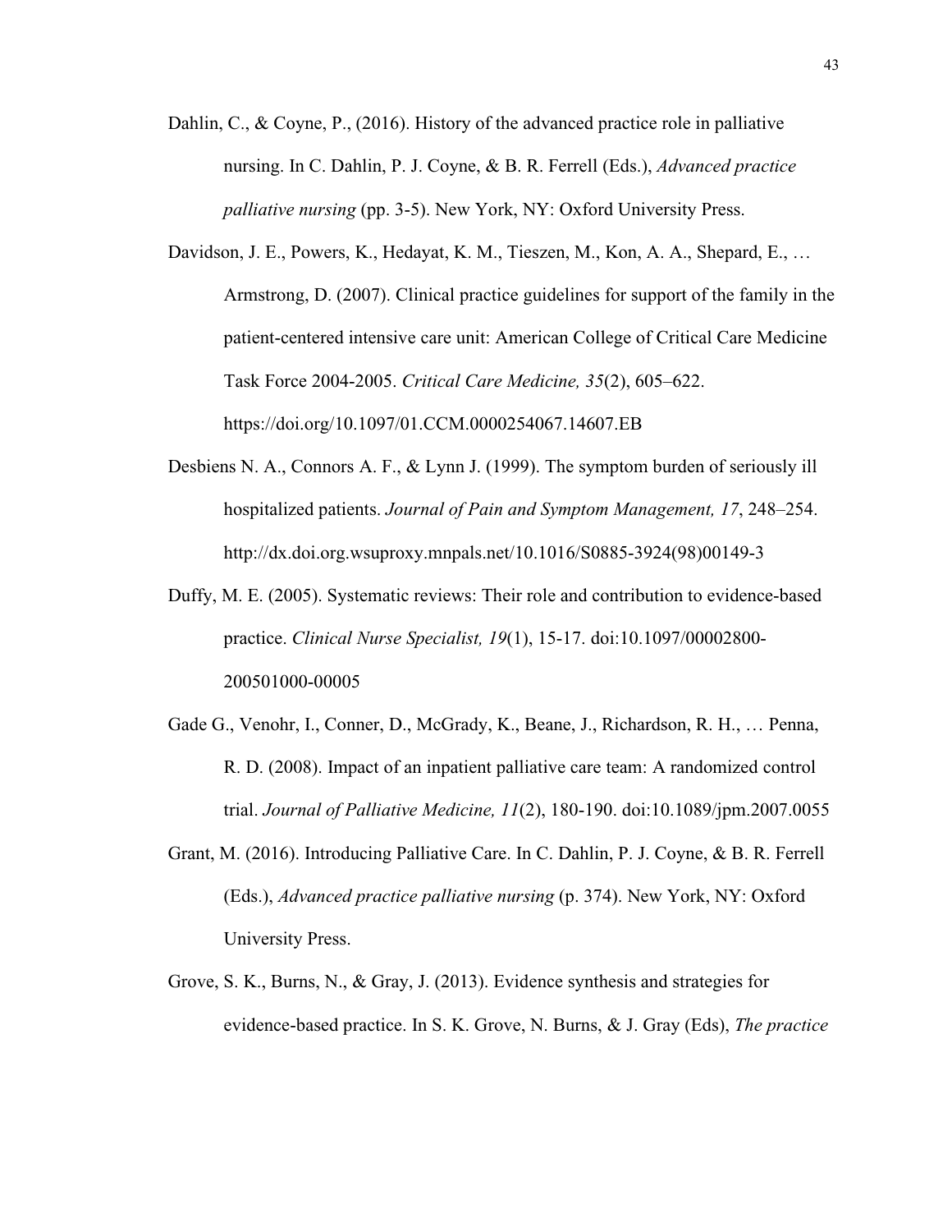Dahlin, C., & Coyne, P., (2016). History of the advanced practice role in palliative nursing. In C. Dahlin, P. J. Coyne, & B. R. Ferrell (Eds.), *Advanced practice palliative nursing* (pp. 3-5). New York, NY: Oxford University Press.

Davidson, J. E., Powers, K., Hedayat, K. M., Tieszen, M., Kon, A. A., Shepard, E., … Armstrong, D. (2007). Clinical practice guidelines for support of the family in the patient-centered intensive care unit: American College of Critical Care Medicine Task Force 2004-2005. *Critical Care Medicine, 35*(2), 605–622. https://doi.org/10.1097/01.CCM.0000254067.14607.EB

Desbiens N. A., Connors A. F., & Lynn J. (1999). The symptom burden of seriously ill hospitalized patients. *Journal of Pain and Symptom Management, 17*, 248–254. http://dx.doi.org.wsuproxy.mnpals.net/10.1016/S0885-3924(98)00149-3

Duffy, M. E. (2005). Systematic reviews: Their role and contribution to evidence-based practice. *Clinical Nurse Specialist, 19*(1), 15-17. doi:10.1097/00002800-200501000-00005

Gade G., Venohr, I., Conner, D., McGrady, K., Beane, J., Richardson, R. H., … Penna, R. D. (2008). Impact of an inpatient palliative care team: A randomized control trial. *Journal of Palliative Medicine, 11*(2), 180-190. doi:10.1089/jpm.2007.0055

Grant, M. (2016). Introducing Palliative Care. In C. Dahlin, P. J. Coyne, & B. R. Ferrell (Eds.), *Advanced practice palliative nursing* (p. 374). New York, NY: Oxford University Press.

Grove, S. K., Burns, N., & Gray, J. (2013). Evidence synthesis and strategies for evidence-based practice. In S. K. Grove, N. Burns, & J. Gray (Eds), *The practice*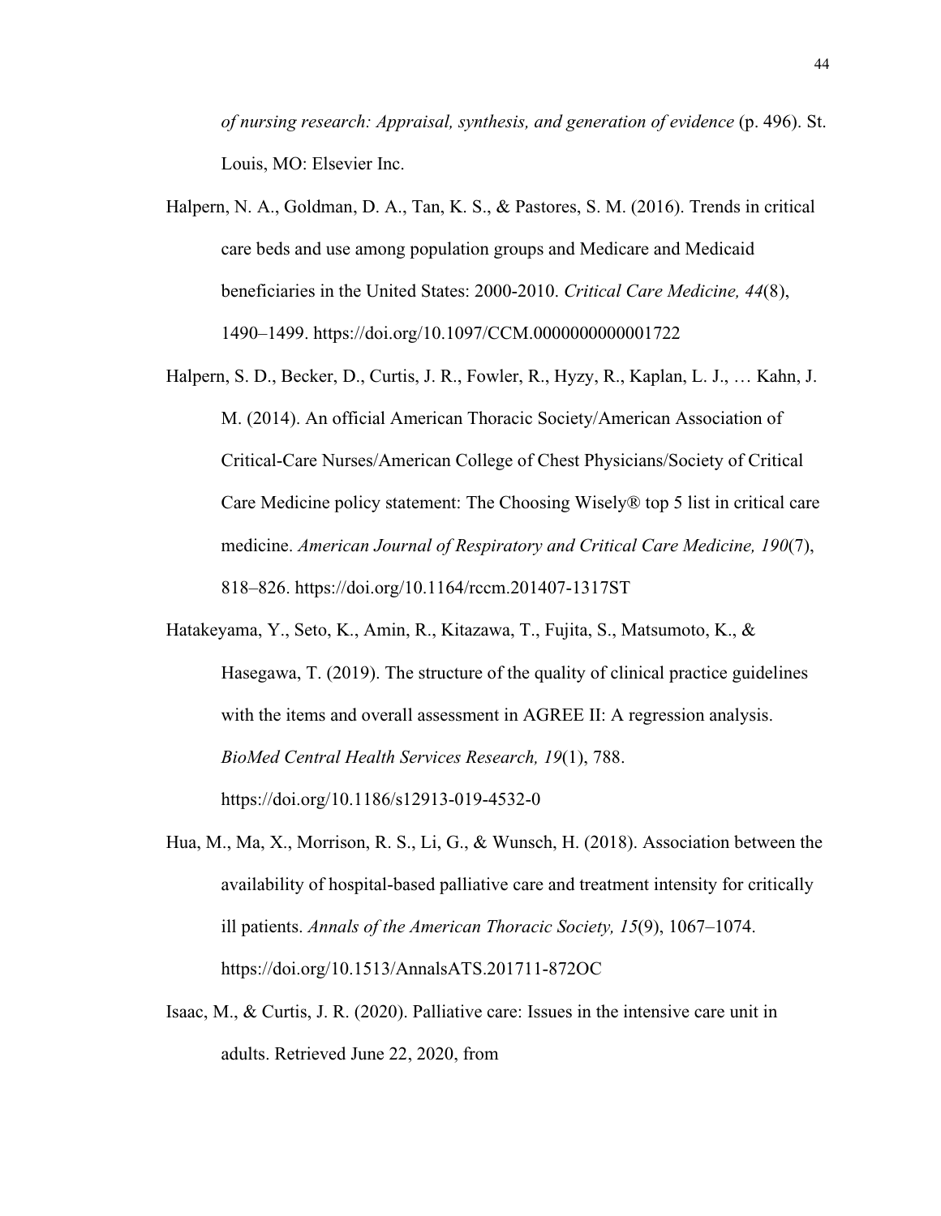*of nursing research: Appraisal, synthesis, and generation of evidence* (p. 496). St. Louis, MO: Elsevier Inc.

Halpern, N. A., Goldman, D. A., Tan, K. S., & Pastores, S. M. (2016). Trends in critical care beds and use among population groups and Medicare and Medicaid beneficiaries in the United States: 2000-2010. *Critical Care Medicine, 44*(8), 1490–1499. https://doi.org/10.1097/CCM.0000000000001722

Halpern, S. D., Becker, D., Curtis, J. R., Fowler, R., Hyzy, R., Kaplan, L. J., … Kahn, J. M. (2014). An official American Thoracic Society/American Association of Critical-Care Nurses/American College of Chest Physicians/Society of Critical Care Medicine policy statement: The Choosing Wisely® top 5 list in critical care medicine. *American Journal of Respiratory and Critical Care Medicine, 190*(7), 818–826. https://doi.org/10.1164/rccm.201407-1317ST

Hatakeyama, Y., Seto, K., Amin, R., Kitazawa, T., Fujita, S., Matsumoto, K., & Hasegawa, T. (2019). The structure of the quality of clinical practice guidelines with the items and overall assessment in AGREE II: A regression analysis. *BioMed Central Health Services Research, 19*(1), 788. https://doi.org/10.1186/s12913-019-4532-0

Hua, M., Ma, X., Morrison, R. S., Li, G., & Wunsch, H. (2018). Association between the availability of hospital-based palliative care and treatment intensity for critically ill patients. *Annals of the American Thoracic Society, 15*(9), 1067–1074. https://doi.org/10.1513/AnnalsATS.201711-872OC

Isaac, M., & Curtis, J. R. (2020). Palliative care: Issues in the intensive care unit in adults. Retrieved June 22, 2020, from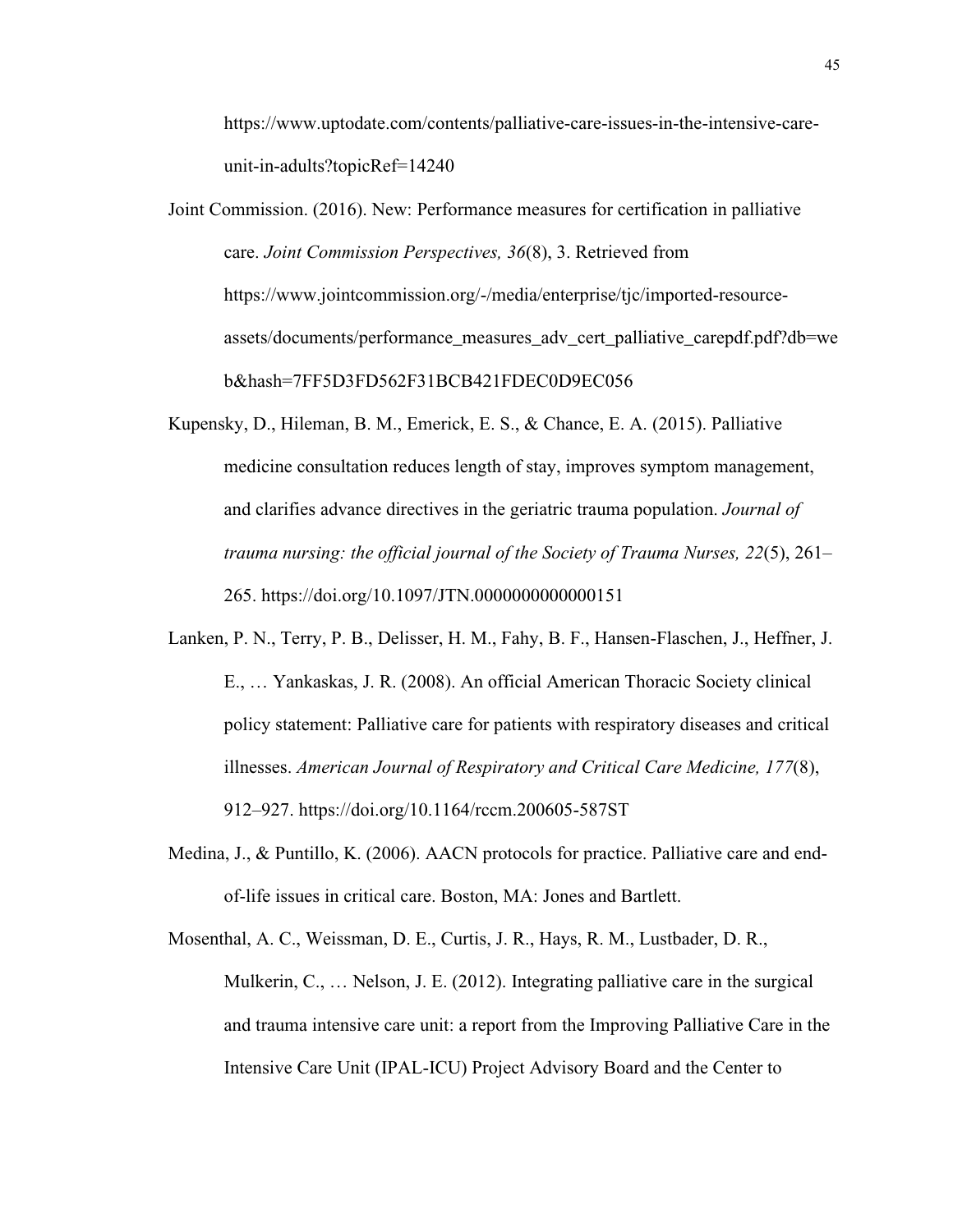https://www.uptodate.com/contents/palliative-care-issues-in-the-intensive-care-unit-in-adults?topicRef=14240

Joint Commission. (2016). New: Performance measures for certification in palliative care. *Joint Commission Perspectives, 36*(8), 3. Retrieved from https://www.jointcommission.org/-/media/enterprise/tjc/imported-resource-assets/documents/performance_measures_adv_cert_palliative_carepdf.pdf?db=web&hash=7FF5D3FD562F31BCB421FDEC0D9EC056

Kupensky, D., Hileman, B. M., Emerick, E. S., & Chance, E. A. (2015). Palliative medicine consultation reduces length of stay, improves symptom management, and clarifies advance directives in the geriatric trauma population. *Journal of trauma nursing: the official journal of the Society of Trauma Nurses, 22*(5), 261–265. https://doi.org/10.1097/JTN.0000000000000151

Lanken, P. N., Terry, P. B., Delisser, H. M., Fahy, B. F., Hansen-Flaschen, J., Heffner, J. E., … Yankaskas, J. R. (2008). An official American Thoracic Society clinical policy statement: Palliative care for patients with respiratory diseases and critical illnesses. *American Journal of Respiratory and Critical Care Medicine, 177*(8), 912–927. https://doi.org/10.1164/rccm.200605-587ST

Medina, J., & Puntillo, K. (2006). AACN protocols for practice. Palliative care and end-of-life issues in critical care. Boston, MA: Jones and Bartlett.

Mosenthal, A. C., Weissman, D. E., Curtis, J. R., Hays, R. M., Lustbader, D. R., Mulkerin, C., … Nelson, J. E. (2012). Integrating palliative care in the surgical and trauma intensive care unit: a report from the Improving Palliative Care in the Intensive Care Unit (IPAL-ICU) Project Advisory Board and the Center to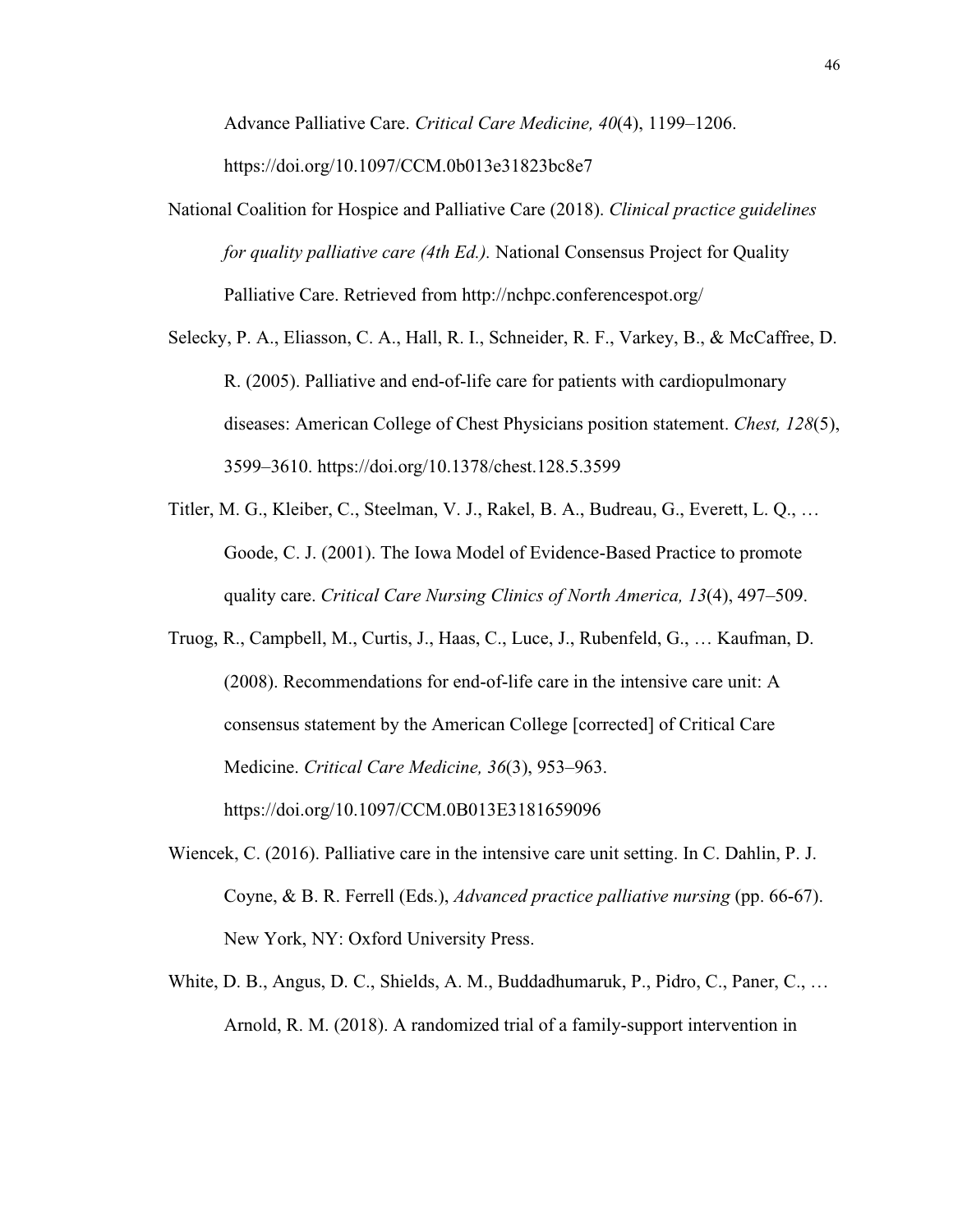Advance Palliative Care. *Critical Care Medicine, 40*(4), 1199–1206. https://doi.org/10.1097/CCM.0b013e31823bc8e7

National Coalition for Hospice and Palliative Care (2018). *Clinical practice guidelines for quality palliative care (4th Ed.).* National Consensus Project for Quality Palliative Care. Retrieved from http://nchpc.conferencespot.org/

Selecky, P. A., Eliasson, C. A., Hall, R. I., Schneider, R. F., Varkey, B., & McCaffree, D. R. (2005). Palliative and end-of-life care for patients with cardiopulmonary diseases: American College of Chest Physicians position statement. *Chest, 128*(5), 3599–3610. https://doi.org/10.1378/chest.128.5.3599

Titler, M. G., Kleiber, C., Steelman, V. J., Rakel, B. A., Budreau, G., Everett, L. Q., … Goode, C. J. (2001). The Iowa Model of Evidence-Based Practice to promote quality care. *Critical Care Nursing Clinics of North America, 13*(4), 497–509.

Truog, R., Campbell, M., Curtis, J., Haas, C., Luce, J., Rubenfeld, G., … Kaufman, D. (2008). Recommendations for end-of-life care in the intensive care unit: A consensus statement by the American College [corrected] of Critical Care Medicine. *Critical Care Medicine, 36*(3), 953–963. https://doi.org/10.1097/CCM.0B013E3181659096

Wiencek, C. (2016). Palliative care in the intensive care unit setting. In C. Dahlin, P. J. Coyne, & B. R. Ferrell (Eds.), *Advanced practice palliative nursing* (pp. 66-67). New York, NY: Oxford University Press.

White, D. B., Angus, D. C., Shields, A. M., Buddadhumaruk, P., Pidro, C., Paner, C., … Arnold, R. M. (2018). A randomized trial of a family-support intervention in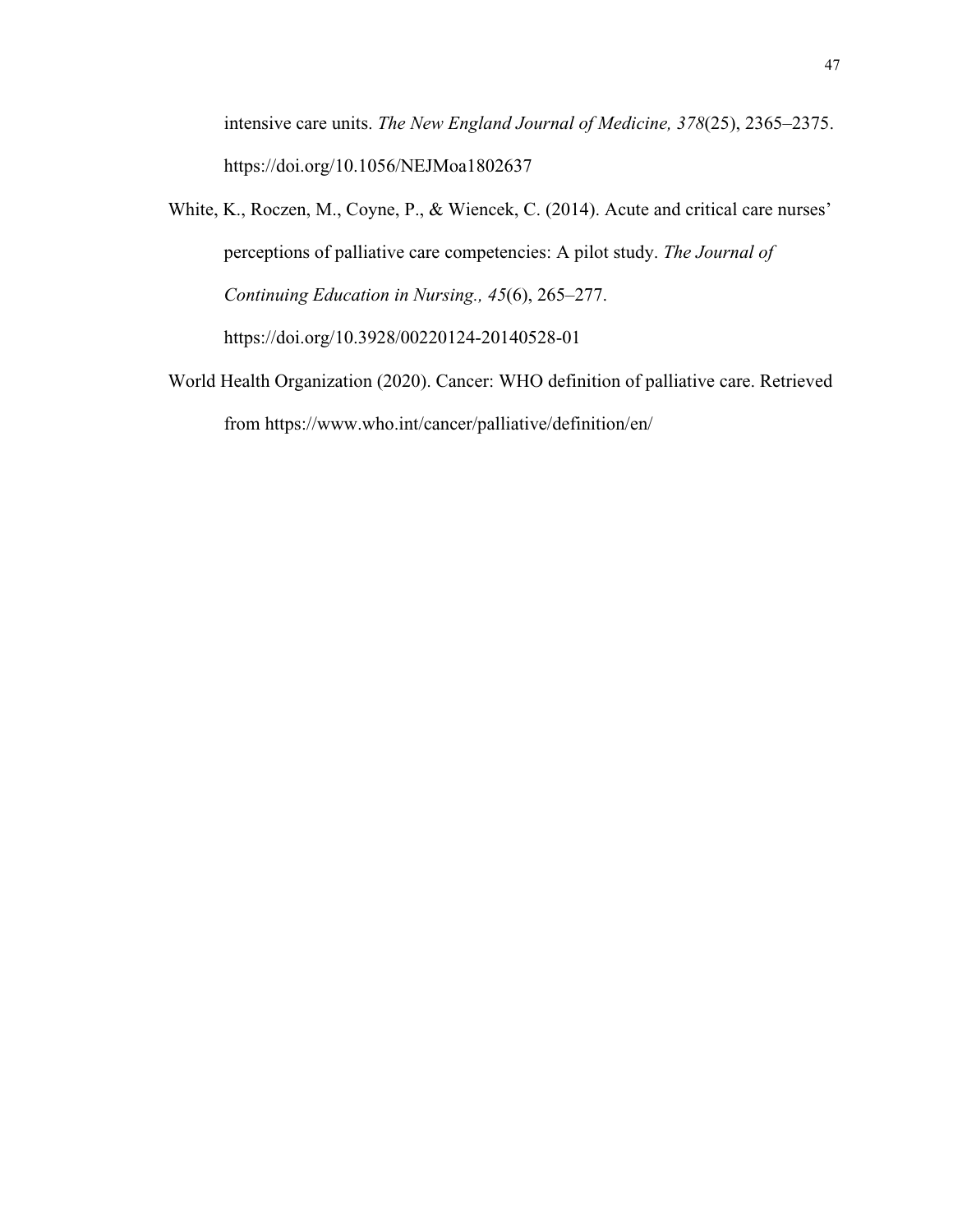intensive care units. *The New England Journal of Medicine, 378*(25), 2365–2375. https://doi.org/10.1056/NEJMoa1802637

White, K., Roczen, M., Coyne, P., & Wiencek, C. (2014). Acute and critical care nurses' perceptions of palliative care competencies: A pilot study. *The Journal of Continuing Education in Nursing., 45*(6), 265–277. https://doi.org/10.3928/00220124-20140528-01

World Health Organization (2020). Cancer: WHO definition of palliative care. Retrieved from https://www.who.int/cancer/palliative/definition/en/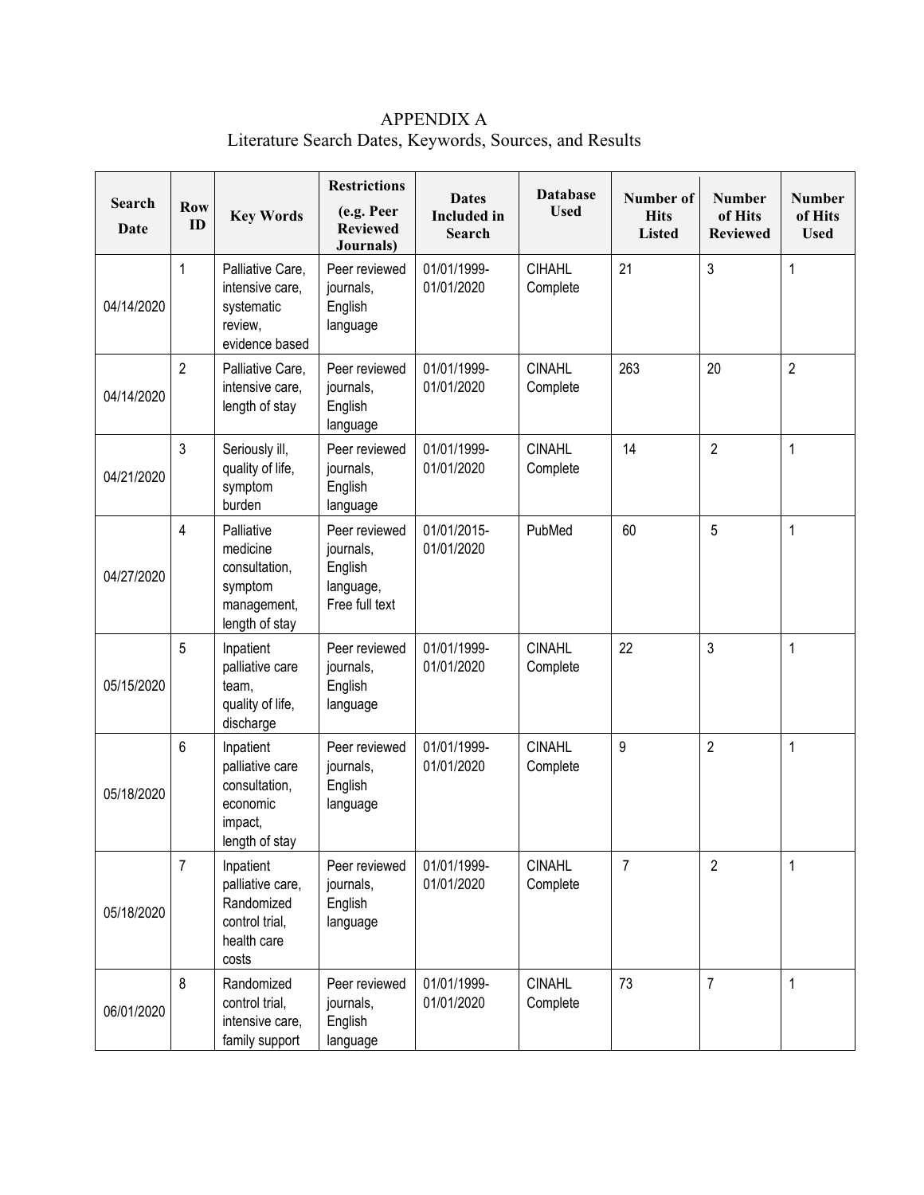# APPENDIX A

## Literature Search Dates, Keywords, Sources, and Results

| Search Date | Row ID | Key Words | Restrictions (e.g. Peer Reviewed Journals) | Dates Included in Search | Database Used | Number of Hits Listed | Number of Hits Reviewed | Number of Hits Used |
|---|---|---|---|---|---|---|---|---|
| 04/14/2020 | 1 | Palliative Care, intensive care, systematic review, evidence based | Peer reviewed journals, English language | 01/01/1999-01/01/2020 | CIHAHL Complete | 21 | 3 | 1 |
| 04/14/2020 | 2 | Palliative Care, intensive care, length of stay | Peer reviewed journals, English language | 01/01/1999-01/01/2020 | CINAHL Complete | 263 | 20 | 2 |
| 04/21/2020 | 3 | Seriously ill, quality of life, symptom burden | Peer reviewed journals, English language | 01/01/1999-01/01/2020 | CINAHL Complete | 14 | 2 | 1 |
| 04/27/2020 | 4 | Palliative medicine consultation, symptom management, length of stay | Peer reviewed journals, English language, Free full text | 01/01/2015-01/01/2020 | PubMed | 60 | 5 | 1 |
| 05/15/2020 | 5 | Inpatient palliative care team, quality of life, discharge | Peer reviewed journals, English language | 01/01/1999-01/01/2020 | CINAHL Complete | 22 | 3 | 1 |
| 05/18/2020 | 6 | Inpatient palliative care consultation, economic impact, length of stay | Peer reviewed journals, English language | 01/01/1999-01/01/2020 | CINAHL Complete | 9 | 2 | 1 |
| 05/18/2020 | 7 | Inpatient palliative care, Randomized control trial, health care costs | Peer reviewed journals, English language | 01/01/1999-01/01/2020 | CINAHL Complete | 7 | 2 | 1 |
| 06/01/2020 | 8 | Randomized control trial, intensive care, family support | Peer reviewed journals, English language | 01/01/1999-01/01/2020 | CINAHL Complete | 73 | 7 | 1 |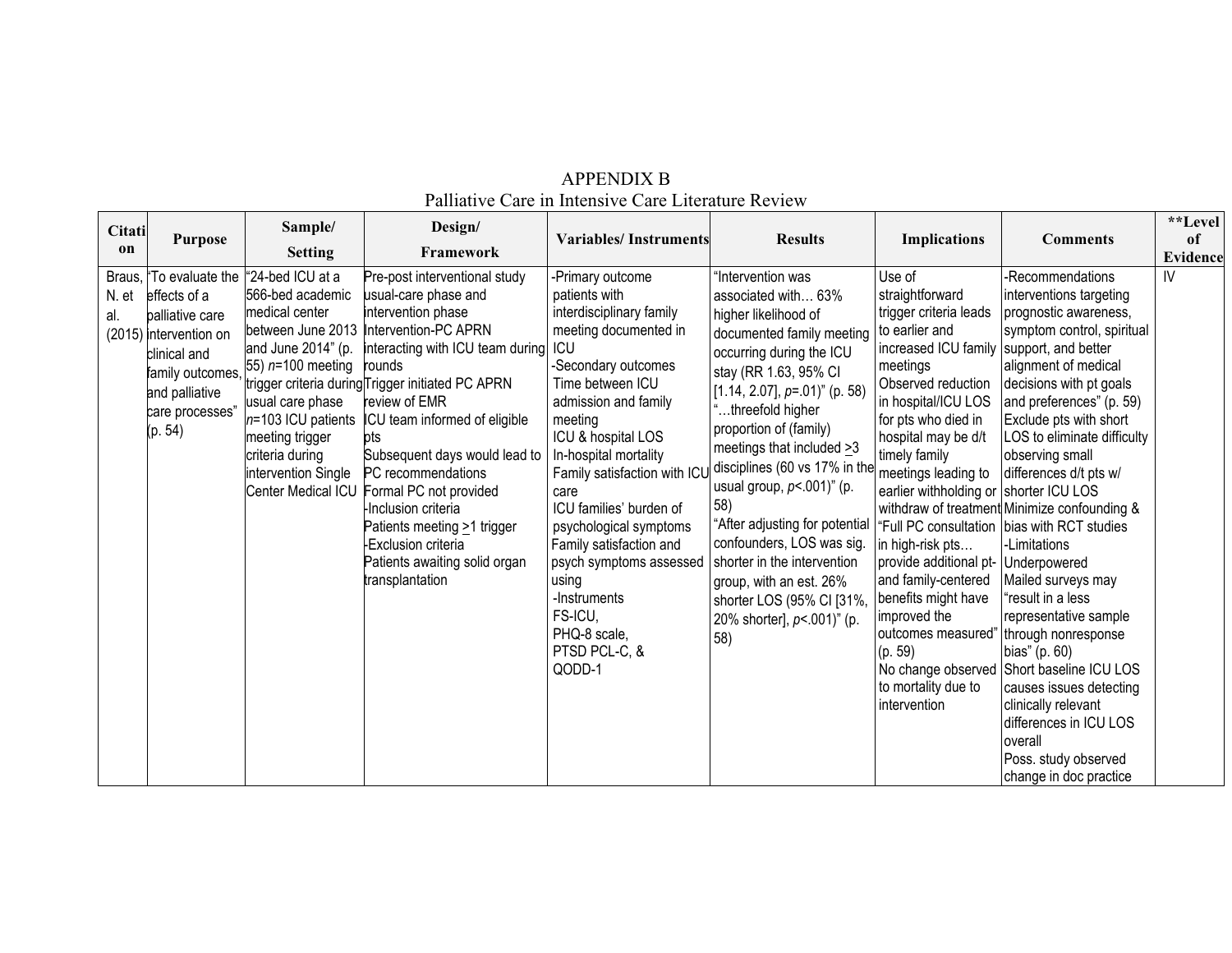APPENDIX B

Palliative Care in Intensive Care Literature Review

| Citation | Purpose | Sample/ Setting | Design/ Framework | Variables/ Instruments | Results | Implications | Comments | **Level of Evidence |
|---|---|---|---|---|---|---|---|---|
| Braus, N. et al. (2015) | "To evaluate the effects of a palliative care intervention on clinical and family outcomes, and palliative care processes" (p. 54) | "24-bed ICU at a 566-bed academic medical center between June 2013 and June 2014" (p. 55) *n*=100 meeting trigger criteria during usual care phase *n*=103 ICU patients meeting trigger criteria during intervention Single Center Medical ICU | Pre-post interventional study usual-care phase and intervention phase Intervention-PC APRN interacting with ICU team during rounds Trigger initiated PC APRN review of EMR ICU team informed of eligible pts Subsequent days would lead to PC recommendations Formal PC not provided -Inclusion criteria Patients meeting ≥1 trigger -Exclusion criteria Patients awaiting solid organ transplantation | -Primary outcome patients with interdisciplinary family meeting documented in ICU -Secondary outcomes Time between ICU admission and family meeting ICU & hospital LOS In-hospital mortality Family satisfaction with ICU care ICU families' burden of psychological symptoms Family satisfaction and psych symptoms assessed using -Instruments FS-ICU, PHQ-8 scale, PTSD PCL-C, & QODD-1 | "Intervention was associated with… 63% higher likelihood of documented family meeting occurring during the ICU stay (RR 1.63, 95% CI [1.14, 2.07], *p*=.01)" (p. 58) "…threefold higher proportion of (family) meetings that included ≥3 disciplines (60 vs 17% in the usual group, *p*<.001)" (p. 58) "After adjusting for potential confounders, LOS was sig. shorter in the intervention group, with an est. 26% shorter LOS (95% CI [31%, 20% shorter], *p*<.001)" (p. 58) | Use of straightforward trigger criteria leads to earlier and increased ICU family meetings Observed reduction in hospital/ICU LOS for pts who died in hospital may be d/t timely family meetings leading to earlier withholding or withdraw of treatment "Full PC consultation in high-risk pts… provide additional pt- and family-centered benefits might have improved the outcomes measured" (p. 59) No change observed to mortality due to intervention | -Recommendations interventions targeting prognostic awareness, symptom control, spiritual support, and better alignment of medical decisions with pt goals and preferences" (p. 59) Exclude pts with short LOS to eliminate difficulty observing small differences d/t pts w/ shorter ICU LOS Minimize confounding & bias with RCT studies -Limitations Underpowered Mailed surveys may "result in a less representative sample through nonresponse bias" (p. 60) Short baseline ICU LOS causes issues detecting clinically relevant differences in ICU LOS overall Poss. study observed change in doc practice | IV |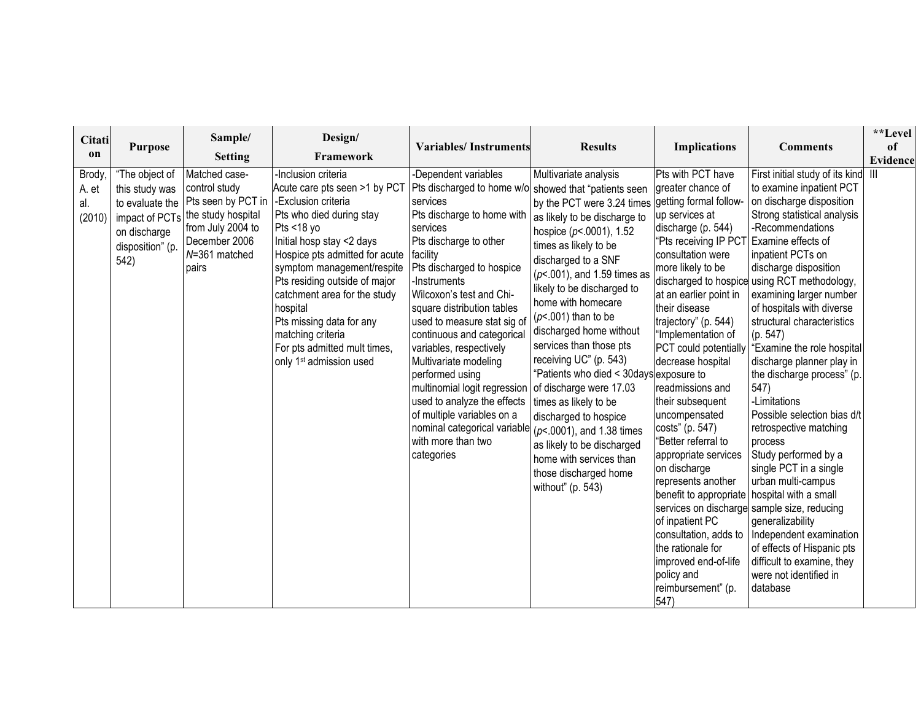| Citation | Purpose | Sample/ Setting | Design/ Framework | Variables/ Instruments | Results | Implications | Comments | **Level of Evidence |
|---|---|---|---|---|---|---|---|---|
| Brody, A. et al. (2010) | "The object of this study was to evaluate the impact of PCTs on discharge disposition" (p. 542) | Matched case-control study<br>Pts seen by PCT in the study hospital from July 2004 to December 2006<br>*N*=361 matched pairs | -Inclusion criteria<br>Acute care pts seen >1 by PCT<br>-Exclusion criteria<br>Pts who died during stay<br>Pts <18 yo<br>Initial hosp stay <2 days<br>Hospice pts admitted for acute symptom management/respite<br>Pts residing outside of major catchment area for the study hospital<br>Pts missing data for any matching criteria<br>For pts admitted mult times, only 1st admission used | -Dependent variables<br>Pts discharged to home w/o services<br>Pts discharge to home with services<br>Pts discharge to other facility<br>Pts discharged to hospice<br>-Instruments<br>Wilcoxon's test and Chi-square distribution tables used to measure stat sig of continuous and categorical variables, respectively<br>Multivariate modeling performed using multinomial logit regression used to analyze the effects of multiple variables on a nominal categorical variable with more than two categories | Multivariate analysis showed that "patients seen by the PCT were 3.24 times as likely to be discharge to hospice ($p$<.0001), 1.52 times as likely to be discharged to a SNF ($p$<.001), and 1.59 times as likely to be discharged to home with homecare ($p$<.001) than to be discharged home without services than those pts receiving UC" (p. 543)<br>"Patients who died < 30days of discharge were 17.03 times as likely to be discharged to hospice ($p$<.0001), and 1.38 times as likely to be discharged home with services than those discharged home without" (p. 543) | Pts with PCT have greater chance of getting formal follow-up services at discharge (p. 544)<br>"Pts receiving IP PCT consultation were more likely to be discharged to hospice at an earlier point in their disease trajectory" (p. 544)<br>"Implementation of PCT could potentially decrease hospital exposure to readmissions and their subsequent uncompensated costs" (p. 547)<br>"Better referral to appropriate services on discharge represents another benefit to appropriate services on discharge of inpatient PC consultation, adds to the rationale for improved end-of-life policy and reimbursement" (p. 547) | First initial study of its kind to examine inpatient PCT on discharge disposition<br>Strong statistical analysis<br>-Recommendations<br>Examine effects of inpatient PCTs on discharge disposition using RCT methodology, examining larger number of hospitals with diverse structural characteristics (p. 547)<br>"Examine the role hospital discharge planner play in the discharge process" (p. 547)<br>-Limitations<br>Possible selection bias d/t retrospective matching process<br>Study performed by a single PCT in a single urban multi-campus hospital with a small sample size, reducing generalizability<br>Independent examination of effects of Hispanic pts difficult to examine, they were not identified in database | III |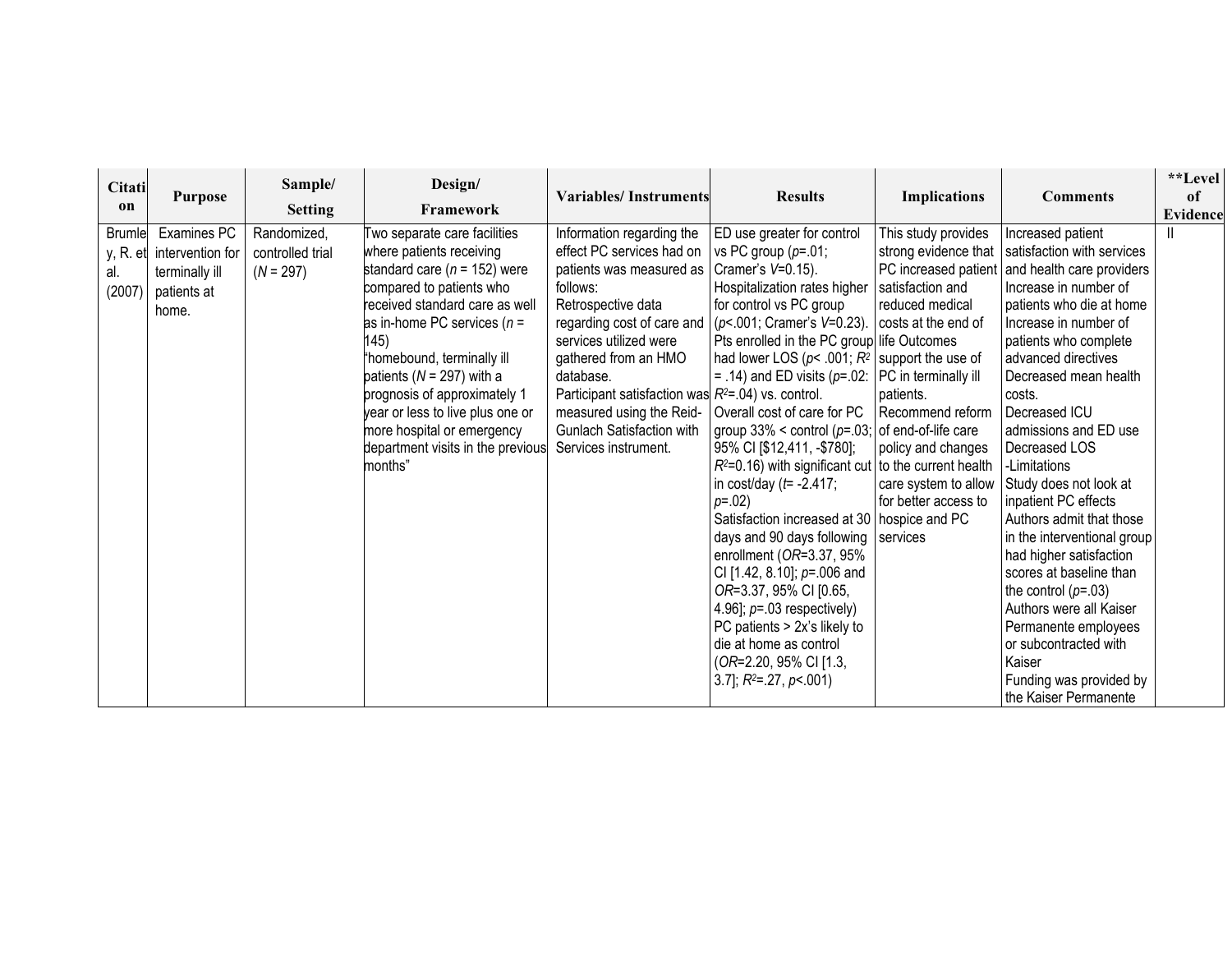| Citation | Purpose | Sample/ Setting | Design/ Framework | Variables/ Instruments | Results | Implications | Comments | **Level of Evidence |
|---|---|---|---|---|---|---|---|---|
| Brumley, R. et al. (2007) | Examines PC intervention for terminally ill patients at home. | Randomized, controlled trial (*N* = 297) | Two separate care facilities where patients receiving standard care (*n* = 152) were compared to patients who received standard care as well as in-home PC services (*n* = 145) "homebound, terminally ill patients (*N* = 297) with a prognosis of approximately 1 year or less to live plus one or more hospital or emergency department visits in the previous months" | Information regarding the effect PC services had on patients was measured as follows: Retrospective data regarding cost of care and services utilized were gathered from an HMO database. Participant satisfaction was measured using the Reid-Gunlach Satisfaction with Services instrument. | ED use greater for control vs PC group (*p*=.01; Cramer's *V*=0.15). Hospitalization rates higher for control vs PC group (*p*<.001; Cramer's *V*=0.23). Pts enrolled in the PC group had lower LOS (*p*< .001; $R^2$ = .14) and ED visits (*p*=.02: $R^2$=.04) vs. control. Overall cost of care for PC group 33% < control (*p*=.03; 95% CI [$12,411, -$780]; $R^2$=0.16) with significant cut in cost/day (*t*= -2.417; *p*=.02) Satisfaction increased at 30 days and 90 days following enrollment (*OR*=3.37, 95% CI [1.42, 8.10]; *p*=.006 and *OR*=3.37, 95% CI [0.65, 4.96]; *p*=.03 respectively) PC patients > 2x's likely to die at home as control (*OR*=2.20, 95% CI [1.3, 3.7]; $R^2$=.27, *p*<.001) | This study provides strong evidence that PC increased patient satisfaction and reduced medical costs at the end of life Outcomes support the use of PC in terminally ill patients. Recommend reform of end-of-life care policy and changes to the current health care system to allow for better access to hospice and PC services | Increased patient satisfaction with services and health care providers Increase in number of patients who die at home Increase in number of patients who complete advanced directives Decreased mean health costs. Decreased ICU admissions and ED use Decreased LOS -Limitations Study does not look at inpatient PC effects Authors admit that those in the interventional group had higher satisfaction scores at baseline than the control (*p*=.03) Authors were all Kaiser Permanente employees or subcontracted with Kaiser Funding was provided by the Kaiser Permanente | II |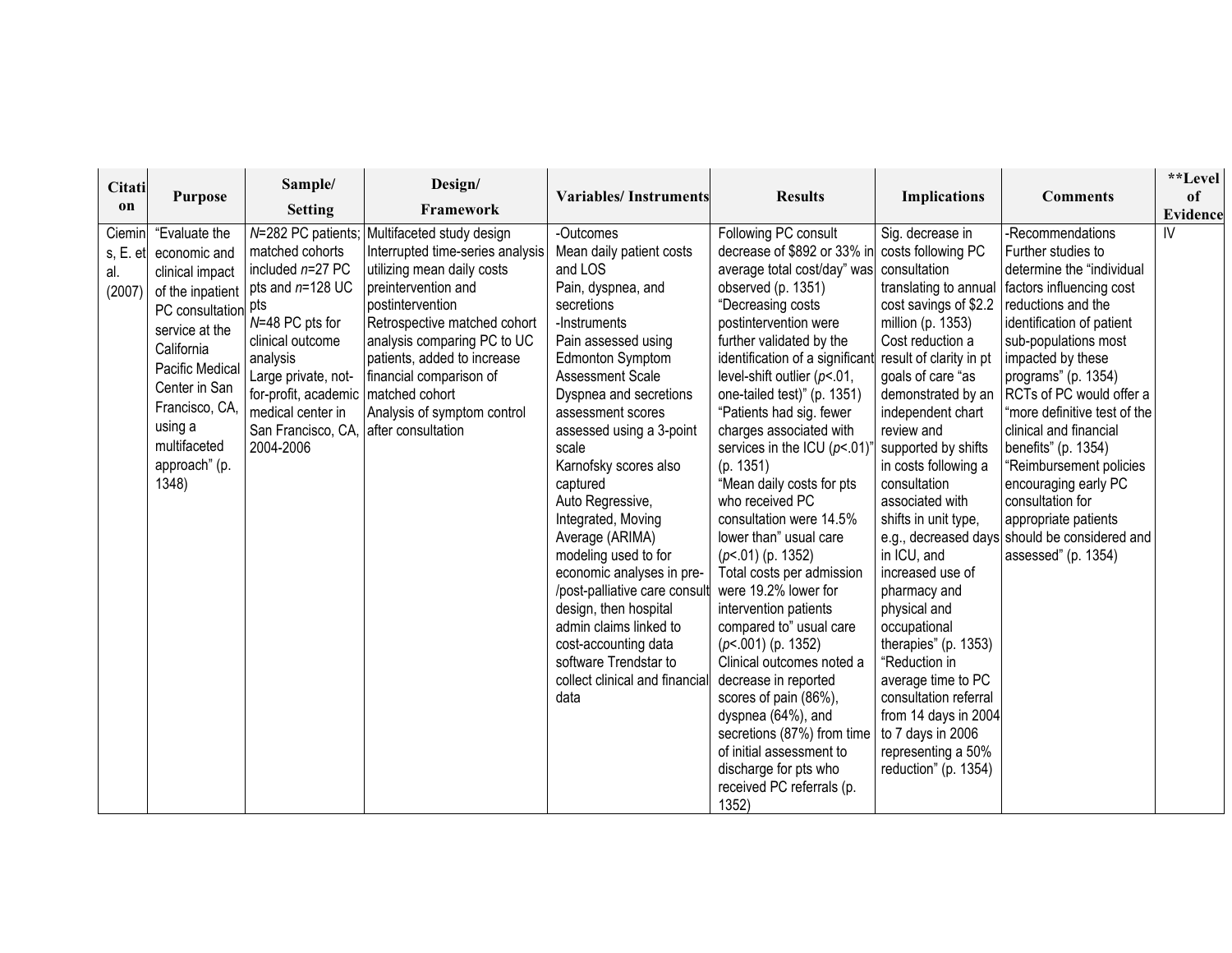| Citation | Purpose | Sample/ Setting | Design/ Framework | Variables/ Instruments | Results | Implications | Comments | **Level of Evidence |
|---|---|---|---|---|---|---|---|---|
| Ciemins, E. et al. (2007) | "Evaluate the economic and clinical impact of the inpatient PC consultation service at the California Pacific Medical Center in San Francisco, CA, using a multifaceted approach" (p. 1348) | *N*=282 PC patients; matched cohorts included *n*=27 PC pts and *n*=128 UC pts<br>*N*=48 PC pts for clinical outcome analysis<br>Large private, not-for-profit, academic medical center in San Francisco, CA, 2004-2006 | Multifaceted study design<br>Interrupted time-series analysis utilizing mean daily costs preintervention and postintervention<br>Retrospective matched cohort analysis comparing PC to UC patients, added to increase financial comparison of matched cohort<br>Analysis of symptom control after consultation | -Outcomes<br>Mean daily patient costs and LOS<br>Pain, dyspnea, and secretions<br>-Instruments<br>Pain assessed using Edmonton Symptom Assessment Scale<br>Dyspnea and secretions assessment scores assessed using a 3-point scale<br>Karnofsky scores also captured<br>Auto Regressive, Integrated, Moving Average (ARIMA) modeling used to for economic analyses in pre-/post-palliative care consult design, then hospital admin claims linked to cost-accounting data software Trendstar to collect clinical and financial data | Following PC consult decrease of $892 or 33% in average total cost/day" was observed (p. 1351)<br>"Decreasing costs postintervention were further validated by the identification of a significant level-shift outlier ($p$<.01, one-tailed test)" (p. 1351)<br>"Patients had sig. fewer charges associated with services in the ICU ($p$<.01)" (p. 1351)<br>"Mean daily costs for pts who received PC consultation were 14.5% lower than" usual care ($p$<.01) (p. 1352)<br>Total costs per admission were 19.2% lower for intervention patients compared to" usual care ($p$<.001) (p. 1352)<br>Clinical outcomes noted a decrease in reported scores of pain (86%), dyspnea (64%), and secretions (87%) from time of initial assessment to discharge for pts who received PC referrals (p. 1352) | Sig. decrease in costs following PC consultation translating to annual cost savings of $2.2 million (p. 1353)<br>Cost reduction a result of clarity in pt goals of care "as demonstrated by an independent chart review and supported by shifts in costs following a consultation associated with shifts in unit type, e.g., decreased days in ICU, and increased use of pharmacy and physical and occupational therapies" (p. 1353)<br>"Reduction in average time to PC consultation referral from 14 days in 2004 to 7 days in 2006 representing a 50% reduction" (p. 1354) | -Recommendations<br>Further studies to determine the "individual factors influencing cost reductions and the identification of patient sub-populations most impacted by these programs" (p. 1354)<br>RCTs of PC would offer a "more definitive test of the clinical and financial benefits" (p. 1354)<br>"Reimbursement policies encouraging early PC consultation for appropriate patients should be considered and assessed" (p. 1354) | IV |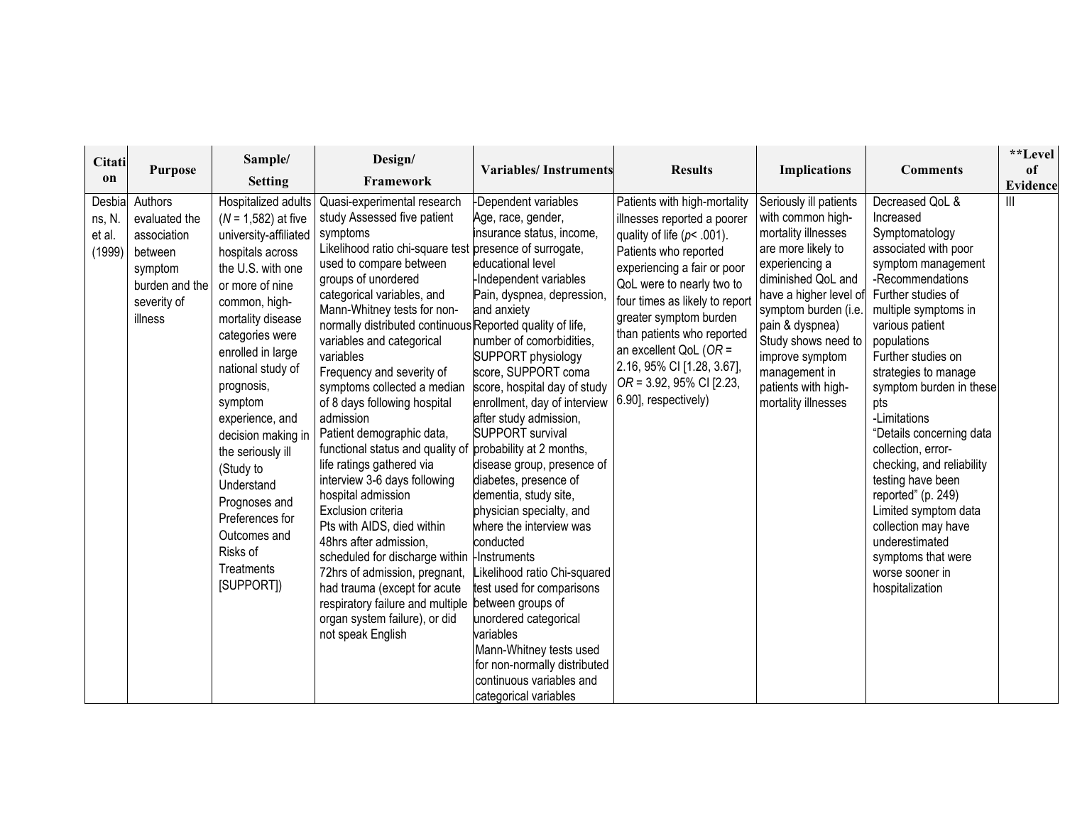| Citation | Purpose | Sample/ Setting | Design/ Framework | Variables/ Instruments | Results | Implications | Comments | **Level of Evidence |
|---|---|---|---|---|---|---|---|---|
| Desbians, N. et al. (1999) | Authors evaluated the association between symptom burden and the severity of illness | Hospitalized adults (*N* = 1,582) at five university-affiliated hospitals across the U.S. with one or more of nine common, high-mortality disease categories were enrolled in large national study of prognosis, symptom experience, and decision making in the seriously ill (Study to Understand Prognoses and Preferences for Outcomes and Risks of Treatments [SUPPORT]) | Quasi-experimental research study Assessed five patient symptoms<br>Likelihood ratio chi-square test used to compare between groups of unordered categorical variables, and Mann-Whitney tests for non-normally distributed continuous variables and categorical variables<br>Frequency and severity of symptoms collected a median of 8 days following hospital admission<br>Patient demographic data, functional status and quality of life ratings gathered via interview 3-6 days following hospital admission<br>Exclusion criteria<br>Pts with AIDS, died within 48hrs after admission, scheduled for discharge within 72hrs of admission, pregnant, had trauma (except for acute respiratory failure and multiple organ system failure), or did not speak English | -Dependent variables<br>Age, race, gender, insurance status, income, presence of surrogate, educational level<br>-Independent variables<br>Pain, dyspnea, depression, and anxiety<br>Reported quality of life, number of comorbidities, SUPPORT physiology score, SUPPORT coma score, hospital day of study enrollment, day of interview after study admission, SUPPORT survival probability at 2 months, disease group, presence of diabetes, presence of dementia, study site, physician specialty, and where the interview was conducted<br>-Instruments<br>Likelihood ratio Chi-squared test used for comparisons between groups of unordered categorical variables<br>Mann-Whitney tests used for non-normally distributed continuous variables and categorical variables | Patients with high-mortality illnesses reported a poorer quality of life ($p < .001$).<br>Patients who reported experiencing a fair or poor QoL were to nearly two to four times as likely to report greater symptom burden than patients who reported an excellent QoL (*OR* = 2.16, 95% CI [1.28, 3.67], *OR* = 3.92, 95% CI [2.23, 6.90], respectively) | Seriously ill patients with common high-mortality illnesses are more likely to experiencing a diminished QoL and have a higher level of symptom burden (i.e. pain & dyspnea)<br>Study shows need to improve symptom management in patients with high-mortality illnesses | Decreased QoL & Increased Symptomatology associated with poor symptom management<br>-Recommendations<br>Further studies of multiple symptoms in various patient populations<br>Further studies on strategies to manage symptom burden in these pts<br>-Limitations<br>"Details concerning data collection, error-checking, and reliability testing have been reported" (p. 249)<br>Limited symptom data collection may have underestimated symptoms that were worse sooner in hospitalization | III |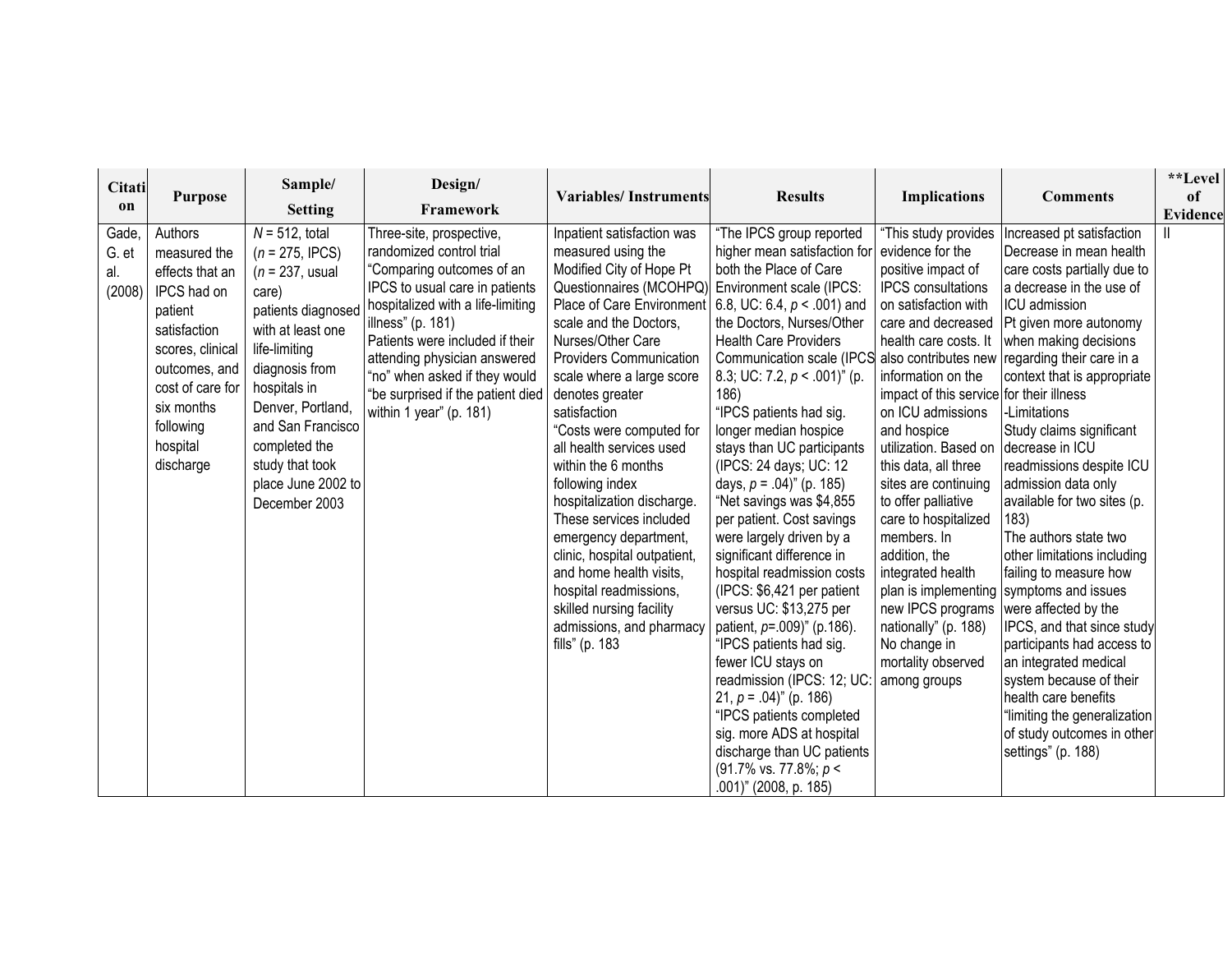| Citation | Purpose | Sample/ Setting | Design/ Framework | Variables/ Instruments | Results | Implications | Comments | **Level of Evidence |
|---|---|---|---|---|---|---|---|---|
| Gade, G. et al. (2008) | Authors measured the effects that an IPCS had on patient satisfaction scores, clinical outcomes, and cost of care for six months following hospital discharge | *N* = 512, total (*n* = 275, IPCS) (*n* = 237, usual care) patients diagnosed with at least one life-limiting diagnosis from hospitals in Denver, Portland, and San Francisco completed the study that took place June 2002 to December 2003 | Three-site, prospective, randomized control trial "Comparing outcomes of an IPCS to usual care in patients hospitalized with a life-limiting illness" (p. 181) Patients were included if their attending physician answered "no" when asked if they would "be surprised if the patient died within 1 year" (p. 181) | Inpatient satisfaction was measured using the Modified City of Hope Pt Questionnaires (MCOHPQ) Place of Care Environment scale and the Doctors, Nurses/Other Care Providers Communication scale where a large score denotes greater satisfaction "Costs were computed for all health services used within the 6 months following index hospitalization discharge. These services included emergency department, clinic, hospital outpatient, and home health visits, hospital readmissions, skilled nursing facility admissions, and pharmacy fills" (p. 183 | "The IPCS group reported higher mean satisfaction for both the Place of Care Environment scale (IPCS: 6.8, UC: 6.4, *p* < .001) and the Doctors, Nurses/Other Health Care Providers Communication scale (IPCS 8.3; UC: 7.2, *p* < .001)" (p. 186) "IPCS patients had sig. longer median hospice stays than UC participants (IPCS: 24 days; UC: 12 days, *p* = .04)" (p. 185) "Net savings was $4,855 per patient. Cost savings were largely driven by a significant difference in hospital readmission costs (IPCS: $6,421 per patient versus UC: $13,275 per patient, *p*=.009)" (p.186). "IPCS patients had sig. fewer ICU stays on readmission (IPCS: 12; UC: 21, *p* = .04)" (p. 186) "IPCS patients completed sig. more ADS at hospital discharge than UC patients (91.7% vs. 77.8%; *p* < .001)" (2008, p. 185) | "This study provides evidence for the positive impact of IPCS consultations on satisfaction with care and decreased health care costs. It also contributes new information on the impact of this service on ICU admissions and hospice utilization. Based on this data, all three sites are continuing to offer palliative care to hospitalized members. In addition, the integrated health plan is implementing new IPCS programs nationally" (p. 188) No change in mortality observed among groups | Increased pt satisfaction Decrease in mean health care costs partially due to a decrease in the use of ICU admission Pt given more autonomy when making decisions regarding their care in a context that is appropriate for their illness -Limitations Study claims significant decrease in ICU readmissions despite ICU admission data only available for two sites (p. 183) The authors state two other limitations including failing to measure how symptoms and issues were affected by the IPCS, and that since study participants had access to an integrated medical system because of their health care benefits "limiting the generalization of study outcomes in other settings" (p. 188) | II |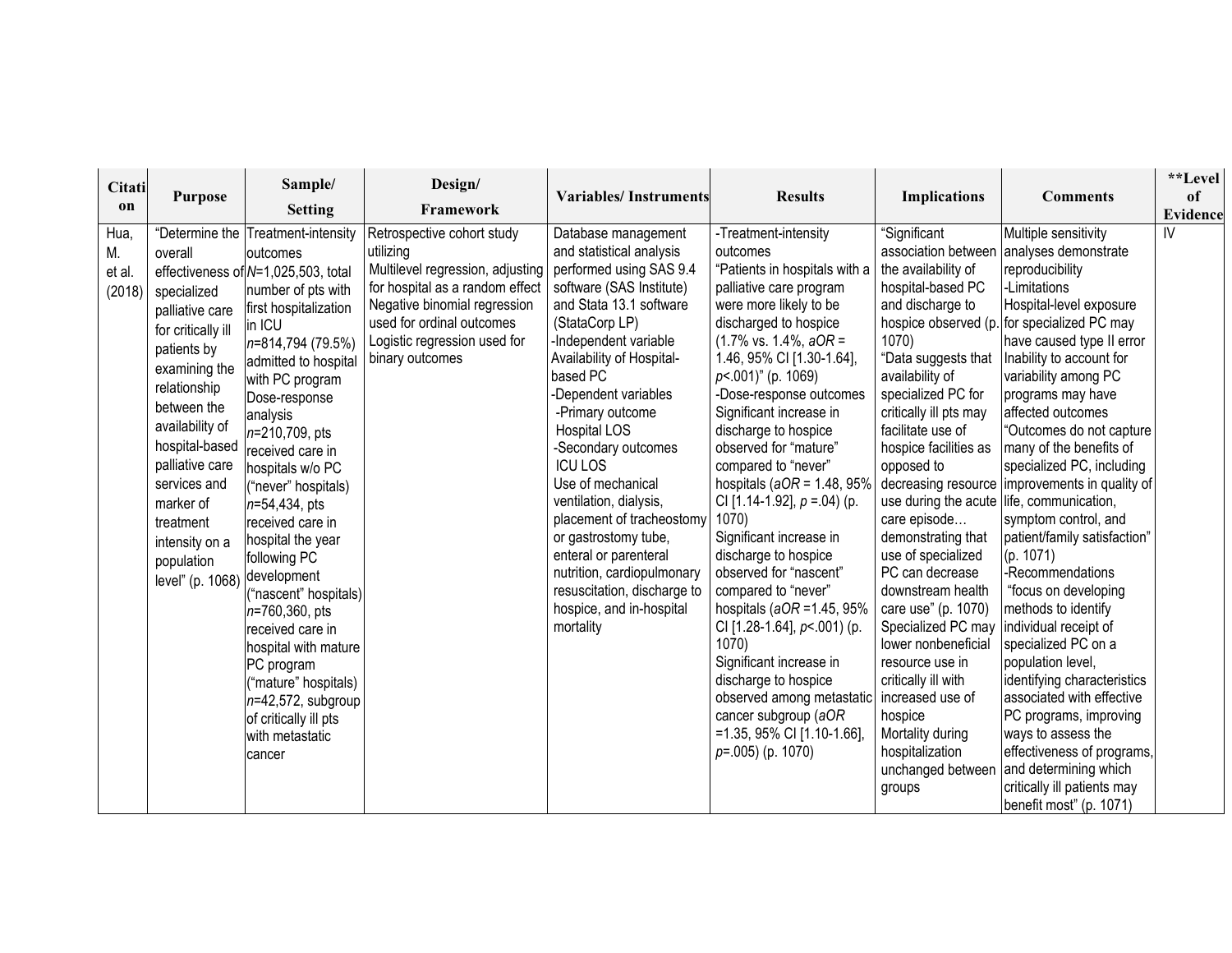| Citation | Purpose | Sample/ Setting | Design/ Framework | Variables/ Instruments | Results | Implications | Comments | **Level of Evidence |
|---|---|---|---|---|---|---|---|---|
| Hua, M. et al. (2018) | "Determine the overall effectiveness of specialized palliative care for critically ill patients by examining the relationship between the availability of hospital-based palliative care services and marker of treatment intensity on a population level" (p. 1068) | Treatment-intensity outcomes<br>*N*=1,025,503, total number of pts with first hospitalization in ICU<br>*n*=814,794 (79.5%) admitted to hospital with PC program<br>Dose-response analysis<br>*n*=210,709, pts received care in hospitals w/o PC ("never" hospitals)<br>*n*=54,434, pts received care in hospital the year following PC development ("nascent" hospitals)<br>*n*=760,360, pts received care in hospital with mature PC program ("mature" hospitals)<br>*n*=42,572, subgroup of critically ill pts with metastatic cancer | Retrospective cohort study utilizing<br>Multilevel regression, adjusting for hospital as a random effect<br>Negative binomial regression used for ordinal outcomes<br>Logistic regression used for binary outcomes | Database management and statistical analysis performed using SAS 9.4 software (SAS Institute) and Stata 13.1 software (StataCorp LP)<br>-Independent variable<br>Availability of Hospital-based PC<br>-Dependent variables<br>-Primary outcome<br>Hospital LOS<br>-Secondary outcomes<br>ICU LOS<br>Use of mechanical ventilation, dialysis, placement of tracheostomy or gastrostomy tube, enteral or parenteral nutrition, cardiopulmonary resuscitation, discharge to hospice, and in-hospital mortality | -Treatment-intensity outcomes<br>"Patients in hospitals with a palliative care program were more likely to be discharged to hospice (1.7% vs. 1.4%, *aOR* = 1.46, 95% CI [1.30-1.64], *p*<.001)" (p. 1069)<br>-Dose-response outcomes<br>Significant increase in discharge to hospice observed for "mature" compared to "never" hospitals (*aOR* = 1.48, 95% CI [1.14-1.92], *p* =.04) (p. 1070)<br>Significant increase in discharge to hospice observed for "nascent" compared to "never" hospitals (*aOR* =1.45, 95% CI [1.28-1.64], *p*<.001) (p. 1070)<br>Significant increase in discharge to hospice observed among metastatic cancer subgroup (*aOR* =1.35, 95% CI [1.10-1.66], *p*=.005) (p. 1070) | "Significant association between the availability of hospital-based PC and discharge to hospice observed (p. 1070)<br>"Data suggests that availability of specialized PC for critically ill pts may facilitate use of hospice facilities as opposed to decreasing resource use during the acute care episode… demonstrating that use of specialized PC can decrease downstream health care use" (p. 1070)<br>Specialized PC may lower nonbeneficial resource use in critically ill with increased use of hospice<br>Mortality during hospitalization unchanged between groups | Multiple sensitivity analyses demonstrate reproducibility<br>-Limitations<br>Hospital-level exposure for specialized PC may have caused type II error<br>Inability to account for variability among PC programs may have affected outcomes<br>"Outcomes do not capture many of the benefits of specialized PC, including improvements in quality of life, communication, symptom control, and patient/family satisfaction" (p. 1071)<br>-Recommendations<br>"focus on developing methods to identify individual receipt of specialized PC on a population level, identifying characteristics associated with effective PC programs, improving ways to assess the effectiveness of programs, and determining which critically ill patients may benefit most" (p. 1071) | IV |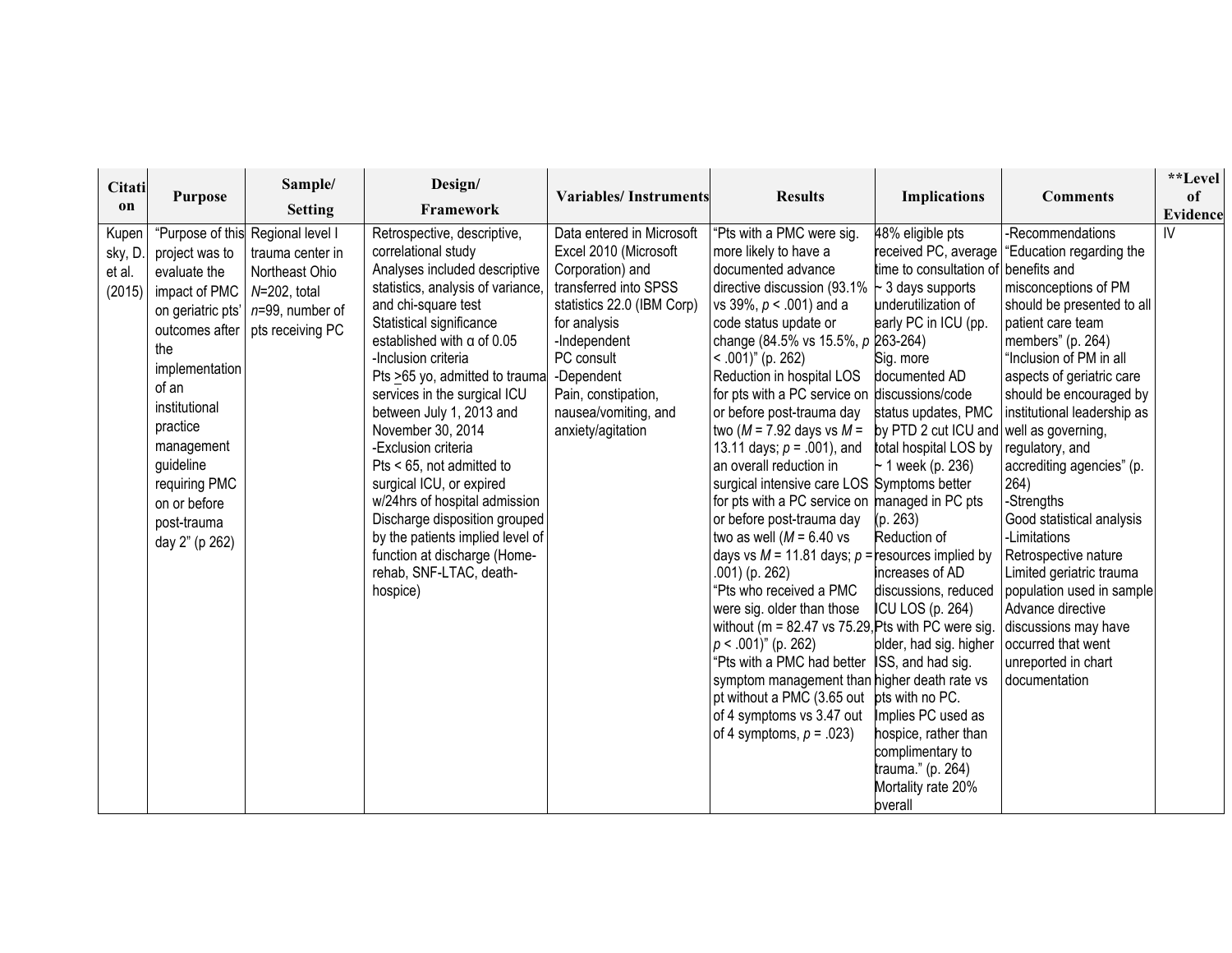| Citation | Purpose | Sample/ Setting | Design/ Framework | Variables/ Instruments | Results | Implications | Comments | **Level of Evidence |
|---|---|---|---|---|---|---|---|---|
| Kupensky, D. et al. (2015) | "Purpose of this project was to evaluate the impact of PMC on geriatric pts' outcomes after the implementation of an institutional practice management guideline requiring PMC on or before post-trauma day 2" (p 262) | Regional level I trauma center in Northeast Ohio<br>*N*=202, total<br>*n*=99, number of pts receiving PC | Retrospective, descriptive, correlational study<br>Analyses included descriptive statistics, analysis of variance, and chi-square test<br>Statistical significance established with α of 0.05<br>-Inclusion criteria<br>Pts $\geq$65 yo, admitted to trauma services in the surgical ICU between July 1, 2013 and November 30, 2014<br>-Exclusion criteria<br>Pts < 65, not admitted to surgical ICU, or expired w/24hrs of hospital admission<br>Discharge disposition grouped by the patients implied level of function at discharge (Home-rehab, SNF-LTAC, death-hospice) | Data entered in Microsoft Excel 2010 (Microsoft Corporation) and transferred into SPSS statistics 22.0 (IBM Corp) for analysis<br>-Independent<br>PC consult<br>-Dependent<br>Pain, constipation, nausea/vomiting, and anxiety/agitation | "Pts with a PMC were sig. more likely to have a documented advance directive discussion (93.1% vs 39%, $p < .001$) and a code status update or change (84.5% vs 15.5%, $p < .001$)" (p. 262)<br>Reduction in hospital LOS for pts with a PC service on or before post-trauma day two ($M$ = 7.92 days vs $M$ = 13.11 days; $p$ = .001), and an overall reduction in surgical intensive care LOS for pts with a PC service on or before post-trauma day two as well ($M$ = 6.40 vs days vs $M$ = 11.81 days; $p$ = .001) (p. 262)<br>"Pts who received a PMC were sig. older than those without (m = 82.47 vs 75.29, $p < .001$)" (p. 262)<br>"Pts with a PMC had better symptom management than pt without a PMC (3.65 out of 4 symptoms vs 3.47 out of 4 symptoms, $p$ = .023) | 48% eligible pts received PC, average time to consultation of ~ 3 days supports underutilization of early PC in ICU (pp. 263-264)<br>Sig. more documented AD discussions/code status updates, PMC by PTD 2 cut ICU and total hospital LOS by ~ 1 week (p. 236)<br>Symptoms better managed in PC pts (p. 263)<br>Reduction of resources implied by increases of AD discussions, reduced ICU LOS (p. 264)<br>Pts with PC were sig. older, had sig. higher ISS, and had sig. higher death rate vs pts with no PC.<br>Implies PC used as hospice, rather than complimentary to trauma." (p. 264)<br>Mortality rate 20% overall | -Recommendations<br>"Education regarding the benefits and misconceptions of PM should be presented to all patient care team members" (p. 264)<br>"Inclusion of PM in all aspects of geriatric care should be encouraged by institutional leadership as well as governing, regulatory, and accrediting agencies" (p. 264)<br>-Strengths<br>Good statistical analysis<br>-Limitations<br>Retrospective nature<br>Limited geriatric trauma population used in sample<br>Advance directive discussions may have occurred that went unreported in chart documentation | IV |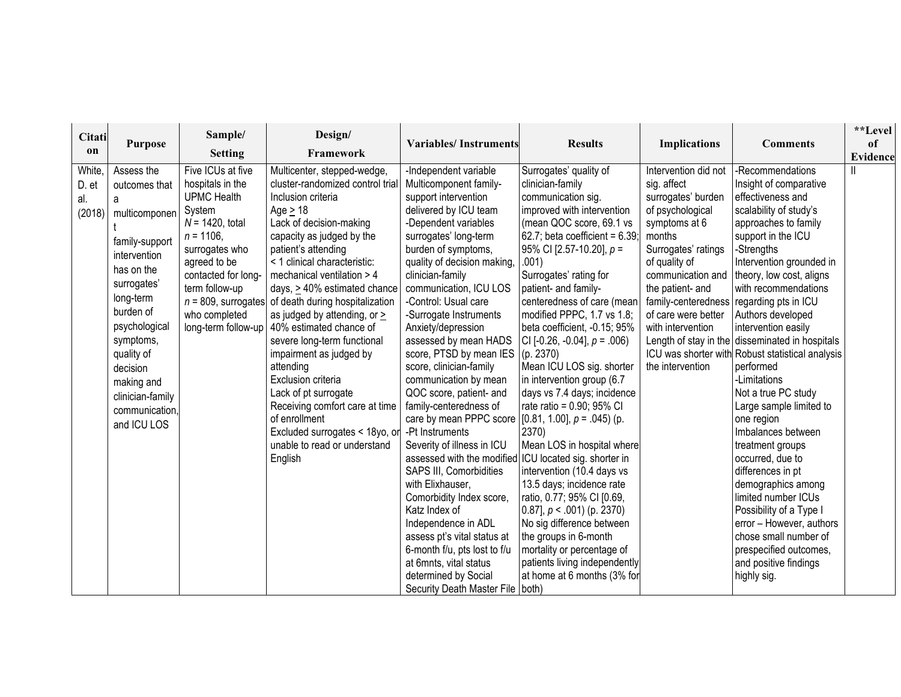| Citation | Purpose | Sample/ Setting | Design/ Framework | Variables/ Instruments | Results | Implications | Comments | **Level of Evidence |
|---|---|---|---|---|---|---|---|---|
| White, D. et al. (2018) | Assess the outcomes that a multicomponent family-support intervention has on the surrogates' long-term burden of psychological symptoms, quality of decision making and clinician-family communication, and ICU LOS | Five ICUs at five hospitals in the UPMC Health System<br>*N* = 1420, total *n* = 1106, surrogates who agreed to be contacted for long-term follow-up<br>*n* = 809, surrogates who completed long-term follow-up | Multicenter, stepped-wedge, cluster-randomized control trial<br>Inclusion criteria<br>Age ≥ 18<br>Lack of decision-making capacity as judged by the patient's attending<br>< 1 clinical characteristic: mechanical ventilation > 4 days, ≥ 40% estimated chance of death during hospitalization as judged by attending, or ≥ 40% estimated chance of severe long-term functional impairment as judged by attending<br>Exclusion criteria<br>Lack of pt surrogate<br>Receiving comfort care at time of enrollment<br>Excluded surrogates < 18yo, or unable to read or understand English | -Independent variable<br>Multicomponent family-support intervention delivered by ICU team<br>-Dependent variables surrogates' long-term burden of symptoms, quality of decision making, clinician-family communication, ICU LOS<br>-Control: Usual care<br>-Surrogate Instruments<br>Anxiety/depression assessed by mean HADS score, PTSD by mean IES score, clinician-family communication by mean QOC score, patient- and family-centeredness of care by mean PPPC score<br>-Pt Instruments<br>Severity of illness in ICU assessed with the modified SAPS III, Comorbidities with Elixhauser, Comorbidity Index score, Katz Index of Independence in ADL assess pt's vital status at 6-month f/u, pts lost to f/u at 6mnts, vital status determined by Social Security Death Master File | Surrogates' quality of clinician-family communication sig. improved with intervention (mean QOC score, 69.1 vs 62.7; beta coefficient = 6.39; 95% CI [2.57-10.20], *p* = .001)<br>Surrogates' rating for patient- and family-centeredness of care (mean modified PPPC, 1.7 vs 1.8; beta coefficient, -0.15; 95% CI [-0.26, -0.04], *p* = .006) (p. 2370)<br>Mean ICU LOS sig. shorter in intervention group (6.7 days vs 7.4 days); incidence rate ratio = 0.90; 95% CI [0.81, 1.00], *p* = .045) (p. 2370)<br>Mean LOS in hospital where ICU located sig. shorter in intervention (10.4 days vs 13.5 days; incidence rate ratio, 0.77; 95% CI [0.69, 0.87], *p* < .001) (p. 2370)<br>No sig difference between the groups in 6-month mortality or percentage of patients living independently at home at 6 months (3% for both) | Intervention did not sig. affect surrogates' burden of psychological symptoms at 6 months<br>Surrogates' ratings of quality of communication and the patient- and family-centeredness of care were better with intervention<br>Length of stay in the ICU was shorter with the intervention | -Recommendations<br>Insight of comparative effectiveness and scalability of study's approaches to family support in the ICU<br>-Strengths<br>Intervention grounded in theory, low cost, aligns with recommendations regarding pts in ICU<br>Authors developed intervention easily disseminated in hospitals<br>Robust statistical analysis performed<br>-Limitations<br>Not a true PC study<br>Large sample limited to one region<br>Imbalances between treatment groups occurred, due to differences in pt demographics among limited number ICUs<br>Possibility of a Type I error – However, authors chose small number of prespecified outcomes, and positive findings highly sig. | II |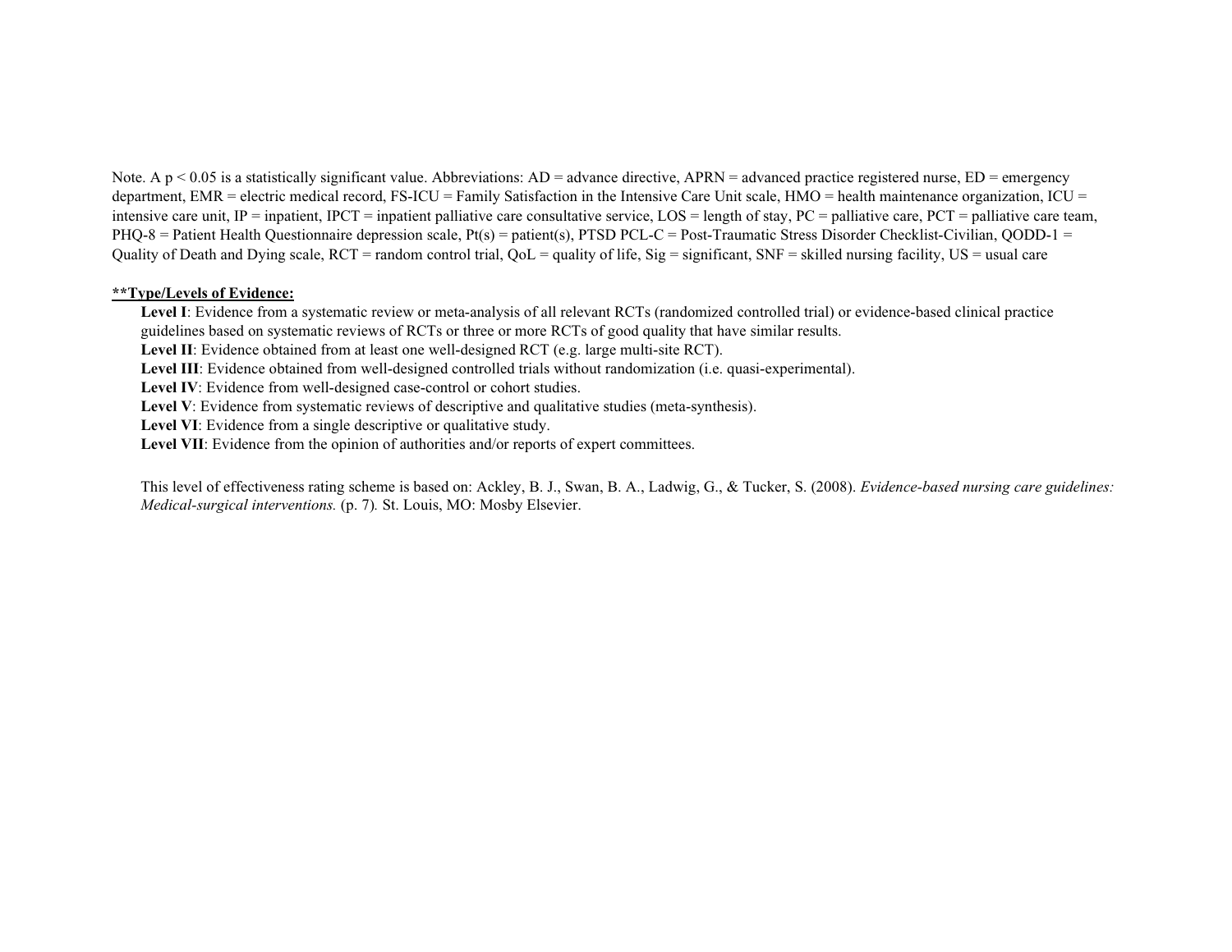Note. A $p < 0.05$ is a statistically significant value. Abbreviations: AD = advance directive, APRN = advanced practice registered nurse, ED = emergency department, EMR = electric medical record, FS-ICU = Family Satisfaction in the Intensive Care Unit scale, HMO = health maintenance organization, ICU = intensive care unit, IP = inpatient, IPCT = inpatient palliative care consultative service, LOS = length of stay, PC = palliative care, PCT = palliative care team, PHQ-8 = Patient Health Questionnaire depression scale, Pt(s) = patient(s), PTSD PCL-C = Post-Traumatic Stress Disorder Checklist-Civilian, QODD-1 = Quality of Death and Dying scale, RCT = random control trial, QoL = quality of life, Sig = significant, SNF = skilled nursing facility, US = usual care

**<u>**Type/Levels of Evidence:</u>**

**Level I**: Evidence from a systematic review or meta-analysis of all relevant RCTs (randomized controlled trial) or evidence-based clinical practice guidelines based on systematic reviews of RCTs or three or more RCTs of good quality that have similar results.
**Level II**: Evidence obtained from at least one well-designed RCT (e.g. large multi-site RCT).
**Level III**: Evidence obtained from well-designed controlled trials without randomization (i.e. quasi-experimental).
**Level IV**: Evidence from well-designed case-control or cohort studies.
**Level V**: Evidence from systematic reviews of descriptive and qualitative studies (meta-synthesis).
**Level VI**: Evidence from a single descriptive or qualitative study.
**Level VII**: Evidence from the opinion of authorities and/or reports of expert committees.

This level of effectiveness rating scheme is based on: Ackley, B. J., Swan, B. A., Ladwig, G., & Tucker, S. (2008). *Evidence-based nursing care guidelines: Medical-surgical interventions.* (p. 7). St. Louis, MO: Mosby Elsevier.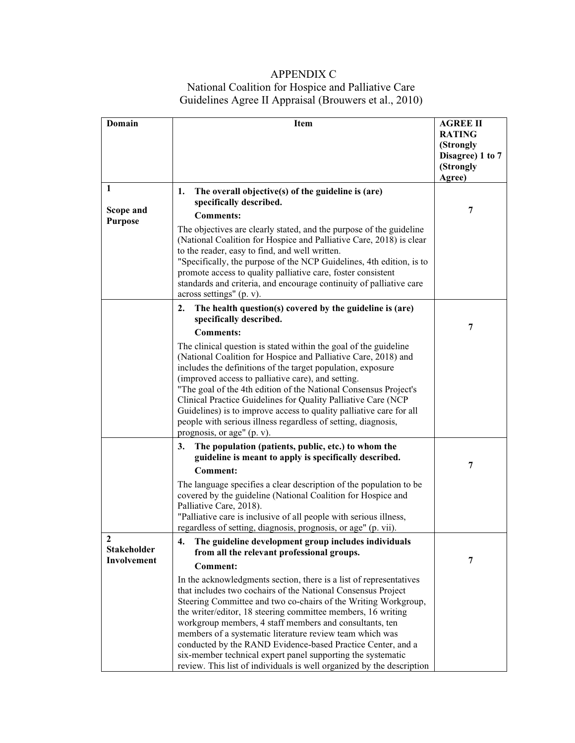# APPENDIX C

## National Coalition for Hospice and Palliative Care Guidelines Agree II Appraisal (Brouwers et al., 2010)

| Domain | Item | AGREE II RATING (Strongly Disagree) 1 to 7 (Strongly Agree) |
|---|---|---|
| 1<br><br>Scope and Purpose | **1. The overall objective(s) of the guideline is (are) specifically described.**<br>**Comments:**<br>The objectives are clearly stated, and the purpose of the guideline (National Coalition for Hospice and Palliative Care, 2018) is clear to the reader, easy to find, and well written.<br>"Specifically, the purpose of the NCP Guidelines, 4th edition, is to promote access to quality palliative care, foster consistent standards and criteria, and encourage continuity of palliative care across settings" (p. v). | 7 |
| | **2. The health question(s) covered by the guideline is (are) specifically described.**<br>**Comments:**<br>The clinical question is stated within the goal of the guideline (National Coalition for Hospice and Palliative Care, 2018) and includes the definitions of the target population, exposure (improved access to palliative care), and setting.<br>"The goal of the 4th edition of the National Consensus Project's Clinical Practice Guidelines for Quality Palliative Care (NCP Guidelines) is to improve access to quality palliative care for all people with serious illness regardless of setting, diagnosis, prognosis, or age" (p. v). | 7 |
| | **3. The population (patients, public, etc.) to whom the guideline is meant to apply is specifically described.**<br>**Comment:**<br>The language specifies a clear description of the population to be covered by the guideline (National Coalition for Hospice and Palliative Care, 2018).<br>"Palliative care is inclusive of all people with serious illness, regardless of setting, diagnosis, prognosis, or age" (p. vii). | 7 |
| 2<br>Stakeholder Involvement | **4. The guideline development group includes individuals from all the relevant professional groups.**<br>**Comment:**<br>In the acknowledgments section, there is a list of representatives that includes two cochairs of the National Consensus Project Steering Committee and two co-chairs of the Writing Workgroup, the writer/editor, 18 steering committee members, 16 writing workgroup members, 4 staff members and consultants, ten members of a systematic literature review team which was conducted by the RAND Evidence-based Practice Center, and a six-member technical expert panel supporting the systematic review. This list of individuals is well organized by the description | 7 |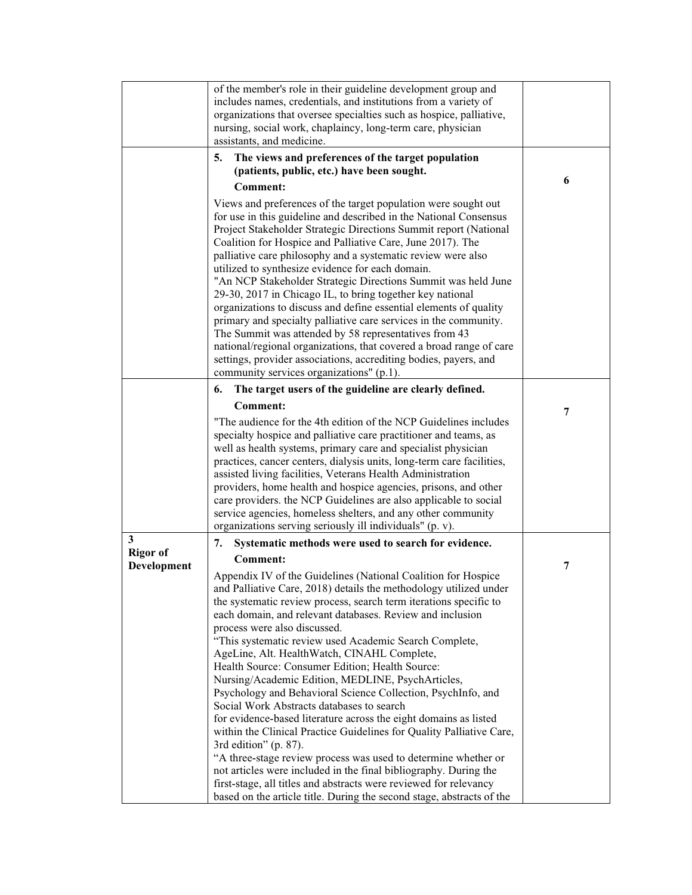| | | |
|---|---|---|
| | of the member's role in their guideline development group and includes names, credentials, and institutions from a variety of organizations that oversee specialties such as hospice, palliative, nursing, social work, chaplaincy, long-term care, physician assistants, and medicine. | |
| | **5. The views and preferences of the target population (patients, public, etc.) have been sought.**<br>**Comment:**<br>Views and preferences of the target population were sought out for use in this guideline and described in the National Consensus Project Stakeholder Strategic Directions Summit report (National Coalition for Hospice and Palliative Care, June 2017). The palliative care philosophy and a systematic review were also utilized to synthesize evidence for each domain.<br>"An NCP Stakeholder Strategic Directions Summit was held June 29-30, 2017 in Chicago IL, to bring together key national organizations to discuss and define essential elements of quality primary and specialty palliative care services in the community. The Summit was attended by 58 representatives from 43 national/regional organizations, that covered a broad range of care settings, provider associations, accrediting bodies, payers, and community services organizations" (p.1). | **6** |
| | **6. The target users of the guideline are clearly defined.**<br>**Comment:**<br>"The audience for the 4th edition of the NCP Guidelines includes specialty hospice and palliative care practitioner and teams, as well as health systems, primary care and specialist physician practices, cancer centers, dialysis units, long-term care facilities, assisted living facilities, Veterans Health Administration providers, home health and hospice agencies, prisons, and other care providers. the NCP Guidelines are also applicable to social service agencies, homeless shelters, and any other community organizations serving seriously ill individuals" (p. v). | **7** |
| **3**<br>**Rigor of Development** | **7. Systematic methods were used to search for evidence.**<br>**Comment:**<br>Appendix IV of the Guidelines (National Coalition for Hospice and Palliative Care, 2018) details the methodology utilized under the systematic review process, search term iterations specific to each domain, and relevant databases. Review and inclusion process were also discussed.<br>"This systematic review used Academic Search Complete, AgeLine, Alt. HealthWatch, CINAHL Complete, Health Source: Consumer Edition; Health Source: Nursing/Academic Edition, MEDLINE, PsychArticles, Psychology and Behavioral Science Collection, PsychInfo, and Social Work Abstracts databases to search for evidence-based literature across the eight domains as listed within the Clinical Practice Guidelines for Quality Palliative Care, 3rd edition" (p. 87).<br>"A three-stage review process was used to determine whether or not articles were included in the final bibliography. During the first-stage, all titles and abstracts were reviewed for relevancy based on the article title. During the second stage, abstracts of the | **7** |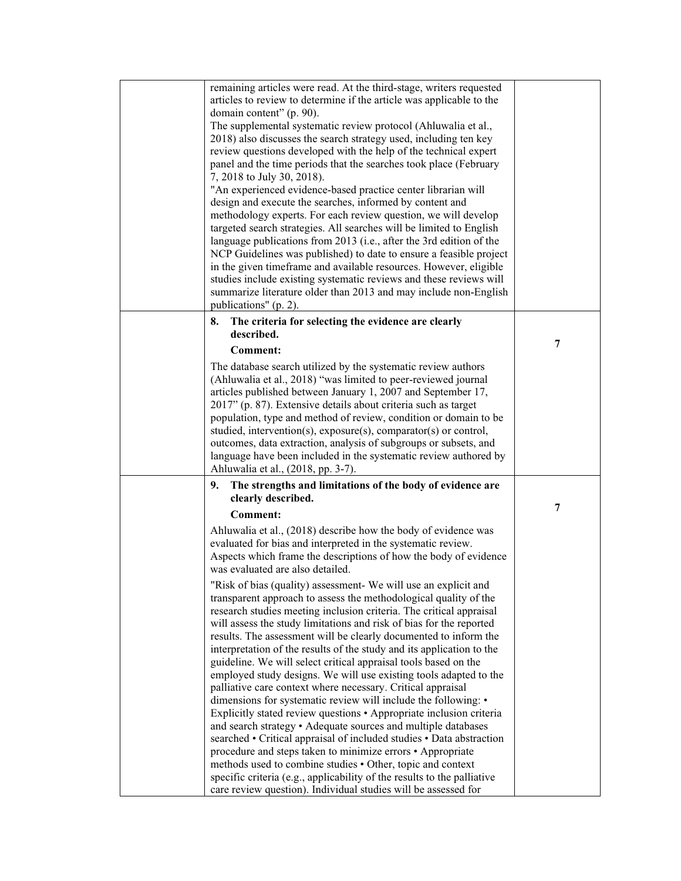| | | |
|---|---|---|
| | remaining articles were read. At the third-stage, writers requested articles to review to determine if the article was applicable to the domain content" (p. 90).<br>The supplemental systematic review protocol (Ahluwalia et al., 2018) also discusses the search strategy used, including ten key review questions developed with the help of the technical expert panel and the time periods that the searches took place (February 7, 2018 to July 30, 2018).<br>"An experienced evidence-based practice center librarian will design and execute the searches, informed by content and methodology experts. For each review question, we will develop targeted search strategies. All searches will be limited to English language publications from 2013 (i.e., after the 3rd edition of the NCP Guidelines was published) to date to ensure a feasible project in the given timeframe and available resources. However, eligible studies include existing systematic reviews and these reviews will summarize literature older than 2013 and may include non-English publications" (p. 2). | |
| | **8. The criteria for selecting the evidence are clearly described.**<br>**Comment:**<br>The database search utilized by the systematic review authors (Ahluwalia et al., 2018) "was limited to peer-reviewed journal articles published between January 1, 2007 and September 17, 2017" (p. 87). Extensive details about criteria such as target population, type and method of review, condition or domain to be studied, intervention(s), exposure(s), comparator(s) or control, outcomes, data extraction, analysis of subgroups or subsets, and language have been included in the systematic review authored by Ahluwalia et al., (2018, pp. 3-7). | **7** |
| | **9. The strengths and limitations of the body of evidence are clearly described.**<br>**Comment:**<br>Ahluwalia et al., (2018) describe how the body of evidence was evaluated for bias and interpreted in the systematic review. Aspects which frame the descriptions of how the body of evidence was evaluated are also detailed.<br>"Risk of bias (quality) assessment- We will use an explicit and transparent approach to assess the methodological quality of the research studies meeting inclusion criteria. The critical appraisal will assess the study limitations and risk of bias for the reported results. The assessment will be clearly documented to inform the interpretation of the results of the study and its application to the guideline. We will select critical appraisal tools based on the employed study designs. We will use existing tools adapted to the palliative care context where necessary. Critical appraisal dimensions for systematic review will include the following: • Explicitly stated review questions • Appropriate inclusion criteria and search strategy • Adequate sources and multiple databases searched • Critical appraisal of included studies • Data abstraction procedure and steps taken to minimize errors • Appropriate methods used to combine studies • Other, topic and context specific criteria (e.g., applicability of the results to the palliative care review question). Individual studies will be assessed for | **7** |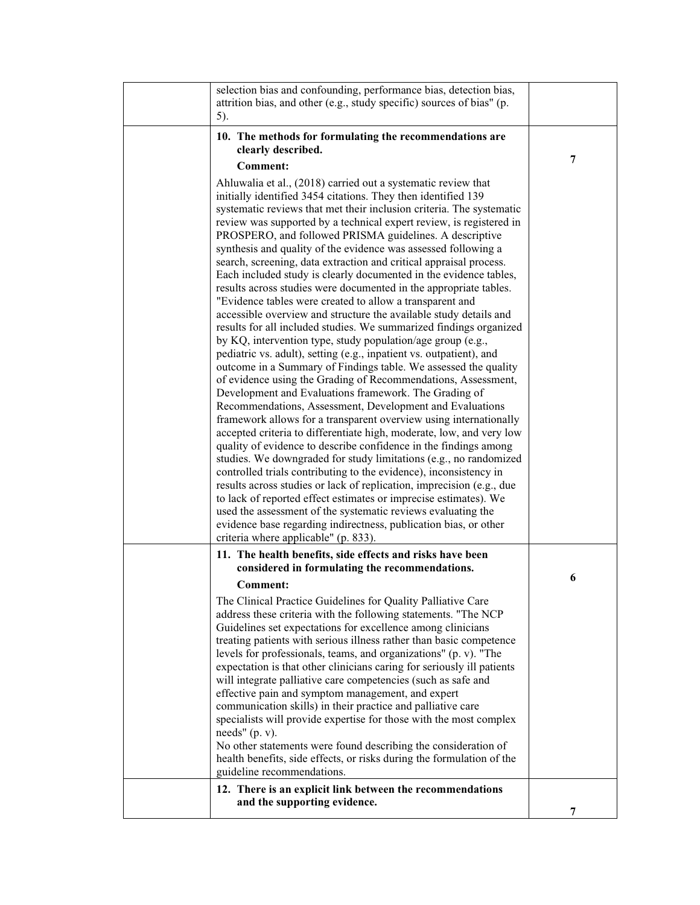| | | |
|---|---|---|
| | selection bias and confounding, performance bias, detection bias, attrition bias, and other (e.g., study specific) sources of bias" (p. 5). | |
| | **10. The methods for formulating the recommendations are clearly described.**<br><br>**Comment:**<br><br>Ahluwalia et al., (2018) carried out a systematic review that initially identified 3454 citations. They then identified 139 systematic reviews that met their inclusion criteria. The systematic review was supported by a technical expert review, is registered in PROSPERO, and followed PRISMA guidelines. A descriptive synthesis and quality of the evidence was assessed following a search, screening, data extraction and critical appraisal process. Each included study is clearly documented in the evidence tables, results across studies were documented in the appropriate tables. "Evidence tables were created to allow a transparent and accessible overview and structure the available study details and results for all included studies. We summarized findings organized by KQ, intervention type, study population/age group (e.g., pediatric vs. adult), setting (e.g., inpatient vs. outpatient), and outcome in a Summary of Findings table. We assessed the quality of evidence using the Grading of Recommendations, Assessment, Development and Evaluations framework. The Grading of Recommendations, Assessment, Development and Evaluations framework allows for a transparent overview using internationally accepted criteria to differentiate high, moderate, low, and very low quality of evidence to describe confidence in the findings among studies. We downgraded for study limitations (e.g., no randomized controlled trials contributing to the evidence), inconsistency in results across studies or lack of replication, imprecision (e.g., due to lack of reported effect estimates or imprecise estimates). We used the assessment of the systematic reviews evaluating the evidence base regarding indirectness, publication bias, or other criteria where applicable" (p. 833). | **7** |
| | **11. The health benefits, side effects and risks have been considered in formulating the recommendations.**<br><br>**Comment:**<br><br>The Clinical Practice Guidelines for Quality Palliative Care address these criteria with the following statements. "The NCP Guidelines set expectations for excellence among clinicians treating patients with serious illness rather than basic competence levels for professionals, teams, and organizations" (p. v). "The expectation is that other clinicians caring for seriously ill patients will integrate palliative care competencies (such as safe and effective pain and symptom management, and expert communication skills) in their practice and palliative care specialists will provide expertise for those with the most complex needs" (p. v).<br>No other statements were found describing the consideration of health benefits, side effects, or risks during the formulation of the guideline recommendations. | **6** |
| | **12. There is an explicit link between the recommendations and the supporting evidence.** | **7** |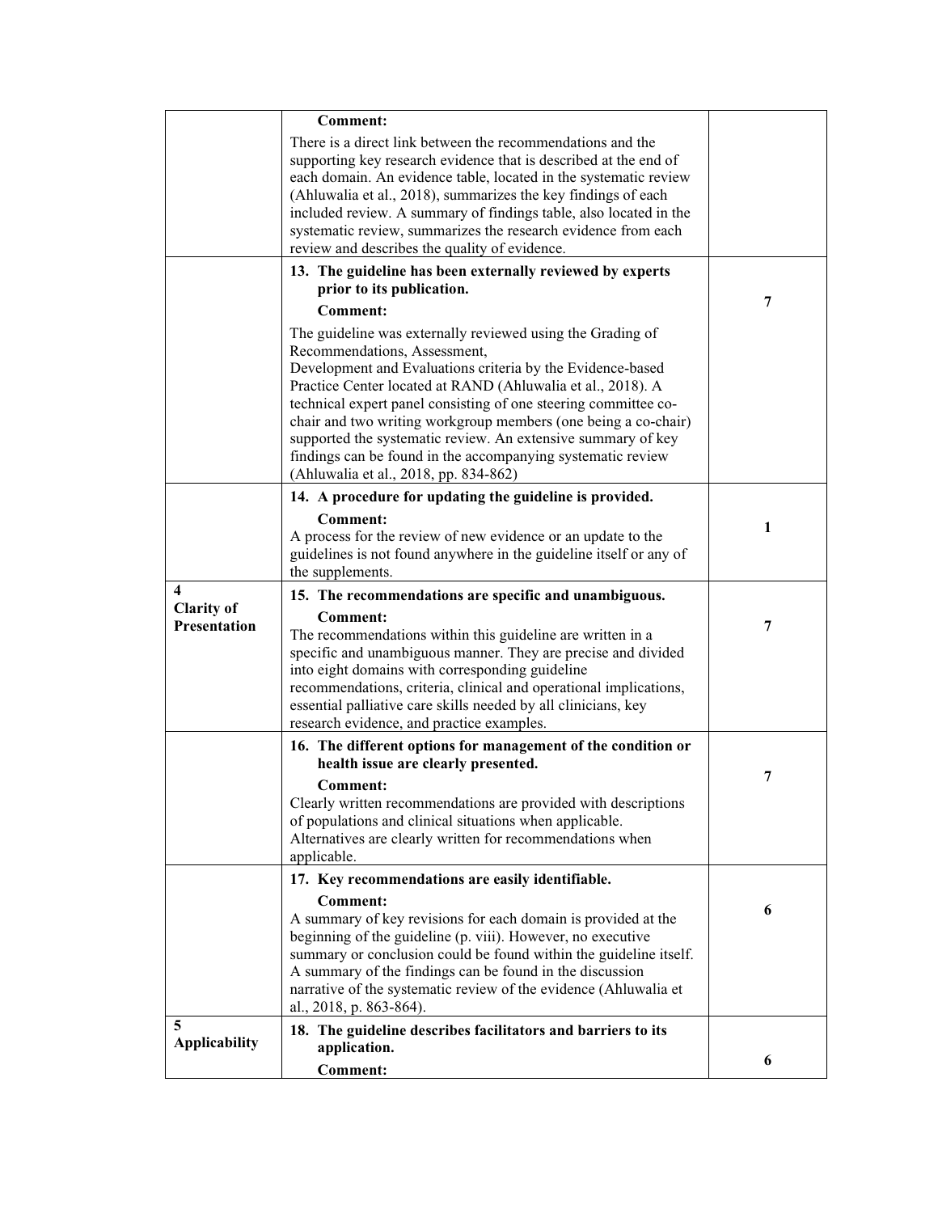| | | |
|---|---|---|
| | **Comment:**<br>There is a direct link between the recommendations and the supporting key research evidence that is described at the end of each domain. An evidence table, located in the systematic review (Ahluwalia et al., 2018), summarizes the key findings of each included review. A summary of findings table, also located in the systematic review, summarizes the research evidence from each review and describes the quality of evidence. | |
| | **13. The guideline has been externally reviewed by experts prior to its publication.**<br>**Comment:**<br>The guideline was externally reviewed using the Grading of Recommendations, Assessment, Development and Evaluations criteria by the Evidence-based Practice Center located at RAND (Ahluwalia et al., 2018). A technical expert panel consisting of one steering committee co-chair and two writing workgroup members (one being a co-chair) supported the systematic review. An extensive summary of key findings can be found in the accompanying systematic review (Ahluwalia et al., 2018, pp. 834-862) | **7** |
| | **14. A procedure for updating the guideline is provided.**<br>**Comment:**<br>A process for the review of new evidence or an update to the guidelines is not found anywhere in the guideline itself or any of the supplements. | **1** |
| **4 Clarity of Presentation** | **15. The recommendations are specific and unambiguous.**<br>**Comment:**<br>The recommendations within this guideline are written in a specific and unambiguous manner. They are precise and divided into eight domains with corresponding guideline recommendations, criteria, clinical and operational implications, essential palliative care skills needed by all clinicians, key research evidence, and practice examples. | **7** |
| | **16. The different options for management of the condition or health issue are clearly presented.**<br>**Comment:**<br>Clearly written recommendations are provided with descriptions of populations and clinical situations when applicable. Alternatives are clearly written for recommendations when applicable. | **7** |
| | **17. Key recommendations are easily identifiable.**<br>**Comment:**<br>A summary of key revisions for each domain is provided at the beginning of the guideline (p. viii). However, no executive summary or conclusion could be found within the guideline itself. A summary of the findings can be found in the discussion narrative of the systematic review of the evidence (Ahluwalia et al., 2018, p. 863-864). | **6** |
| **5 Applicability** | **18. The guideline describes facilitators and barriers to its application.**<br>**Comment:** | **6** |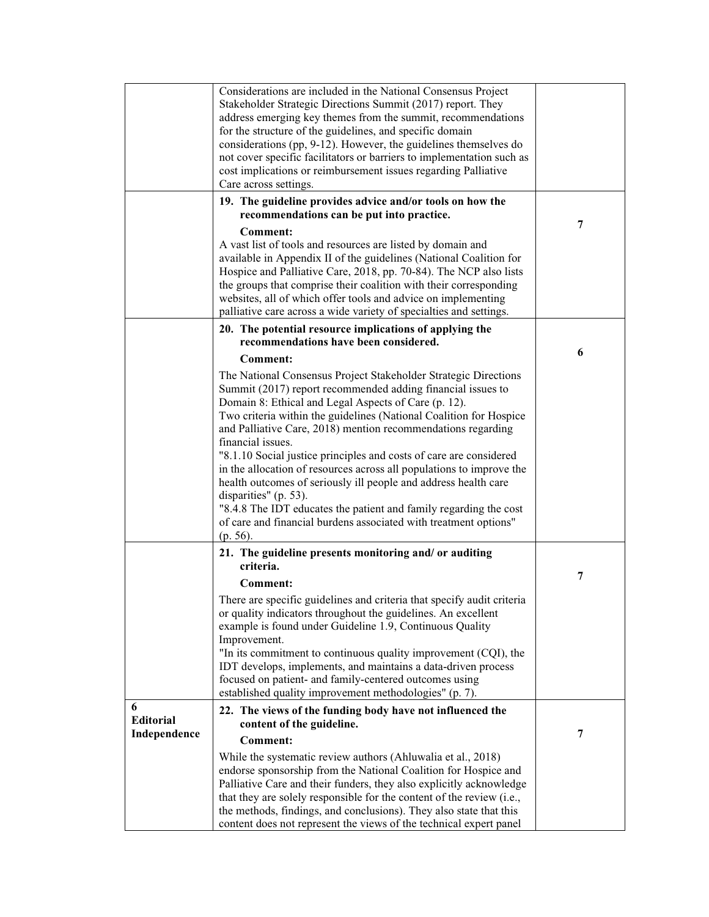| | | |
|---|---|---|
| | Considerations are included in the National Consensus Project Stakeholder Strategic Directions Summit (2017) report. They address emerging key themes from the summit, recommendations for the structure of the guidelines, and specific domain considerations (pp, 9-12). However, the guidelines themselves do not cover specific facilitators or barriers to implementation such as cost implications or reimbursement issues regarding Palliative Care across settings. | |
| | **19. The guideline provides advice and/or tools on how the recommendations can be put into practice.**<br>**Comment:**<br>A vast list of tools and resources are listed by domain and available in Appendix II of the guidelines (National Coalition for Hospice and Palliative Care, 2018, pp. 70-84). The NCP also lists the groups that comprise their coalition with their corresponding websites, all of which offer tools and advice on implementing palliative care across a wide variety of specialties and settings. | **7** |
| | **20. The potential resource implications of applying the recommendations have been considered.**<br>**Comment:**<br>The National Consensus Project Stakeholder Strategic Directions Summit (2017) report recommended adding financial issues to Domain 8: Ethical and Legal Aspects of Care (p. 12).<br>Two criteria within the guidelines (National Coalition for Hospice and Palliative Care, 2018) mention recommendations regarding financial issues.<br>"8.1.10 Social justice principles and costs of care are considered in the allocation of resources across all populations to improve the health outcomes of seriously ill people and address health care disparities" (p. 53).<br>"8.4.8 The IDT educates the patient and family regarding the cost of care and financial burdens associated with treatment options" (p. 56). | **6** |
| | **21. The guideline presents monitoring and/ or auditing criteria.**<br>**Comment:**<br>There are specific guidelines and criteria that specify audit criteria or quality indicators throughout the guidelines. An excellent example is found under Guideline 1.9, Continuous Quality Improvement.<br>"In its commitment to continuous quality improvement (CQI), the IDT develops, implements, and maintains a data-driven process focused on patient- and family-centered outcomes using established quality improvement methodologies" (p. 7). | **7** |
| **6 Editorial Independence** | **22. The views of the funding body have not influenced the content of the guideline.**<br>**Comment:**<br>While the systematic review authors (Ahluwalia et al., 2018) endorse sponsorship from the National Coalition for Hospice and Palliative Care and their funders, they also explicitly acknowledge that they are solely responsible for the content of the review (i.e., the methods, findings, and conclusions). They also state that this content does not represent the views of the technical expert panel | **7** |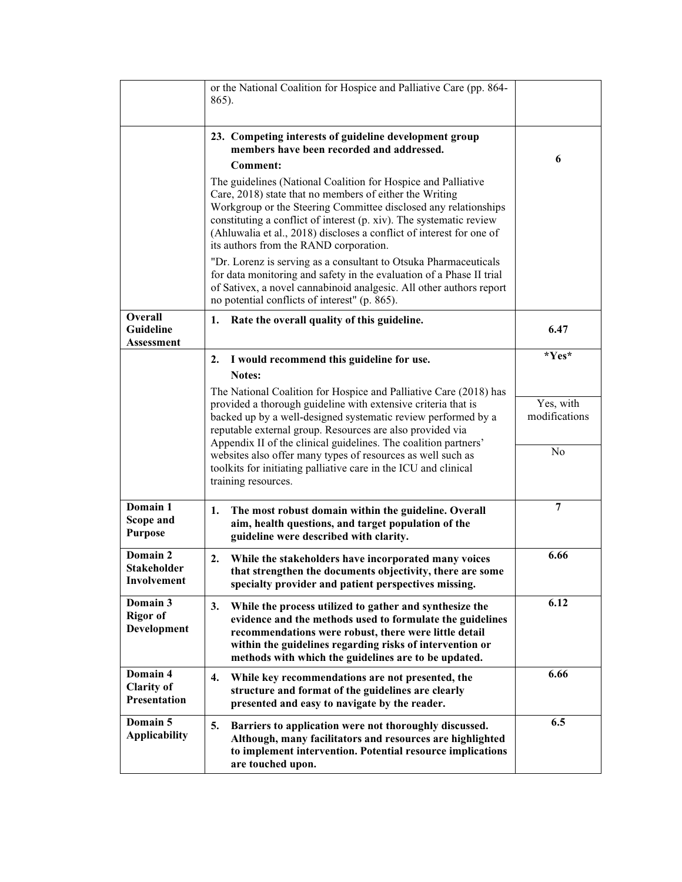| | | |
|---|---|---|
| | or the National Coalition for Hospice and Palliative Care (pp. 864-865). | |
| | **23. Competing interests of guideline development group members have been recorded and addressed.**<br>**Comment:**<br>The guidelines (National Coalition for Hospice and Palliative Care, 2018) state that no members of either the Writing Workgroup or the Steering Committee disclosed any relationships constituting a conflict of interest (p. xiv). The systematic review (Ahluwalia et al., 2018) discloses a conflict of interest for one of its authors from the RAND corporation.<br>"Dr. Lorenz is serving as a consultant to Otsuka Pharmaceuticals for data monitoring and safety in the evaluation of a Phase II trial of Sativex, a novel cannabinoid analgesic. All other authors report no potential conflicts of interest" (p. 865). | **6** |
| **Overall Guideline Assessment** | **1. Rate the overall quality of this guideline.** | **6.47** |
| | **2. I would recommend this guideline for use.**<br>**Notes:**<br>The National Coalition for Hospice and Palliative Care (2018) has provided a thorough guideline with extensive criteria that is backed up by a well-designed systematic review performed by a reputable external group. Resources are also provided via Appendix II of the clinical guidelines. The coalition partners' websites also offer many types of resources as well such as toolkits for initiating palliative care in the ICU and clinical training resources. | **\*Yes\***<br><br>Yes, with modifications<br><br>No |
| **Domain 1 Scope and Purpose** | **1. The most robust domain within the guideline. Overall aim, health questions, and target population of the guideline were described with clarity.** | **7** |
| **Domain 2 Stakeholder Involvement** | **2. While the stakeholders have incorporated many voices that strengthen the documents objectivity, there are some specialty provider and patient perspectives missing.** | **6.66** |
| **Domain 3 Rigor of Development** | **3. While the process utilized to gather and synthesize the evidence and the methods used to formulate the guidelines recommendations were robust, there were little detail within the guidelines regarding risks of intervention or methods with which the guidelines are to be updated.** | **6.12** |
| **Domain 4 Clarity of Presentation** | **4. While key recommendations are not presented, the structure and format of the guidelines are clearly presented and easy to navigate by the reader.** | **6.66** |
| **Domain 5 Applicability** | **5. Barriers to application were not thoroughly discussed. Although, many facilitators and resources are highlighted to implement intervention. Potential resource implications are touched upon.** | **6.5** |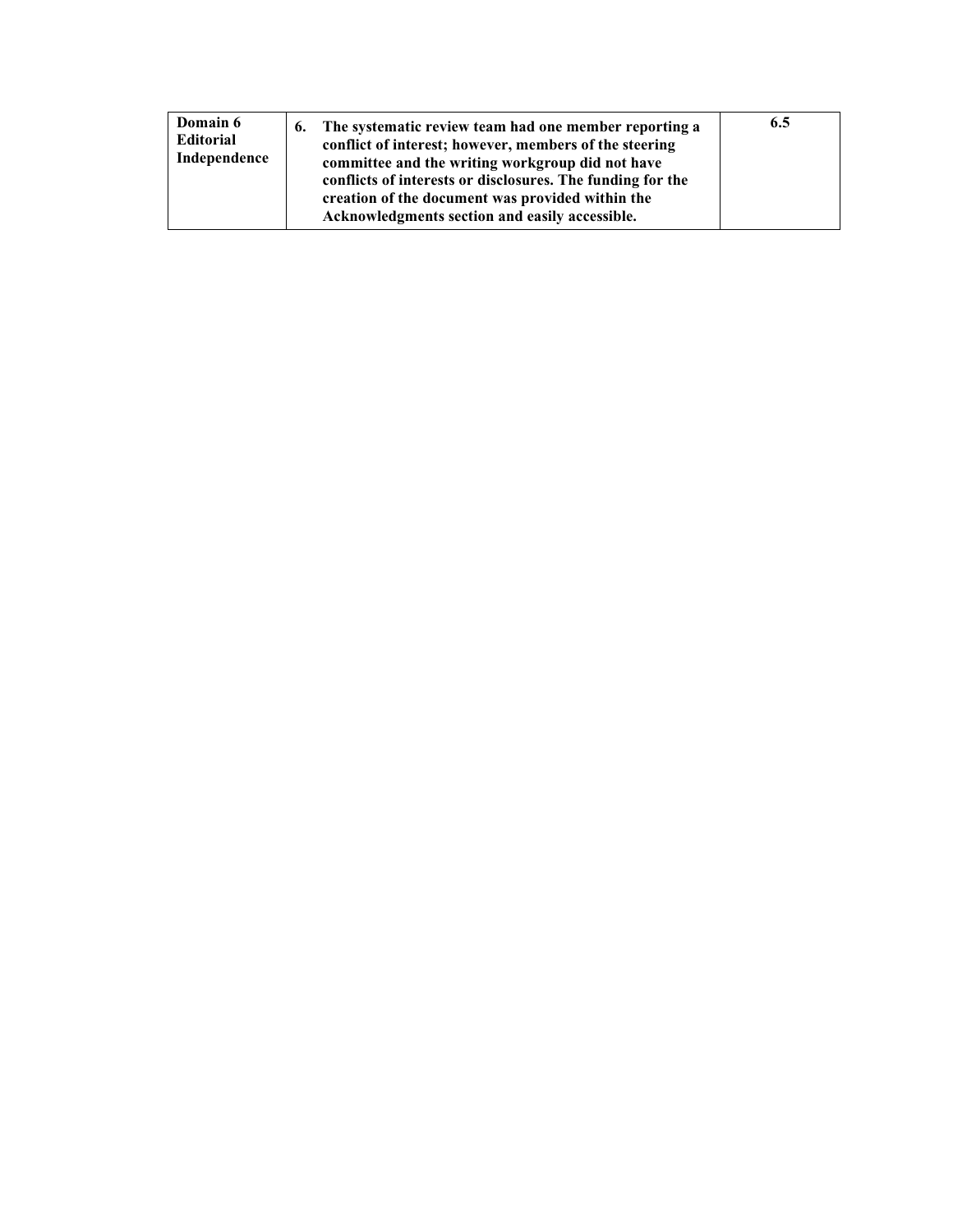| **Domain 6 Editorial Independence** | **6. The systematic review team had one member reporting a conflict of interest; however, members of the steering committee and the writing workgroup did not have conflicts of interests or disclosures. The funding for the creation of the document was provided within the Acknowledgments section and easily accessible.** | **6.5** |
|---|---|---|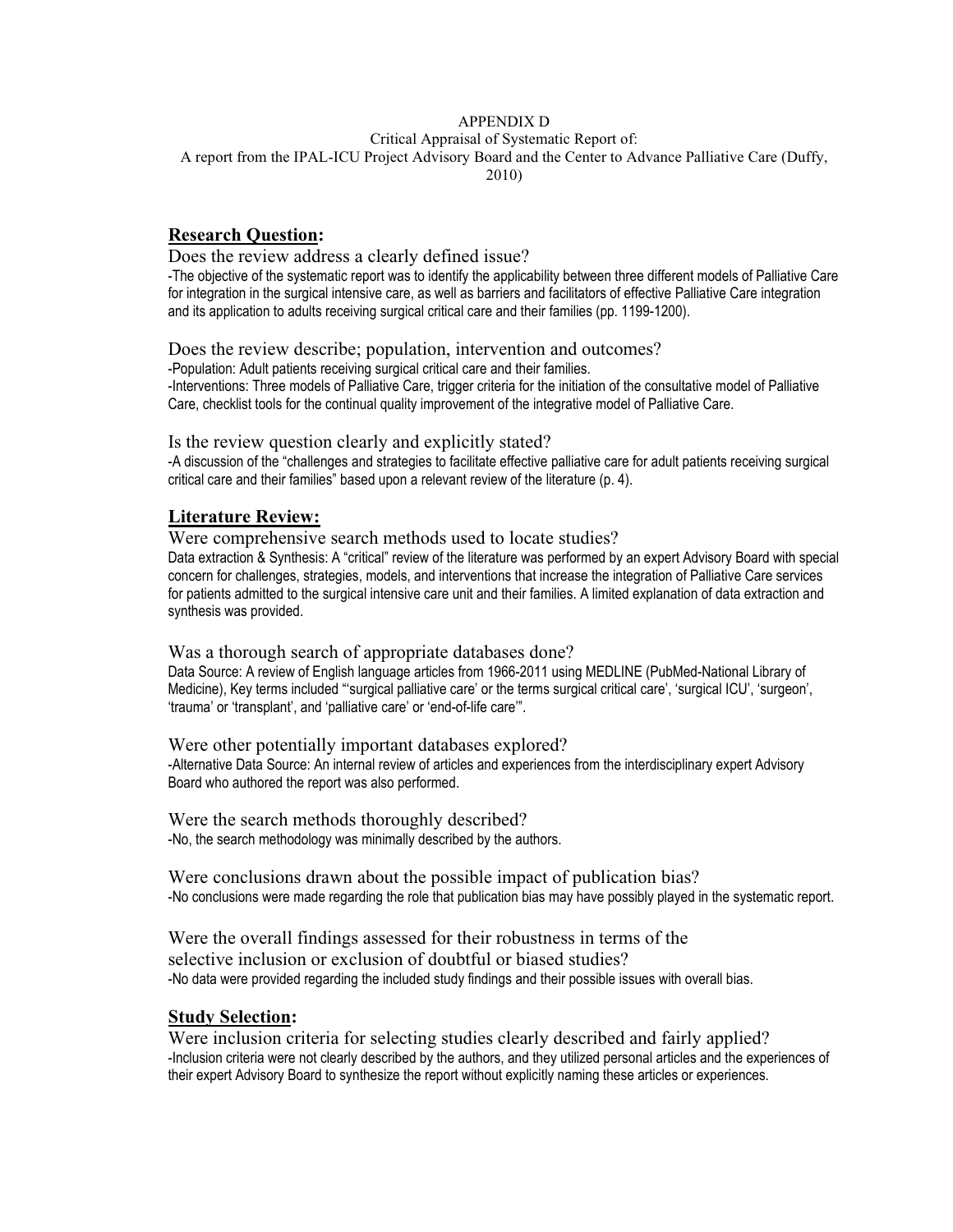APPENDIX D

Critical Appraisal of Systematic Report of:

A report from the IPAL-ICU Project Advisory Board and the Center to Advance Palliative Care (Duffy, 2010)

## **Research Question:**

Does the review address a clearly defined issue?

-The objective of the systematic report was to identify the applicability between three different models of Palliative Care for integration in the surgical intensive care, as well as barriers and facilitators of effective Palliative Care integration and its application to adults receiving surgical critical care and their families (pp. 1199-1200).

Does the review describe; population, intervention and outcomes?

-Population: Adult patients receiving surgical critical care and their families.

-Interventions: Three models of Palliative Care, trigger criteria for the initiation of the consultative model of Palliative Care, checklist tools for the continual quality improvement of the integrative model of Palliative Care.

Is the review question clearly and explicitly stated?

-A discussion of the "challenges and strategies to facilitate effective palliative care for adult patients receiving surgical critical care and their families" based upon a relevant review of the literature (p. 4).

## **Literature Review:**

Were comprehensive search methods used to locate studies?

Data extraction & Synthesis: A "critical" review of the literature was performed by an expert Advisory Board with special concern for challenges, strategies, models, and interventions that increase the integration of Palliative Care services for patients admitted to the surgical intensive care unit and their families. A limited explanation of data extraction and synthesis was provided.

Was a thorough search of appropriate databases done?

Data Source: A review of English language articles from 1966-2011 using MEDLINE (PubMed-National Library of Medicine), Key terms included "'surgical palliative care' or the terms surgical critical care', 'surgical ICU', 'surgeon', 'trauma' or 'transplant', and 'palliative care' or 'end-of-life care'".

Were other potentially important databases explored?

-Alternative Data Source: An internal review of articles and experiences from the interdisciplinary expert Advisory Board who authored the report was also performed.

Were the search methods thoroughly described?

-No, the search methodology was minimally described by the authors.

Were conclusions drawn about the possible impact of publication bias?

-No conclusions were made regarding the role that publication bias may have possibly played in the systematic report.

Were the overall findings assessed for their robustness in terms of the selective inclusion or exclusion of doubtful or biased studies?

-No data were provided regarding the included study findings and their possible issues with overall bias.

## **Study Selection:**

Were inclusion criteria for selecting studies clearly described and fairly applied?

-Inclusion criteria were not clearly described by the authors, and they utilized personal articles and the experiences of their expert Advisory Board to synthesize the report without explicitly naming these articles or experiences.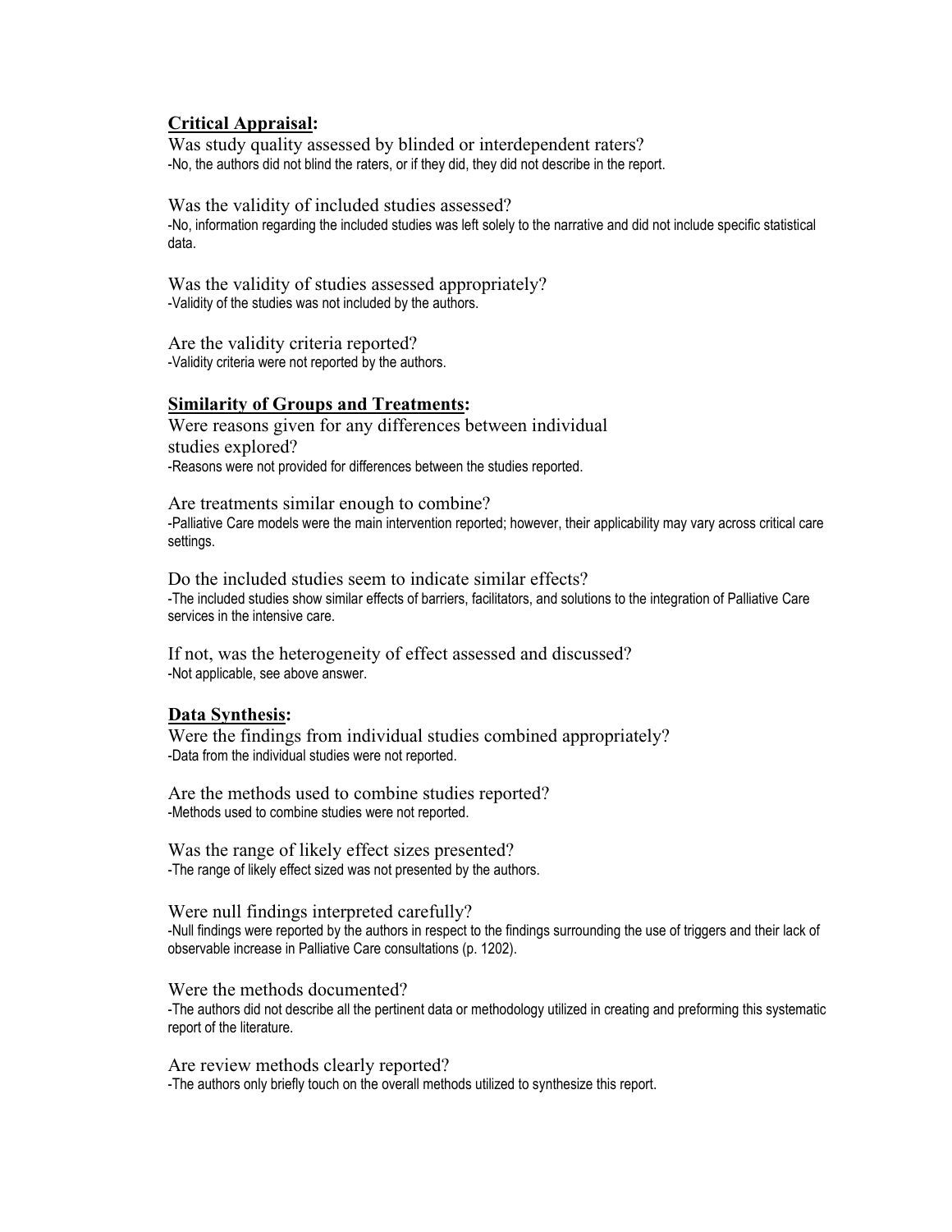**Critical Appraisal:**

Was study quality assessed by blinded or interdependent raters?

-No, the authors did not blind the raters, or if they did, they did not describe in the report.

Was the validity of included studies assessed?

-No, information regarding the included studies was left solely to the narrative and did not include specific statistical data.

Was the validity of studies assessed appropriately?

-Validity of the studies was not included by the authors.

Are the validity criteria reported?

-Validity criteria were not reported by the authors.

**Similarity of Groups and Treatments:**

Were reasons given for any differences between individual studies explored?

-Reasons were not provided for differences between the studies reported.

Are treatments similar enough to combine?

-Palliative Care models were the main intervention reported; however, their applicability may vary across critical care settings.

Do the included studies seem to indicate similar effects?

-The included studies show similar effects of barriers, facilitators, and solutions to the integration of Palliative Care services in the intensive care.

If not, was the heterogeneity of effect assessed and discussed?

-Not applicable, see above answer.

**Data Synthesis:**

Were the findings from individual studies combined appropriately?

-Data from the individual studies were not reported.

Are the methods used to combine studies reported?

-Methods used to combine studies were not reported.

Was the range of likely effect sizes presented?

-The range of likely effect sized was not presented by the authors.

Were null findings interpreted carefully?

-Null findings were reported by the authors in respect to the findings surrounding the use of triggers and their lack of observable increase in Palliative Care consultations (p. 1202).

Were the methods documented?

-The authors did not describe all the pertinent data or methodology utilized in creating and preforming this systematic report of the literature.

Are review methods clearly reported?

-The authors only briefly touch on the overall methods utilized to synthesize this report.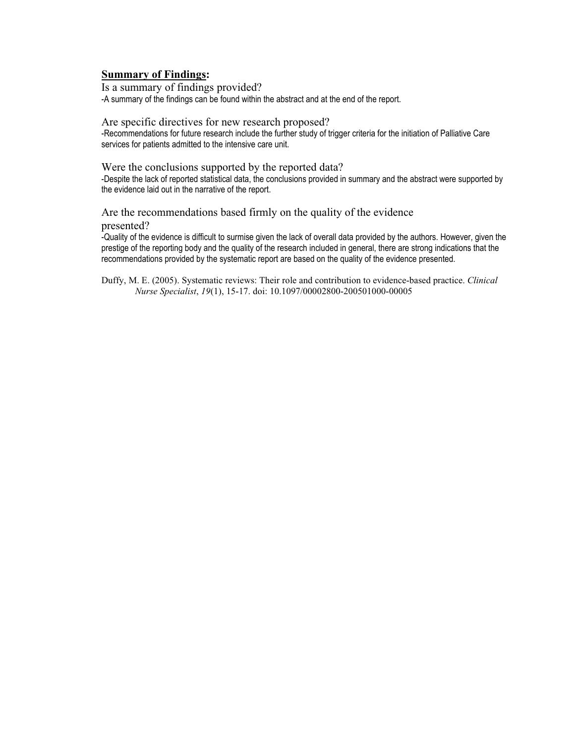**Summary of Findings:**

Is a summary of findings provided?

-A summary of the findings can be found within the abstract and at the end of the report.

Are specific directives for new research proposed?

-Recommendations for future research include the further study of trigger criteria for the initiation of Palliative Care services for patients admitted to the intensive care unit.

Were the conclusions supported by the reported data?

-Despite the lack of reported statistical data, the conclusions provided in summary and the abstract were supported by the evidence laid out in the narrative of the report.

Are the recommendations based firmly on the quality of the evidence presented?

-Quality of the evidence is difficult to surmise given the lack of overall data provided by the authors. However, given the prestige of the reporting body and the quality of the research included in general, there are strong indications that the recommendations provided by the systematic report are based on the quality of the evidence presented.

Duffy, M. E. (2005). Systematic reviews: Their role and contribution to evidence-based practice. *Clinical Nurse Specialist*, *19*(1), 15-17. doi: 10.1097/00002800-200501000-00005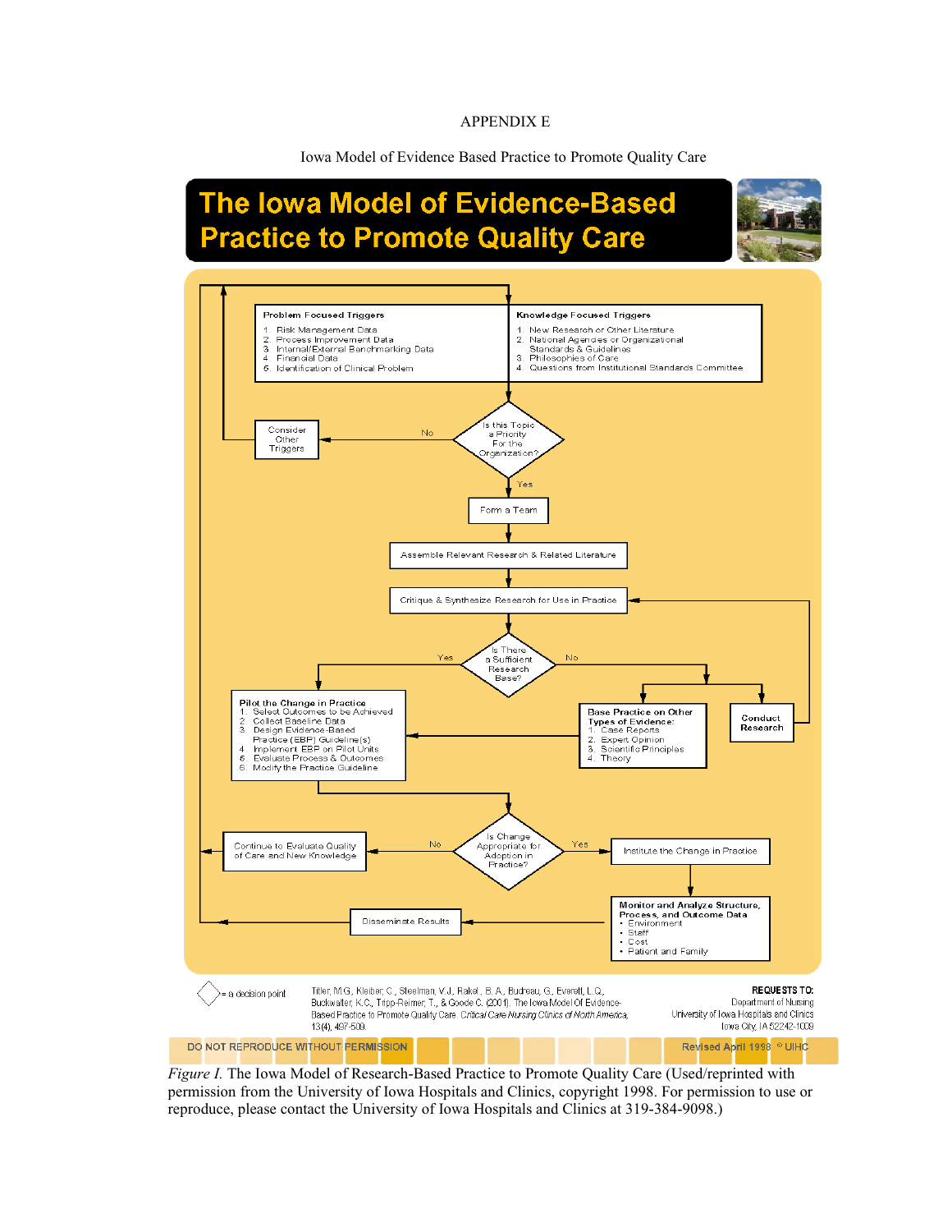# APPENDIX E

Iowa Model of Evidence Based Practice to Promote Quality Care

The Iowa Model of Evidence-Based Practice to Promote Quality Care

Problem Focused Triggers
1. Risk Management Data
2. Process Improvement Data
3. Internal/External Benchmarking Data
4. Financial Data
5. Identification of Clinical Problem

Knowledge Focused Triggers
1. New Research or Other Literature
2. National Agencies or Organizational Standards & Guidelines
3. Philosophies of Care
4. Questions from Institutional Standards Committee

Is this Topic a Priority For the Organization?

No

Consider Other Triggers

Yes

Form a Team

Assemble Relevant Research & Related Literature

Critique & Synthesize Research for Use in Practice

Is There a Sufficient Research Base?

Yes

No

Pilot the Change in Practice
1. Select Outcomes to be Achieved
2. Collect Baseline Data
3. Design Evidence-Based Practice (EBP) Guideline(s)
4. Implement EBP on Pilot Units
5. Evaluate Process & Outcomes
6. Modify the Practice Guideline

Base Practice on Other Types of Evidence:
1. Case Reports
2. Expert Opinion
3. Scientific Principles
4. Theory

Conduct Research

Is Change Appropriate for Adoption in Practice?

No

Continue to Evaluate Quality of Care and New Knowledge

Yes

Institute the Change in Practice

Monitor and Analyze Structure, Process, and Outcome Data
- Environment
- Staff
- Cost
- Patient and Family

Disseminate Results

= a decision point

Titler, M.G., Kleiber, C., Steelman, V.J., Rakel, B. A., Budreau, G., Everett, L.Q., Buckwalter, K.C., Tripp-Reimer, T., & Goode, C. (2001). The Iowa Model Of Evidence-Based Practice to Promote Quality Care. *Critical Care Nursing Clinics of North America*, 13(4), 497-509.

REQUESTS TO:
Department of Nursing
University of Iowa Hospitals and Clinics
Iowa City, IA 52242-1009

DO NOT REPRODUCE WITHOUT PERMISSION

Revised April 1998 © UIHC

*Figure I.* The Iowa Model of Research-Based Practice to Promote Quality Care (Used/reprinted with permission from the University of Iowa Hospitals and Clinics, copyright 1998. For permission to use or reproduce, please contact the University of Iowa Hospitals and Clinics at 319-384-9098.)